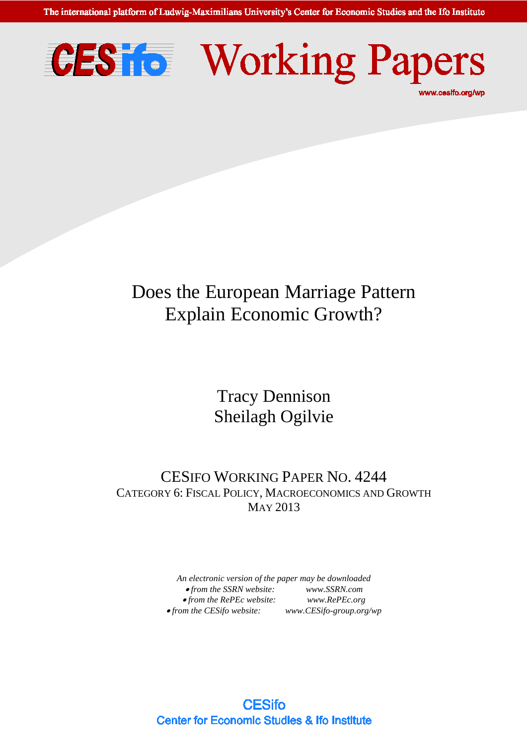The international platform of Ludwig-Maximilians University's Center for Economic Studies and the Ifo Institute

# CESifo Working Papers

www.cesifo.org/wp

# Does the European Marriage Pattern Explain Economic Growth?

Tracy Dennison
Sheilagh Ogilvie

CESIFO WORKING PAPER NO. 4244
CATEGORY 6: FISCAL POLICY, MACROECONOMICS AND GROWTH
MAY 2013

*An electronic version of the paper may be downloaded*

- *from the SSRN website:* *www.SSRN.com*
- *from the RePEc website:* *www.RePEc.org*
- *from the CESifo website:* *www.CESifo-group.org/wp*

CESifo
Center for Economic Studies & Ifo Institute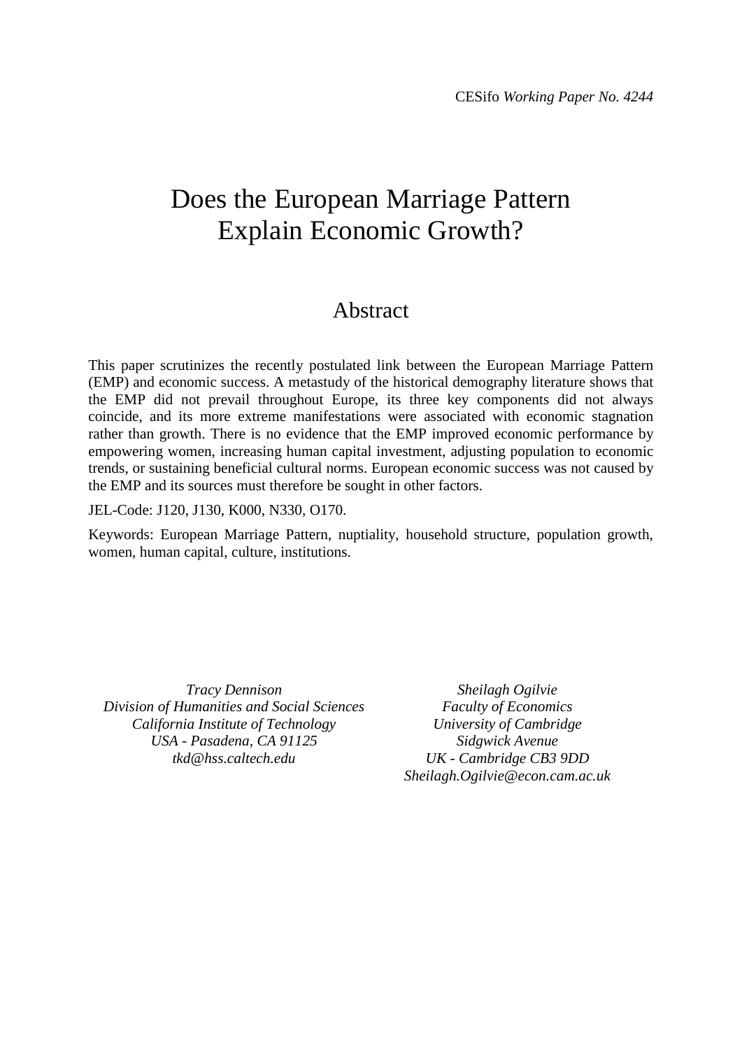CESifo *Working Paper No. 4244*

# Does the European Marriage Pattern Explain Economic Growth?

## Abstract

This paper scrutinizes the recently postulated link between the European Marriage Pattern (EMP) and economic success. A metastudy of the historical demography literature shows that the EMP did not prevail throughout Europe, its three key components did not always coincide, and its more extreme manifestations were associated with economic stagnation rather than growth. There is no evidence that the EMP improved economic performance by empowering women, increasing human capital investment, adjusting population to economic trends, or sustaining beneficial cultural norms. European economic success was not caused by the EMP and its sources must therefore be sought in other factors.

JEL-Code: J120, J130, K000, N330, O170.

Keywords: European Marriage Pattern, nuptiality, household structure, population growth, women, human capital, culture, institutions.

*Tracy Dennison*
*Division of Humanities and Social Sciences*
*California Institute of Technology*
*USA - Pasadena, CA 91125*
*tkd@hss.caltech.edu*

*Sheilagh Ogilvie*
*Faculty of Economics*
*University of Cambridge*
*Sidgwick Avenue*
*UK - Cambridge CB3 9DD*
*Sheilagh.Ogilvie@econ.cam.ac.uk*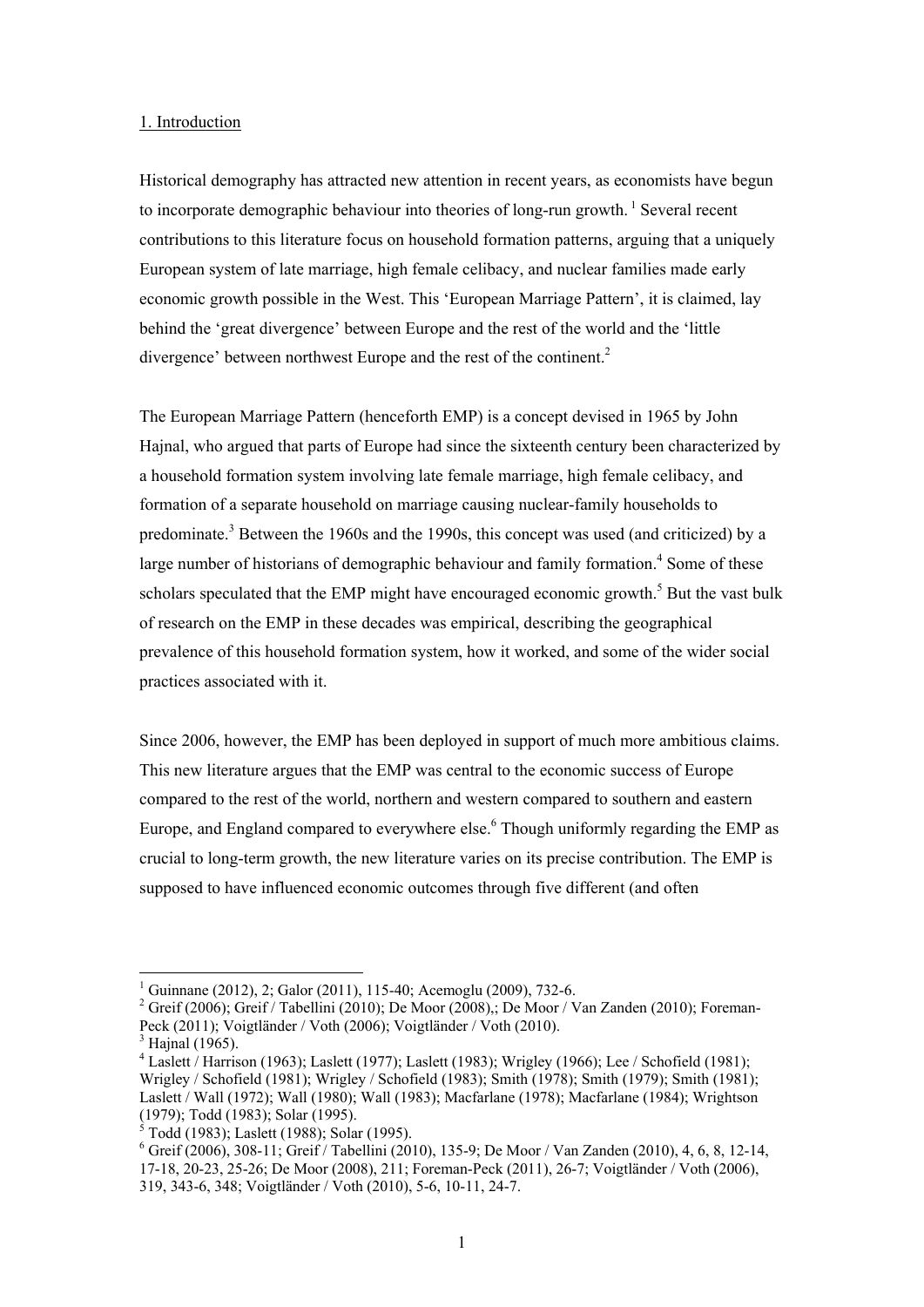1. Introduction

Historical demography has attracted new attention in recent years, as economists have begun to incorporate demographic behaviour into theories of long-run growth. [1] Several recent contributions to this literature focus on household formation patterns, arguing that a uniquely European system of late marriage, high female celibacy, and nuclear families made early economic growth possible in the West. This 'European Marriage Pattern', it is claimed, lay behind the 'great divergence' between Europe and the rest of the world and the 'little divergence' between northwest Europe and the rest of the continent.[2]

The European Marriage Pattern (henceforth EMP) is a concept devised in 1965 by John Hajnal, who argued that parts of Europe had since the sixteenth century been characterized by a household formation system involving late female marriage, high female celibacy, and formation of a separate household on marriage causing nuclear-family households to predominate.[3] Between the 1960s and the 1990s, this concept was used (and criticized) by a large number of historians of demographic behaviour and family formation.[4] Some of these scholars speculated that the EMP might have encouraged economic growth.[5] But the vast bulk of research on the EMP in these decades was empirical, describing the geographical prevalence of this household formation system, how it worked, and some of the wider social practices associated with it.

Since 2006, however, the EMP has been deployed in support of much more ambitious claims. This new literature argues that the EMP was central to the economic success of Europe compared to the rest of the world, northern and western compared to southern and eastern Europe, and England compared to everywhere else.[6] Though uniformly regarding the EMP as crucial to long-term growth, the new literature varies on its precise contribution. The EMP is supposed to have influenced economic outcomes through five different (and often

[1] Guinnane (2012), 2; Galor (2011), 115-40; Acemoglu (2009), 732-6.
[2] Greif (2006); Greif / Tabellini (2010); De Moor (2008),; De Moor / Van Zanden (2010); Foreman-Peck (2011); Voigtländer / Voth (2006); Voigtländer / Voth (2010).
[3] Hajnal (1965).
[4] Laslett / Harrison (1963); Laslett (1977); Laslett (1983); Wrigley (1966); Lee / Schofield (1981); Wrigley / Schofield (1981); Wrigley / Schofield (1983); Smith (1978); Smith (1979); Smith (1981); Laslett / Wall (1972); Wall (1980); Wall (1983); Macfarlane (1978); Macfarlane (1984); Wrightson (1979); Todd (1983); Solar (1995).
[5] Todd (1983); Laslett (1988); Solar (1995).
[6] Greif (2006), 308-11; Greif / Tabellini (2010), 135-9; De Moor / Van Zanden (2010), 4, 6, 8, 12-14, 17-18, 20-23, 25-26; De Moor (2008), 211; Foreman-Peck (2011), 26-7; Voigtländer / Voth (2006), 319, 343-6, 348; Voigtländer / Voth (2010), 5-6, 10-11, 24-7.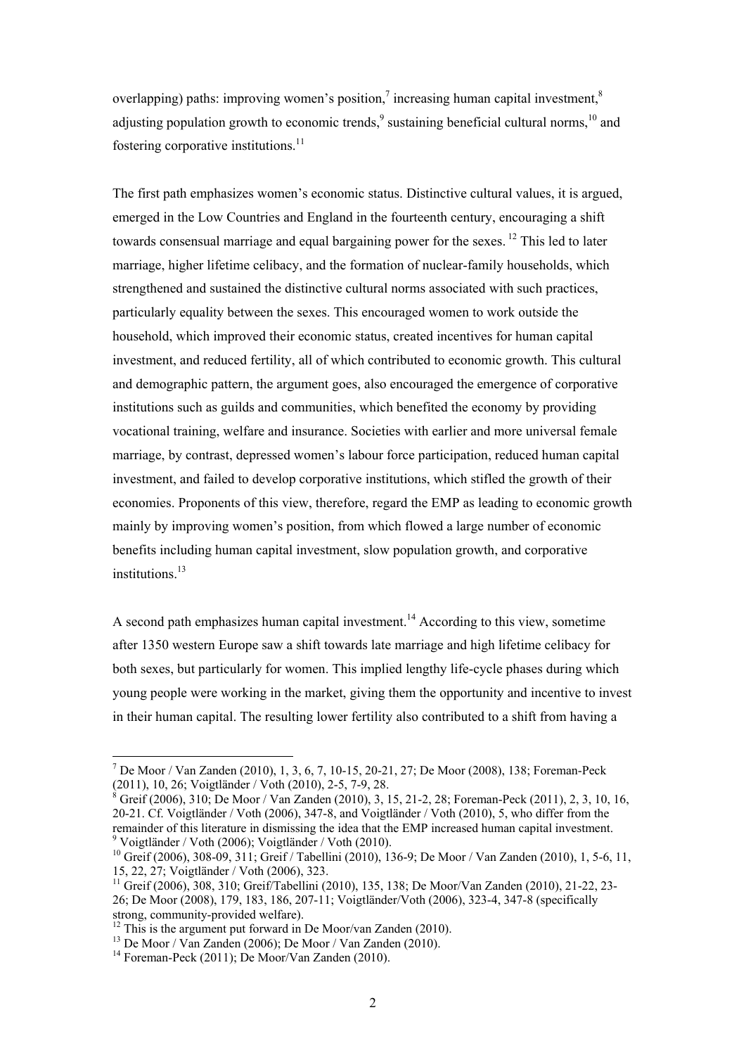overlapping) paths: improving women's position,[7] increasing human capital investment,[8] adjusting population growth to economic trends,[9] sustaining beneficial cultural norms,[10] and fostering corporative institutions.[11]

The first path emphasizes women's economic status. Distinctive cultural values, it is argued, emerged in the Low Countries and England in the fourteenth century, encouraging a shift towards consensual marriage and equal bargaining power for the sexes.[12] This led to later marriage, higher lifetime celibacy, and the formation of nuclear-family households, which strengthened and sustained the distinctive cultural norms associated with such practices, particularly equality between the sexes. This encouraged women to work outside the household, which improved their economic status, created incentives for human capital investment, and reduced fertility, all of which contributed to economic growth. This cultural and demographic pattern, the argument goes, also encouraged the emergence of corporative institutions such as guilds and communities, which benefited the economy by providing vocational training, welfare and insurance. Societies with earlier and more universal female marriage, by contrast, depressed women's labour force participation, reduced human capital investment, and failed to develop corporative institutions, which stifled the growth of their economies. Proponents of this view, therefore, regard the EMP as leading to economic growth mainly by improving women's position, from which flowed a large number of economic benefits including human capital investment, slow population growth, and corporative institutions.[13]

A second path emphasizes human capital investment.[14] According to this view, sometime after 1350 western Europe saw a shift towards late marriage and high lifetime celibacy for both sexes, but particularly for women. This implied lengthy life-cycle phases during which young people were working in the market, giving them the opportunity and incentive to invest in their human capital. The resulting lower fertility also contributed to a shift from having a

---

[7] De Moor / Van Zanden (2010), 1, 3, 6, 7, 10-15, 20-21, 27; De Moor (2008), 138; Foreman-Peck (2011), 10, 26; Voigtländer / Voth (2010), 2-5, 7-9, 28.

[8] Greif (2006), 310; De Moor / Van Zanden (2010), 3, 15, 21-2, 28; Foreman-Peck (2011), 2, 3, 10, 16, 20-21. Cf. Voigtländer / Voth (2006), 347-8, and Voigtländer / Voth (2010), 5, who differ from the remainder of this literature in dismissing the idea that the EMP increased human capital investment.

[9] Voigtländer / Voth (2006); Voigtländer / Voth (2010).

[10] Greif (2006), 308-09, 311; Greif / Tabellini (2010), 136-9; De Moor / Van Zanden (2010), 1, 5-6, 11, 15, 22, 27; Voigtländer / Voth (2006), 323.

[11] Greif (2006), 308, 310; Greif/Tabellini (2010), 135, 138; De Moor/Van Zanden (2010), 21-22, 23-26; De Moor (2008), 179, 183, 186, 207-11; Voigtländer/Voth (2006), 323-4, 347-8 (specifically strong, community-provided welfare).

[12] This is the argument put forward in De Moor/van Zanden (2010).

[13] De Moor / Van Zanden (2006); De Moor / Van Zanden (2010).

[14] Foreman-Peck (2011); De Moor/Van Zanden (2010).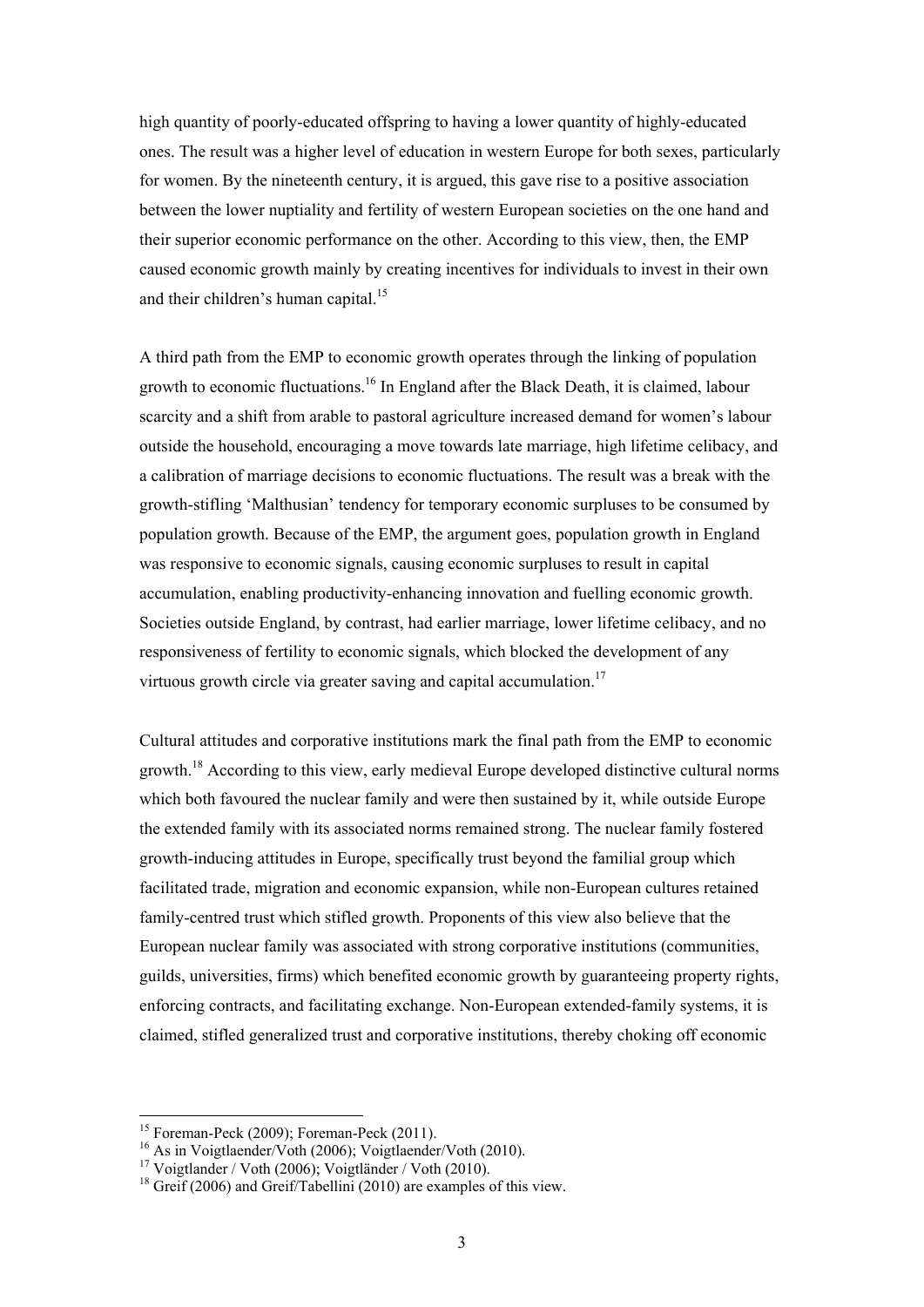high quantity of poorly-educated offspring to having a lower quantity of highly-educated ones. The result was a higher level of education in western Europe for both sexes, particularly for women. By the nineteenth century, it is argued, this gave rise to a positive association between the lower nuptiality and fertility of western European societies on the one hand and their superior economic performance on the other. According to this view, then, the EMP caused economic growth mainly by creating incentives for individuals to invest in their own and their children's human capital.[15]

A third path from the EMP to economic growth operates through the linking of population growth to economic fluctuations.[16] In England after the Black Death, it is claimed, labour scarcity and a shift from arable to pastoral agriculture increased demand for women's labour outside the household, encouraging a move towards late marriage, high lifetime celibacy, and a calibration of marriage decisions to economic fluctuations. The result was a break with the growth-stifling 'Malthusian' tendency for temporary economic surpluses to be consumed by population growth. Because of the EMP, the argument goes, population growth in England was responsive to economic signals, causing economic surpluses to result in capital accumulation, enabling productivity-enhancing innovation and fuelling economic growth. Societies outside England, by contrast, had earlier marriage, lower lifetime celibacy, and no responsiveness of fertility to economic signals, which blocked the development of any virtuous growth circle via greater saving and capital accumulation.[17]

Cultural attitudes and corporative institutions mark the final path from the EMP to economic growth.[18] According to this view, early medieval Europe developed distinctive cultural norms which both favoured the nuclear family and were then sustained by it, while outside Europe the extended family with its associated norms remained strong. The nuclear family fostered growth-inducing attitudes in Europe, specifically trust beyond the familial group which facilitated trade, migration and economic expansion, while non-European cultures retained family-centred trust which stifled growth. Proponents of this view also believe that the European nuclear family was associated with strong corporative institutions (communities, guilds, universities, firms) which benefited economic growth by guaranteeing property rights, enforcing contracts, and facilitating exchange. Non-European extended-family systems, it is claimed, stifled generalized trust and corporative institutions, thereby choking off economic

---

[15] Foreman-Peck (2009); Foreman-Peck (2011).

[16] As in Voigtlaender/Voth (2006); Voigtlaender/Voth (2010).

[17] Voigtlander / Voth (2006); Voigtländer / Voth (2010).

[18] Greif (2006) and Greif/Tabellini (2010) are examples of this view.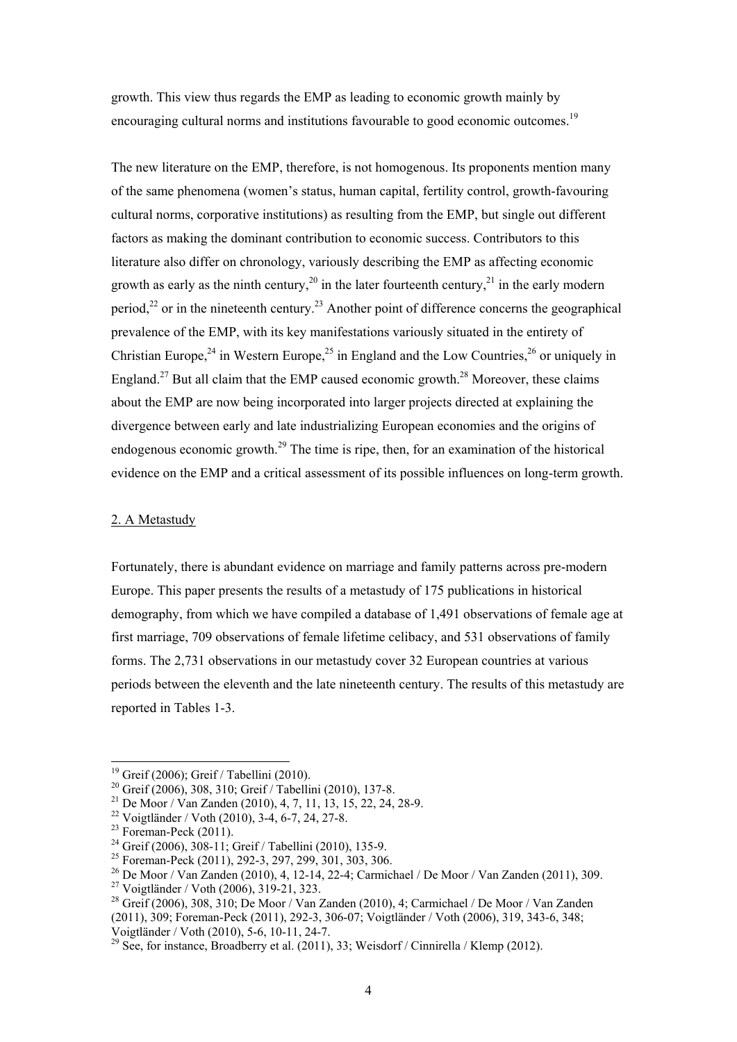growth. This view thus regards the EMP as leading to economic growth mainly by encouraging cultural norms and institutions favourable to good economic outcomes.[19]

The new literature on the EMP, therefore, is not homogenous. Its proponents mention many of the same phenomena (women's status, human capital, fertility control, growth-favouring cultural norms, corporative institutions) as resulting from the EMP, but single out different factors as making the dominant contribution to economic success. Contributors to this literature also differ on chronology, variously describing the EMP as affecting economic growth as early as the ninth century,[20] in the later fourteenth century,[21] in the early modern period,[22] or in the nineteenth century.[23] Another point of difference concerns the geographical prevalence of the EMP, with its key manifestations variously situated in the entirety of Christian Europe,[24] in Western Europe,[25] in England and the Low Countries,[26] or uniquely in England.[27] But all claim that the EMP caused economic growth.[28] Moreover, these claims about the EMP are now being incorporated into larger projects directed at explaining the divergence between early and late industrializing European economies and the origins of endogenous economic growth.[29] The time is ripe, then, for an examination of the historical evidence on the EMP and a critical assessment of its possible influences on long-term growth.

## 2. A Metastudy

Fortunately, there is abundant evidence on marriage and family patterns across pre-modern Europe. This paper presents the results of a metastudy of 175 publications in historical demography, from which we have compiled a database of 1,491 observations of female age at first marriage, 709 observations of female lifetime celibacy, and 531 observations of family forms. The 2,731 observations in our metastudy cover 32 European countries at various periods between the eleventh and the late nineteenth century. The results of this metastudy are reported in Tables 1-3.

---

[19] Greif (2006); Greif / Tabellini (2010).

[20] Greif (2006), 308, 310; Greif / Tabellini (2010), 137-8.

[21] De Moor / Van Zanden (2010), 4, 7, 11, 13, 15, 22, 24, 28-9.

[22] Voigtländer / Voth (2010), 3-4, 6-7, 24, 27-8.

[23] Foreman-Peck (2011).

[24] Greif (2006), 308-11; Greif / Tabellini (2010), 135-9.

[25] Foreman-Peck (2011), 292-3, 297, 299, 301, 303, 306.

[26] De Moor / Van Zanden (2010), 4, 12-14, 22-4; Carmichael / De Moor / Van Zanden (2011), 309.

[27] Voigtländer / Voth (2006), 319-21, 323.

[28] Greif (2006), 308, 310; De Moor / Van Zanden (2010), 4; Carmichael / De Moor / Van Zanden (2011), 309; Foreman-Peck (2011), 292-3, 306-07; Voigtländer / Voth (2006), 319, 343-6, 348; Voigtländer / Voth (2010), 5-6, 10-11, 24-7.

[29] See, for instance, Broadberry et al. (2011), 33; Weisdorf / Cinnirella / Klemp (2012).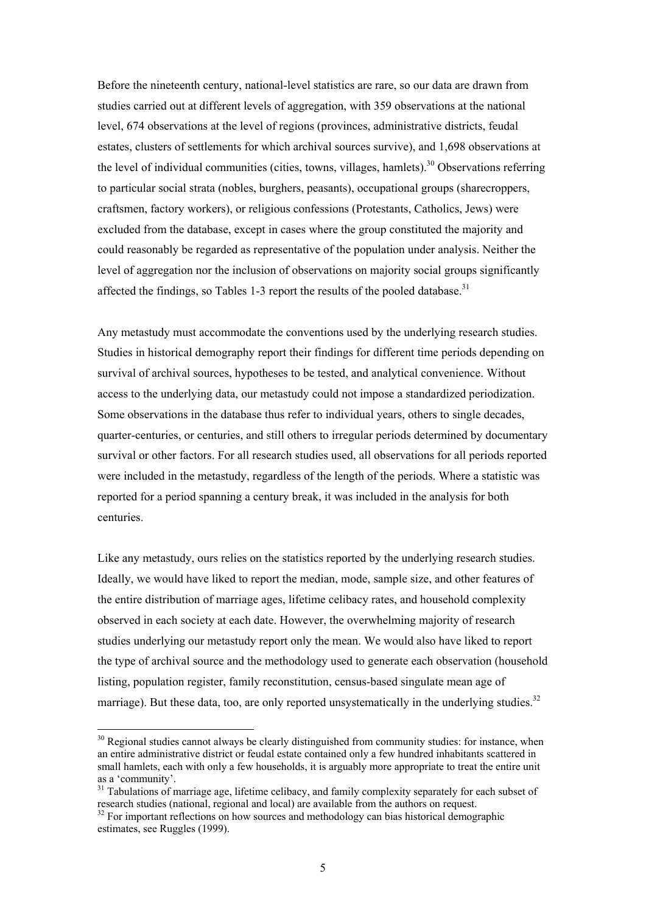Before the nineteenth century, national-level statistics are rare, so our data are drawn from studies carried out at different levels of aggregation, with 359 observations at the national level, 674 observations at the level of regions (provinces, administrative districts, feudal estates, clusters of settlements for which archival sources survive), and 1,698 observations at the level of individual communities (cities, towns, villages, hamlets).[30] Observations referring to particular social strata (nobles, burghers, peasants), occupational groups (sharecroppers, craftsmen, factory workers), or religious confessions (Protestants, Catholics, Jews) were excluded from the database, except in cases where the group constituted the majority and could reasonably be regarded as representative of the population under analysis. Neither the level of aggregation nor the inclusion of observations on majority social groups significantly affected the findings, so Tables 1-3 report the results of the pooled database.[31]

Any metastudy must accommodate the conventions used by the underlying research studies. Studies in historical demography report their findings for different time periods depending on survival of archival sources, hypotheses to be tested, and analytical convenience. Without access to the underlying data, our metastudy could not impose a standardized periodization. Some observations in the database thus refer to individual years, others to single decades, quarter-centuries, or centuries, and still others to irregular periods determined by documentary survival or other factors. For all research studies used, all observations for all periods reported were included in the metastudy, regardless of the length of the periods. Where a statistic was reported for a period spanning a century break, it was included in the analysis for both centuries.

Like any metastudy, ours relies on the statistics reported by the underlying research studies. Ideally, we would have liked to report the median, mode, sample size, and other features of the entire distribution of marriage ages, lifetime celibacy rates, and household complexity observed in each society at each date. However, the overwhelming majority of research studies underlying our metastudy report only the mean. We would also have liked to report the type of archival source and the methodology used to generate each observation (household listing, population register, family reconstitution, census-based singulate mean age of marriage). But these data, too, are only reported unsystematically in the underlying studies.[32]

---

[30] Regional studies cannot always be clearly distinguished from community studies: for instance, when an entire administrative district or feudal estate contained only a few hundred inhabitants scattered in small hamlets, each with only a few households, it is arguably more appropriate to treat the entire unit as a 'community'.

[31] Tabulations of marriage age, lifetime celibacy, and family complexity separately for each subset of research studies (national, regional and local) are available from the authors on request.

[32] For important reflections on how sources and methodology can bias historical demographic estimates, see Ruggles (1999).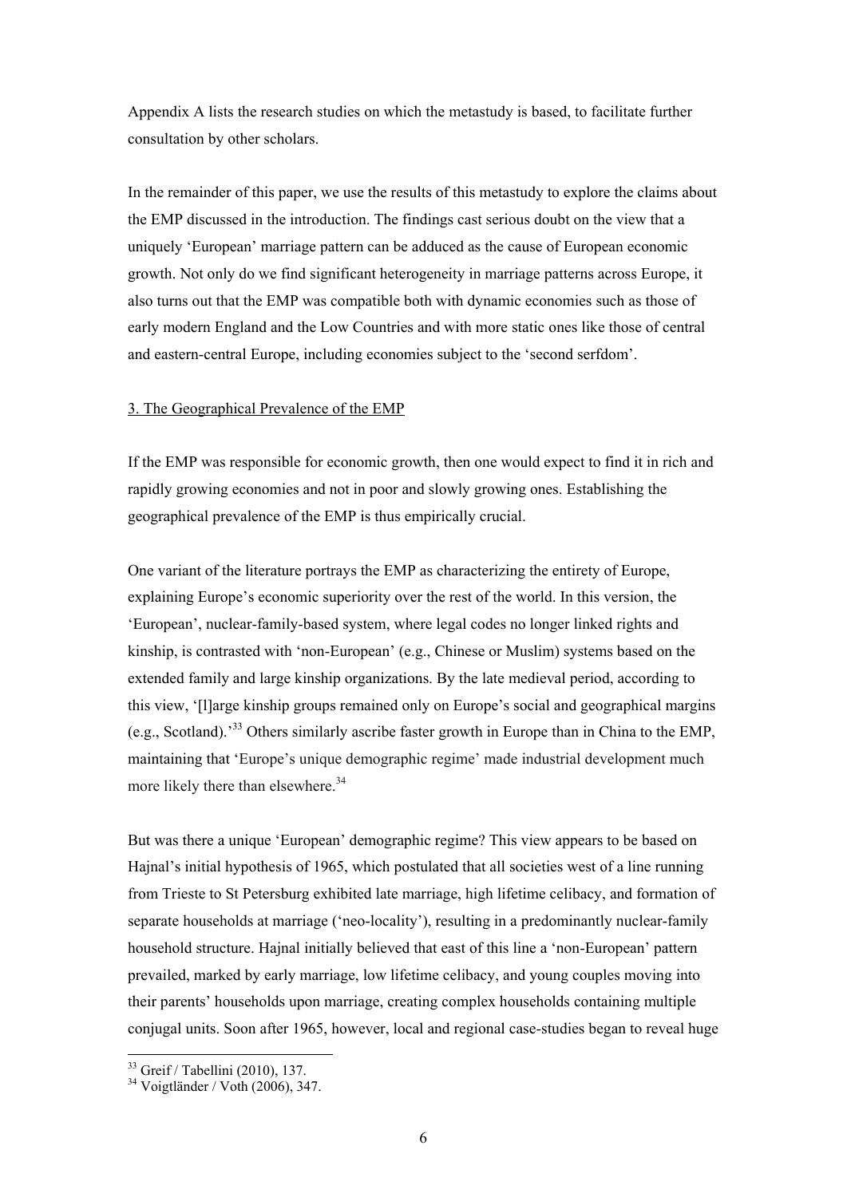Appendix A lists the research studies on which the metastudy is based, to facilitate further consultation by other scholars.

In the remainder of this paper, we use the results of this metastudy to explore the claims about the EMP discussed in the introduction. The findings cast serious doubt on the view that a uniquely 'European' marriage pattern can be adduced as the cause of European economic growth. Not only do we find significant heterogeneity in marriage patterns across Europe, it also turns out that the EMP was compatible both with dynamic economies such as those of early modern England and the Low Countries and with more static ones like those of central and eastern-central Europe, including economies subject to the 'second serfdom'.

## 3. The Geographical Prevalence of the EMP

If the EMP was responsible for economic growth, then one would expect to find it in rich and rapidly growing economies and not in poor and slowly growing ones. Establishing the geographical prevalence of the EMP is thus empirically crucial.

One variant of the literature portrays the EMP as characterizing the entirety of Europe, explaining Europe's economic superiority over the rest of the world. In this version, the 'European', nuclear-family-based system, where legal codes no longer linked rights and kinship, is contrasted with 'non-European' (e.g., Chinese or Muslim) systems based on the extended family and large kinship organizations. By the late medieval period, according to this view, '[l]arge kinship groups remained only on Europe's social and geographical margins (e.g., Scotland).'[33] Others similarly ascribe faster growth in Europe than in China to the EMP, maintaining that 'Europe's unique demographic regime' made industrial development much more likely there than elsewhere.[34]

But was there a unique 'European' demographic regime? This view appears to be based on Hajnal's initial hypothesis of 1965, which postulated that all societies west of a line running from Trieste to St Petersburg exhibited late marriage, high lifetime celibacy, and formation of separate households at marriage ('neo-locality'), resulting in a predominantly nuclear-family household structure. Hajnal initially believed that east of this line a 'non-European' pattern prevailed, marked by early marriage, low lifetime celibacy, and young couples moving into their parents' households upon marriage, creating complex households containing multiple conjugal units. Soon after 1965, however, local and regional case-studies began to reveal huge

[33] Greif / Tabellini (2010), 137.

[34] Voigtländer / Voth (2006), 347.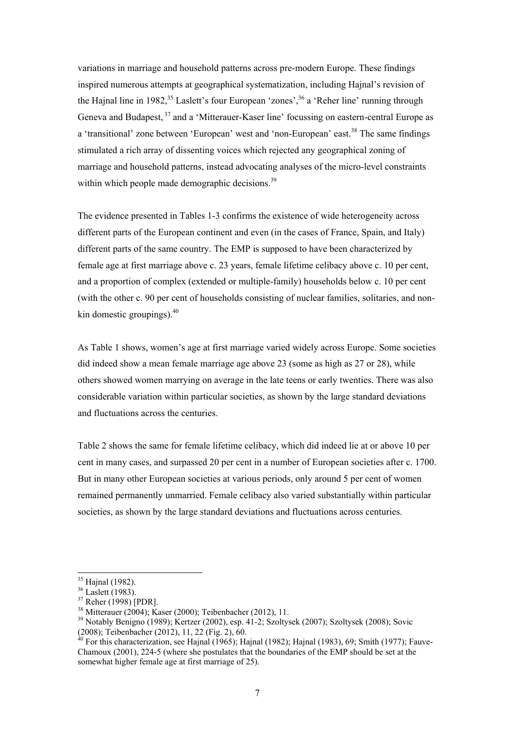variations in marriage and household patterns across pre-modern Europe. These findings inspired numerous attempts at geographical systematization, including Hajnal's revision of the Hajnal line in 1982,[35] Laslett's four European 'zones',[36] a 'Reher line' running through Geneva and Budapest,[37] and a 'Mitterauer-Kaser line' focussing on eastern-central Europe as a 'transitional' zone between 'European' west and 'non-European' east.[38] The same findings stimulated a rich array of dissenting voices which rejected any geographical zoning of marriage and household patterns, instead advocating analyses of the micro-level constraints within which people made demographic decisions.[39]

The evidence presented in Tables 1-3 confirms the existence of wide heterogeneity across different parts of the European continent and even (in the cases of France, Spain, and Italy) different parts of the same country. The EMP is supposed to have been characterized by female age at first marriage above c. 23 years, female lifetime celibacy above c. 10 per cent, and a proportion of complex (extended or multiple-family) households below c. 10 per cent (with the other c. 90 per cent of households consisting of nuclear families, solitaries, and non-kin domestic groupings).[40]

As Table 1 shows, women's age at first marriage varied widely across Europe. Some societies did indeed show a mean female marriage age above 23 (some as high as 27 or 28), while others showed women marrying on average in the late teens or early twenties. There was also considerable variation within particular societies, as shown by the large standard deviations and fluctuations across the centuries.

Table 2 shows the same for female lifetime celibacy, which did indeed lie at or above 10 per cent in many cases, and surpassed 20 per cent in a number of European societies after c. 1700. But in many other European societies at various periods, only around 5 per cent of women remained permanently unmarried. Female celibacy also varied substantially within particular societies, as shown by the large standard deviations and fluctuations across centuries.

---

[35] Hajnal (1982).

[36] Laslett (1983).

[37] Reher (1998) [PDR].

[38] Mitterauer (2004); Kaser (2000); Teibenbacher (2012), 11.

[39] Notably Benigno (1989); Kertzer (2002), esp. 41-2; Szoltysek (2007); Szoltysek (2008); Sovic (2008); Teibenbacher (2012), 11, 22 (Fig. 2), 60.

[40] For this characterization, see Hajnal (1965); Hajnal (1982); Hajnal (1983), 69; Smith (1977); Fauve-Chamoux (2001), 224-5 (where she postulates that the boundaries of the EMP should be set at the somewhat higher female age at first marriage of 25).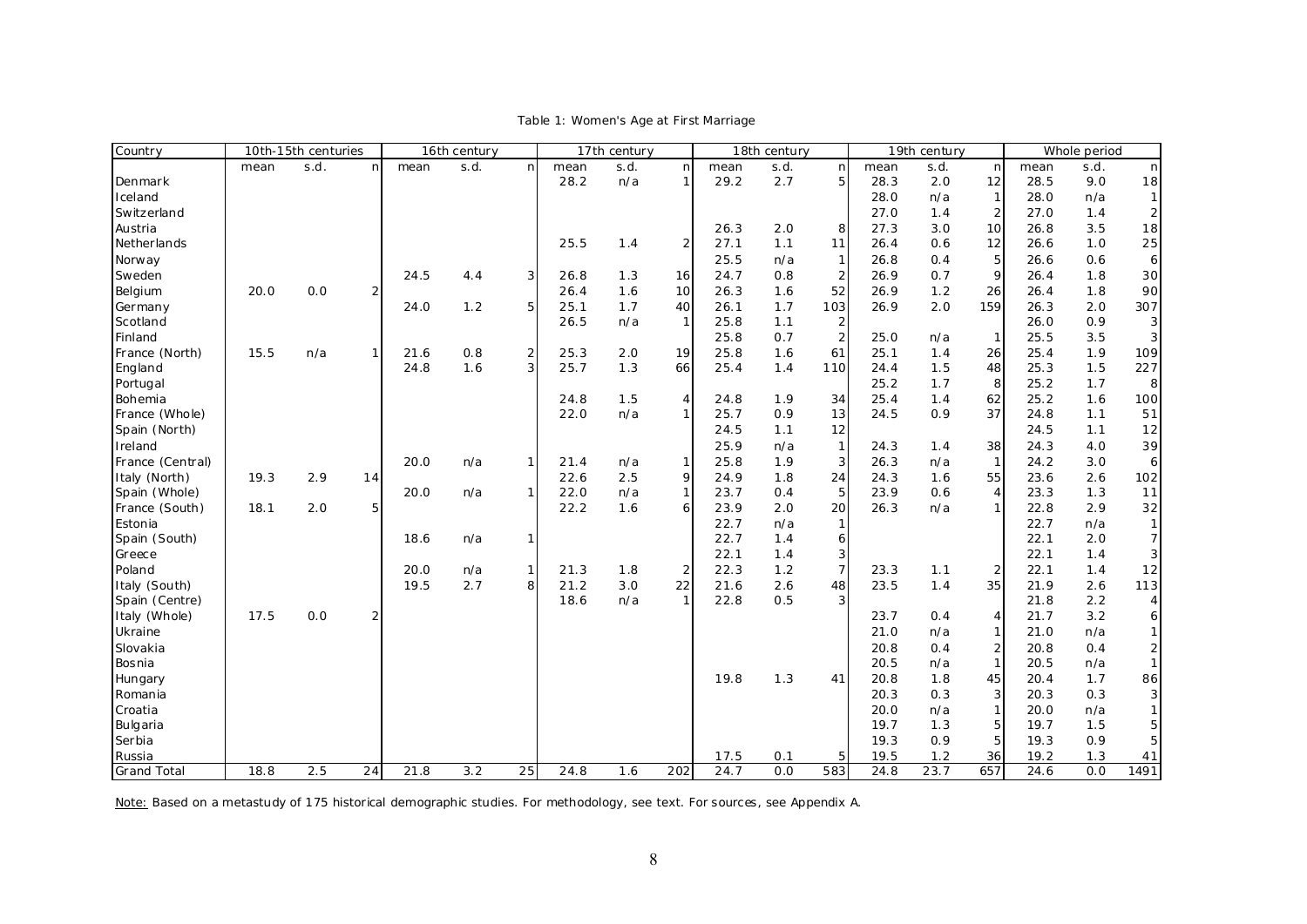Table 1: Women's Age at First Marriage

| Country | 10th-15th centuries | | | 16th century | | | 17th century | | | 18th century | | | 19th century | | | Whole period | | |
|---|---|---|---|---|---|---|---|---|---|---|---|---|---|---|---|---|---|---|
| | mean | s.d. | n | mean | s.d. | n | mean | s.d. | n | mean | s.d. | n | mean | s.d. | n | mean | s.d. | n |
| Denmark | | | | | | | 28.2 | n/a | 1 | 29.2 | 2.7 | 5 | 28.3 | 2.0 | 12 | 28.5 | 9.0 | 18 |
| Iceland | | | | | | | | | | | | | 28.0 | n/a | 1 | 28.0 | n/a | 1 |
| Switzerland | | | | | | | | | | | | | 27.0 | 1.4 | 2 | 27.0 | 1.4 | 2 |
| Austria | | | | | | | | | | 26.3 | 2.0 | 8 | 27.3 | 3.0 | 10 | 26.8 | 3.5 | 18 |
| Netherlands | | | | | | | 25.5 | 1.4 | 2 | 27.1 | 1.1 | 11 | 26.4 | 0.6 | 12 | 26.6 | 1.0 | 25 |
| Norway | | | | | | | | | | 25.5 | n/a | 1 | 26.8 | 0.4 | 5 | 26.6 | 0.6 | 6 |
| Sweden | | | | 24.5 | 4.4 | 3 | 26.8 | 1.3 | 16 | 24.7 | 0.8 | 2 | 26.9 | 0.7 | 9 | 26.4 | 1.8 | 30 |
| Belgium | 20.0 | 0.0 | 2 | | | | 26.4 | 1.6 | 10 | 26.3 | 1.6 | 52 | 26.9 | 1.2 | 26 | 26.4 | 1.8 | 90 |
| Germany | | | | 24.0 | 1.2 | 5 | 25.1 | 1.7 | 40 | 26.1 | 1.7 | 103 | 26.9 | 2.0 | 159 | 26.3 | 2.0 | 307 |
| Scotland | | | | | | | 26.5 | n/a | 1 | 25.8 | 1.1 | 2 | | | | 26.0 | 0.9 | 3 |
| Finland | | | | | | | | | | 25.8 | 0.7 | 2 | 25.0 | n/a | 1 | 25.5 | 3.5 | 3 |
| France (North) | 15.5 | n/a | 1 | 21.6 | 0.8 | 2 | 25.3 | 2.0 | 19 | 25.8 | 1.6 | 61 | 25.1 | 1.4 | 26 | 25.4 | 1.9 | 109 |
| England | | | | 24.8 | 1.6 | 3 | 25.7 | 1.3 | 66 | 25.4 | 1.4 | 110 | 24.4 | 1.5 | 48 | 25.3 | 1.5 | 227 |
| Portugal | | | | | | | | | | | | | 25.2 | 1.7 | 8 | 25.2 | 1.7 | 8 |
| Bohemia | | | | | | | 24.8 | 1.5 | 4 | 24.8 | 1.9 | 34 | 25.4 | 1.4 | 62 | 25.2 | 1.6 | 100 |
| France (Whole) | | | | | | | 22.0 | n/a | 1 | 25.7 | 0.9 | 13 | 24.5 | 0.9 | 37 | 24.8 | 1.1 | 51 |
| Spain (North) | | | | | | | | | | 24.5 | 1.1 | 12 | | | | 24.5 | 1.1 | 12 |
| Ireland | | | | | | | | | | 25.9 | n/a | 1 | 24.3 | 1.4 | 38 | 24.3 | 4.0 | 39 |
| France (Central) | | | | 20.0 | n/a | 1 | 21.4 | n/a | 1 | 25.8 | 1.9 | 3 | 26.3 | n/a | 1 | 24.2 | 3.0 | 6 |
| Italy (North) | 19.3 | 2.9 | 14 | | | | 22.6 | 2.5 | 9 | 24.9 | 1.8 | 24 | 24.3 | 1.6 | 55 | 23.6 | 2.6 | 102 |
| Spain (Whole) | | | | 20.0 | n/a | 1 | 22.0 | n/a | 1 | 23.7 | 0.4 | 5 | 23.9 | 0.6 | 4 | 23.3 | 1.3 | 11 |
| France (South) | 18.1 | 2.0 | 5 | | | | 22.2 | 1.6 | 6 | 23.9 | 2.0 | 20 | 26.3 | n/a | 1 | 22.8 | 2.9 | 32 |
| Estonia | | | | | | | | | | 22.7 | n/a | 1 | | | | 22.7 | n/a | 1 |
| Spain (South) | | | | 18.6 | n/a | 1 | | | | 22.7 | 1.4 | 6 | | | | 22.1 | 2.0 | 7 |
| Greece | | | | | | | | | | 22.1 | 1.4 | 3 | | | | 22.1 | 1.4 | 3 |
| Poland | | | | 20.0 | n/a | 1 | 21.3 | 1.8 | 2 | 22.3 | 1.2 | 7 | 23.3 | 1.1 | 2 | 22.1 | 1.4 | 12 |
| Italy (South) | | | | 19.5 | 2.7 | 8 | 21.2 | 3.0 | 22 | 21.6 | 2.6 | 48 | 23.5 | 1.4 | 35 | 21.9 | 2.6 | 113 |
| Spain (Centre) | | | | | | | 18.6 | n/a | 1 | 22.8 | 0.5 | 3 | | | | 21.8 | 2.2 | 4 |
| Italy (Whole) | 17.5 | 0.0 | 2 | | | | | | | | | | 23.7 | 0.4 | 4 | 21.7 | 3.2 | 6 |
| Ukraine | | | | | | | | | | | | | 21.0 | n/a | 1 | 21.0 | n/a | 1 |
| Slovakia | | | | | | | | | | | | | 20.8 | 0.4 | 2 | 20.8 | 0.4 | 2 |
| Bosnia | | | | | | | | | | | | | 20.5 | n/a | 1 | 20.5 | n/a | 1 |
| Hungary | | | | | | | | | | 19.8 | 1.3 | 41 | 20.8 | 1.8 | 45 | 20.4 | 1.7 | 86 |
| Romania | | | | | | | | | | | | | 20.3 | 0.3 | 3 | 20.3 | 0.3 | 3 |
| Croatia | | | | | | | | | | | | | 20.0 | n/a | 1 | 20.0 | n/a | 1 |
| Bulgaria | | | | | | | | | | | | | 19.7 | 1.3 | 5 | 19.7 | 1.5 | 5 |
| Serbia | | | | | | | | | | | | | 19.3 | 0.9 | 5 | 19.3 | 0.9 | 5 |
| Russia | | | | | | | | | | 17.5 | 0.1 | 5 | 19.5 | 1.2 | 36 | 19.2 | 1.3 | 41 |
| Grand Total | 18.8 | 2.5 | 24 | 21.8 | 3.2 | 25 | 24.8 | 1.6 | 202 | 24.7 | 0.0 | 583 | 24.8 | 23.7 | 657 | 24.6 | 0.0 | 1491 |

Note: Based on a metastudy of 175 historical demographic studies. For methodology, see text. For sources, see Appendix A.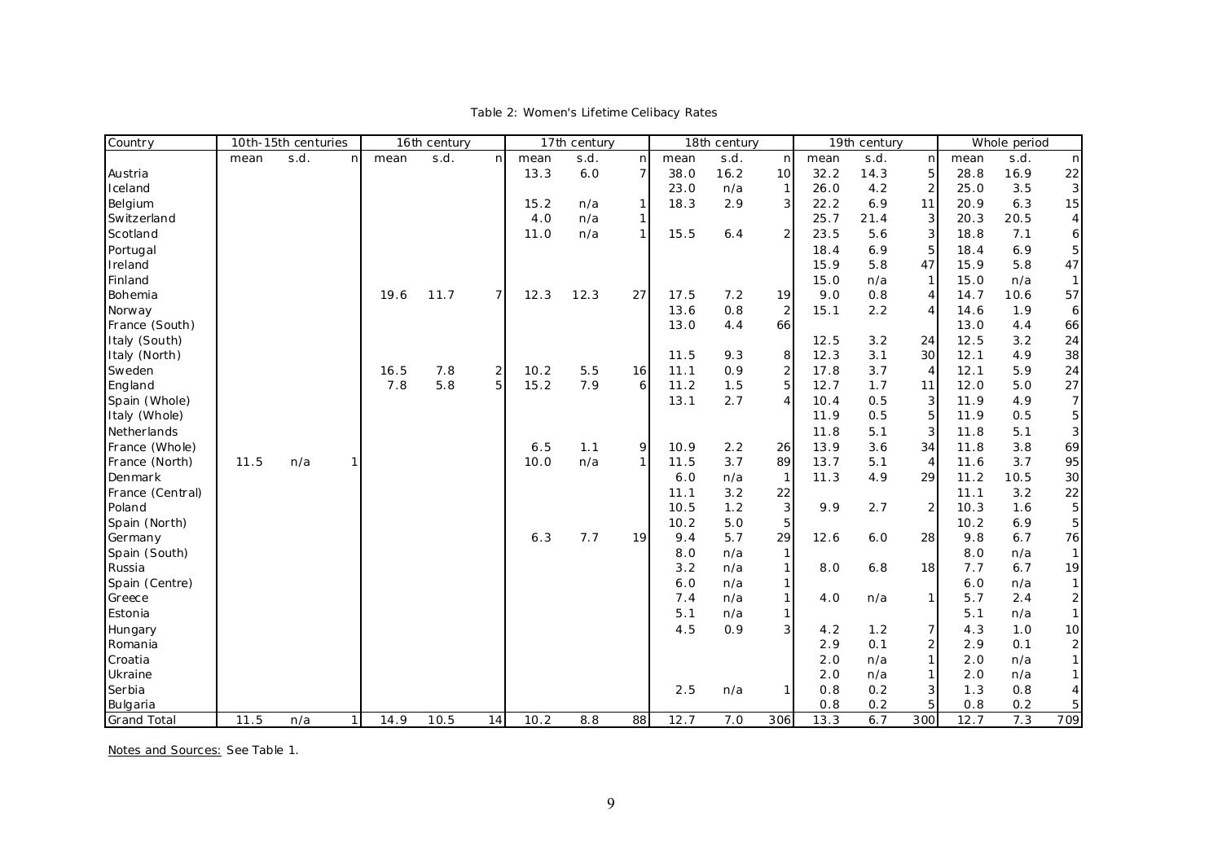Table 2: Women's Lifetime Celibacy Rates

| Country | 10th-15th centuries | | | 16th century | | | 17th century | | | 18th century | | | 19th century | | | Whole period | | |
|---|---|---|---|---|---|---|---|---|---|---|---|---|---|---|---|---|---|---|
| | mean | s.d. | n | mean | s.d. | n | mean | s.d. | n | mean | s.d. | n | mean | s.d. | n | mean | s.d. | n |
| Austria | | | | | | | 13.3 | 6.0 | 7 | 38.0 | 16.2 | 10 | 32.2 | 14.3 | 5 | 28.8 | 16.9 | 22 |
| Iceland | | | | | | | | | | 23.0 | n/a | 1 | 26.0 | 4.2 | 2 | 25.0 | 3.5 | 3 |
| Belgium | | | | | | | 15.2 | n/a | 1 | 18.3 | 2.9 | 3 | 22.2 | 6.9 | 11 | 20.9 | 6.3 | 15 |
| Switzerland | | | | | | | 4.0 | n/a | 1 | | | | 25.7 | 21.4 | 3 | 20.3 | 20.5 | 4 |
| Scotland | | | | | | | 11.0 | n/a | 1 | 15.5 | 6.4 | 2 | 23.5 | 5.6 | 3 | 18.8 | 7.1 | 6 |
| Portugal | | | | | | | | | | | | | 18.4 | 6.9 | 5 | 18.4 | 6.9 | 5 |
| Ireland | | | | | | | | | | | | | 15.9 | 5.8 | 47 | 15.9 | 5.8 | 47 |
| Finland | | | | | | | | | | | | | 15.0 | n/a | 1 | 15.0 | n/a | 1 |
| Bohemia | | | | 19.6 | 11.7 | 7 | 12.3 | 12.3 | 27 | 17.5 | 7.2 | 19 | 9.0 | 0.8 | 4 | 14.7 | 10.6 | 57 |
| Norway | | | | | | | | | | 13.6 | 0.8 | 2 | 15.1 | 2.2 | 4 | 14.6 | 1.9 | 6 |
| France (South) | | | | | | | | | | 13.0 | 4.4 | 66 | | | | 13.0 | 4.4 | 66 |
| Italy (South) | | | | | | | | | | | | | 12.5 | 3.2 | 24 | 12.5 | 3.2 | 24 |
| Italy (North) | | | | | | | | | | 11.5 | 9.3 | 8 | 12.3 | 3.1 | 30 | 12.1 | 4.9 | 38 |
| Sweden | | | | 16.5 | 7.8 | 2 | 10.2 | 5.5 | 16 | 11.1 | 0.9 | 2 | 17.8 | 3.7 | 4 | 12.1 | 5.9 | 24 |
| England | | | | 7.8 | 5.8 | 5 | 15.2 | 7.9 | 6 | 11.2 | 1.5 | 5 | 12.7 | 1.7 | 11 | 12.0 | 5.0 | 27 |
| Spain (Whole) | | | | | | | | | | 13.1 | 2.7 | 4 | 10.4 | 0.5 | 3 | 11.9 | 4.9 | 7 |
| Italy (Whole) | | | | | | | | | | | | | 11.9 | 0.5 | 5 | 11.9 | 0.5 | 5 |
| Netherlands | | | | | | | | | | | | | 11.8 | 5.1 | 3 | 11.8 | 5.1 | 3 |
| France (Whole) | | | | | | | 6.5 | 1.1 | 9 | 10.9 | 2.2 | 26 | 13.9 | 3.6 | 34 | 11.8 | 3.8 | 69 |
| France (North) | 11.5 | n/a | 1 | | | | 10.0 | n/a | 1 | 11.5 | 3.7 | 89 | 13.7 | 5.1 | 4 | 11.6 | 3.7 | 95 |
| Denmark | | | | | | | | | | 6.0 | n/a | 1 | 11.3 | 4.9 | 29 | 11.2 | 10.5 | 30 |
| France (Central) | | | | | | | | | | 11.1 | 3.2 | 22 | | | | 11.1 | 3.2 | 22 |
| Poland | | | | | | | | | | 10.5 | 1.2 | 3 | 9.9 | 2.7 | 2 | 10.3 | 1.6 | 5 |
| Spain (North) | | | | | | | | | | 10.2 | 5.0 | 5 | | | | 10.2 | 6.9 | 5 |
| Germany | | | | | | | 6.3 | 7.7 | 19 | 9.4 | 5.7 | 29 | 12.6 | 6.0 | 28 | 9.8 | 6.7 | 76 |
| Spain (South) | | | | | | | | | | 8.0 | n/a | 1 | | | | 8.0 | n/a | 1 |
| Russia | | | | | | | | | | 3.2 | n/a | 1 | 8.0 | 6.8 | 18 | 7.7 | 6.7 | 19 |
| Spain (Centre) | | | | | | | | | | 6.0 | n/a | 1 | | | | 6.0 | n/a | 1 |
| Greece | | | | | | | | | | 7.4 | n/a | 1 | 4.0 | n/a | 1 | 5.7 | 2.4 | 2 |
| Estonia | | | | | | | | | | 5.1 | n/a | 1 | | | | 5.1 | n/a | 1 |
| Hungary | | | | | | | | | | 4.5 | 0.9 | 3 | 4.2 | 1.2 | 7 | 4.3 | 1.0 | 10 |
| Romania | | | | | | | | | | | | | 2.9 | 0.1 | 2 | 2.9 | 0.1 | 2 |
| Croatia | | | | | | | | | | | | | 2.0 | n/a | 1 | 2.0 | n/a | 1 |
| Ukraine | | | | | | | | | | | | | 2.0 | n/a | 1 | 2.0 | n/a | 1 |
| Serbia | | | | | | | | | | 2.5 | n/a | 1 | 0.8 | 0.2 | 3 | 1.3 | 0.8 | 4 |
| Bulgaria | | | | | | | | | | | | | 0.8 | 0.2 | 5 | 0.8 | 0.2 | 5 |
| Grand Total | 11.5 | n/a | 1 | 14.9 | 10.5 | 14 | 10.2 | 8.8 | 88 | 12.7 | 7.0 | 306 | 13.3 | 6.7 | 300 | 12.7 | 7.3 | 709 |

Notes and Sources: See Table 1.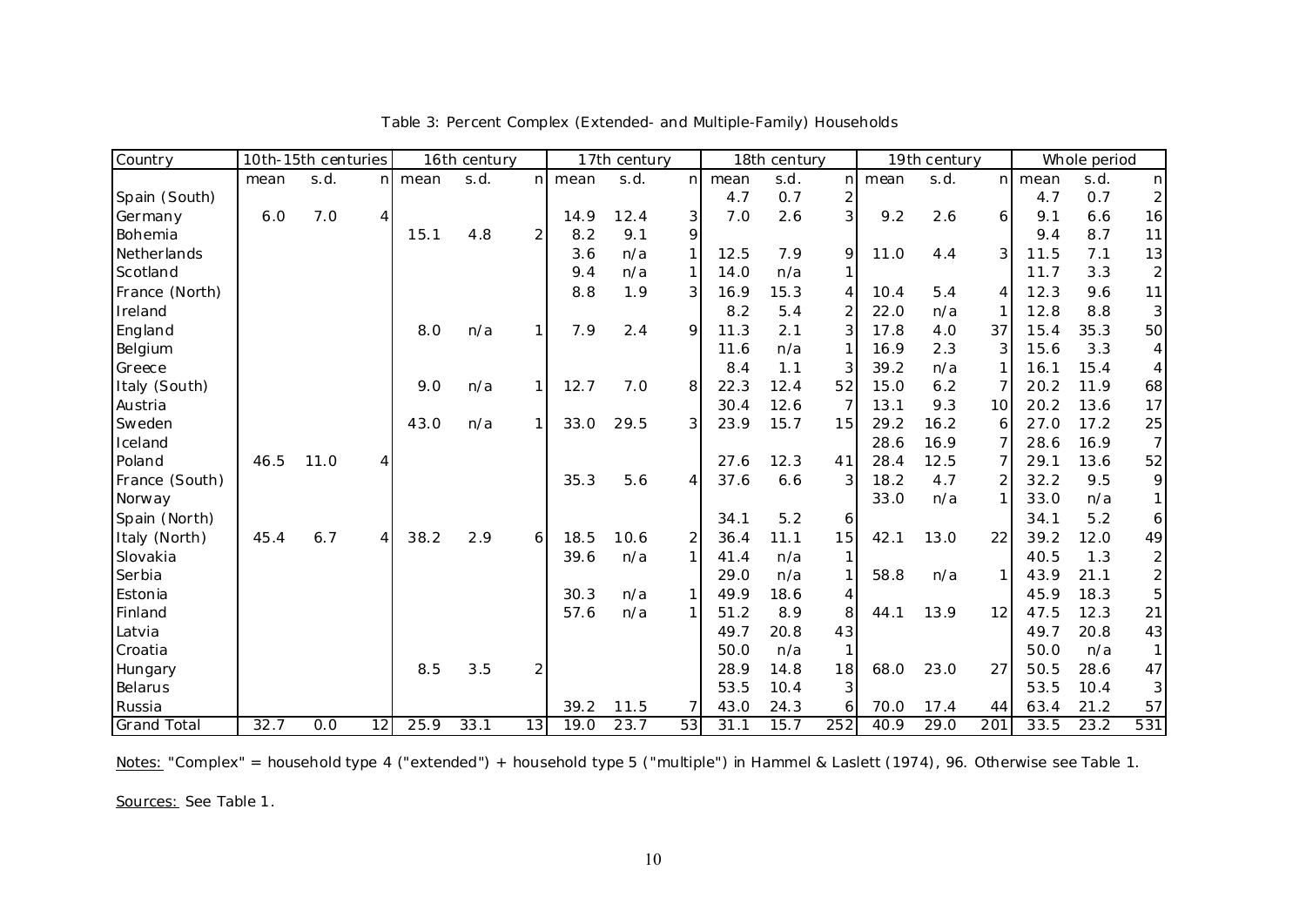Table 3: Percent Complex (Extended- and Multiple-Family) Households

| Country | 10th-15th centuries | | | 16th century | | | 17th century | | | 18th century | | | 19th century | | | Whole period | | |
|---|---|---|---|---|---|---|---|---|---|---|---|---|---|---|---|---|---|---|
| | mean | s.d. | n | mean | s.d. | n | mean | s.d. | n | mean | s.d. | n | mean | s.d. | n | mean | s.d. | n |
| Spain (South) | | | | | | | | | | 4.7 | 0.7 | 2 | | | | 4.7 | 0.7 | 2 |
| Germany | 6.0 | 7.0 | 4 | | | | 14.9 | 12.4 | 3 | 7.0 | 2.6 | 3 | 9.2 | 2.6 | 6 | 9.1 | 6.6 | 16 |
| Bohemia | | | | 15.1 | 4.8 | 2 | 8.2 | 9.1 | 9 | | | | | | | 9.4 | 8.7 | 11 |
| Netherlands | | | | | | | 3.6 | n/a | 1 | 12.5 | 7.9 | 9 | 11.0 | 4.4 | 3 | 11.5 | 7.1 | 13 |
| Scotland | | | | | | | 9.4 | n/a | 1 | 14.0 | n/a | 1 | | | | 11.7 | 3.3 | 2 |
| France (North) | | | | | | | 8.8 | 1.9 | 3 | 16.9 | 15.3 | 4 | 10.4 | 5.4 | 4 | 12.3 | 9.6 | 11 |
| Ireland | | | | | | | | | | 8.2 | 5.4 | 2 | 22.0 | n/a | 1 | 12.8 | 8.8 | 3 |
| England | | | | 8.0 | n/a | 1 | 7.9 | 2.4 | 9 | 11.3 | 2.1 | 3 | 17.8 | 4.0 | 37 | 15.4 | 35.3 | 50 |
| Belgium | | | | | | | | | | 11.6 | n/a | 1 | 16.9 | 2.3 | 3 | 15.6 | 3.3 | 4 |
| Greece | | | | | | | | | | 8.4 | 1.1 | 3 | 39.2 | n/a | 1 | 16.1 | 15.4 | 4 |
| Italy (South) | | | | 9.0 | n/a | 1 | 12.7 | 7.0 | 8 | 22.3 | 12.4 | 52 | 15.0 | 6.2 | 7 | 20.2 | 11.9 | 68 |
| Austria | | | | | | | | | | 30.4 | 12.6 | 7 | 13.1 | 9.3 | 10 | 20.2 | 13.6 | 17 |
| Sweden | | | | 43.0 | n/a | 1 | 33.0 | 29.5 | 3 | 23.9 | 15.7 | 15 | 29.2 | 16.2 | 6 | 27.0 | 17.2 | 25 |
| Iceland | | | | | | | | | | | | | 28.6 | 16.9 | 7 | 28.6 | 16.9 | 7 |
| Poland | 46.5 | 11.0 | 4 | | | | | | | 27.6 | 12.3 | 41 | 28.4 | 12.5 | 7 | 29.1 | 13.6 | 52 |
| France (South) | | | | | | | 35.3 | 5.6 | 4 | 37.6 | 6.6 | 3 | 18.2 | 4.7 | 2 | 32.2 | 9.5 | 9 |
| Norway | | | | | | | | | | | | | 33.0 | n/a | 1 | 33.0 | n/a | 1 |
| Spain (North) | | | | | | | | | | 34.1 | 5.2 | 6 | | | | 34.1 | 5.2 | 6 |
| Italy (North) | 45.4 | 6.7 | 4 | 38.2 | 2.9 | 6 | 18.5 | 10.6 | 2 | 36.4 | 11.1 | 15 | 42.1 | 13.0 | 22 | 39.2 | 12.0 | 49 |
| Slovakia | | | | | | | 39.6 | n/a | 1 | 41.4 | n/a | 1 | | | | 40.5 | 1.3 | 2 |
| Serbia | | | | | | | | | | 29.0 | n/a | 1 | 58.8 | n/a | 1 | 43.9 | 21.1 | 2 |
| Estonia | | | | | | | 30.3 | n/a | 1 | 49.9 | 18.6 | 4 | | | | 45.9 | 18.3 | 5 |
| Finland | | | | | | | 57.6 | n/a | 1 | 51.2 | 8.9 | 8 | 44.1 | 13.9 | 12 | 47.5 | 12.3 | 21 |
| Latvia | | | | | | | | | | 49.7 | 20.8 | 43 | | | | 49.7 | 20.8 | 43 |
| Croatia | | | | | | | | | | 50.0 | n/a | 1 | | | | 50.0 | n/a | 1 |
| Hungary | | | | 8.5 | 3.5 | 2 | | | | 28.9 | 14.8 | 18 | 68.0 | 23.0 | 27 | 50.5 | 28.6 | 47 |
| Belarus | | | | | | | | | | 53.5 | 10.4 | 3 | | | | 53.5 | 10.4 | 3 |
| Russia | | | | | | | 39.2 | 11.5 | 7 | 43.0 | 24.3 | 6 | 70.0 | 17.4 | 44 | 63.4 | 21.2 | 57 |
| Grand Total | 32.7 | 0.0 | 12 | 25.9 | 33.1 | 13 | 19.0 | 23.7 | 53 | 31.1 | 15.7 | 252 | 40.9 | 29.0 | 201 | 33.5 | 23.2 | 531 |

Notes: "Complex" = household type 4 ("extended") + household type 5 ("multiple") in Hammel & Laslett (1974), 96. Otherwise see Table 1.

Sources: See Table 1.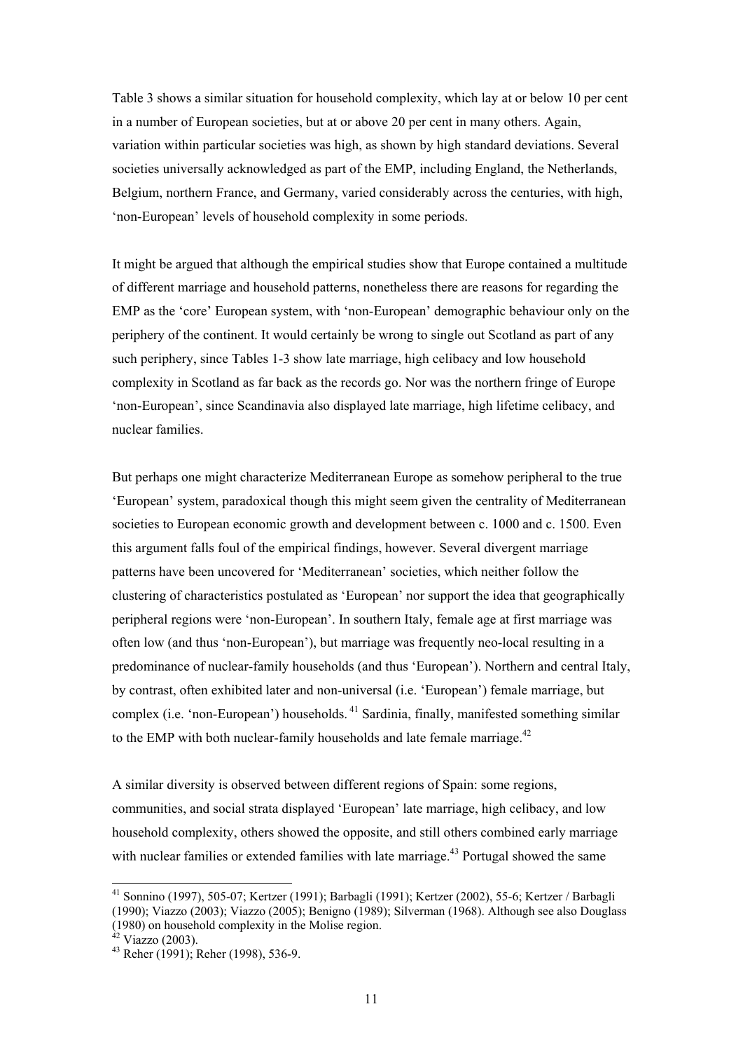Table 3 shows a similar situation for household complexity, which lay at or below 10 per cent in a number of European societies, but at or above 20 per cent in many others. Again, variation within particular societies was high, as shown by high standard deviations. Several societies universally acknowledged as part of the EMP, including England, the Netherlands, Belgium, northern France, and Germany, varied considerably across the centuries, with high, 'non-European' levels of household complexity in some periods.

It might be argued that although the empirical studies show that Europe contained a multitude of different marriage and household patterns, nonetheless there are reasons for regarding the EMP as the 'core' European system, with 'non-European' demographic behaviour only on the periphery of the continent. It would certainly be wrong to single out Scotland as part of any such periphery, since Tables 1-3 show late marriage, high celibacy and low household complexity in Scotland as far back as the records go. Nor was the northern fringe of Europe 'non-European', since Scandinavia also displayed late marriage, high lifetime celibacy, and nuclear families.

But perhaps one might characterize Mediterranean Europe as somehow peripheral to the true 'European' system, paradoxical though this might seem given the centrality of Mediterranean societies to European economic growth and development between c. 1000 and c. 1500. Even this argument falls foul of the empirical findings, however. Several divergent marriage patterns have been uncovered for 'Mediterranean' societies, which neither follow the clustering of characteristics postulated as 'European' nor support the idea that geographically peripheral regions were 'non-European'. In southern Italy, female age at first marriage was often low (and thus 'non-European'), but marriage was frequently neo-local resulting in a predominance of nuclear-family households (and thus 'European'). Northern and central Italy, by contrast, often exhibited later and non-universal (i.e. 'European') female marriage, but complex (i.e. 'non-European') households.[41] Sardinia, finally, manifested something similar to the EMP with both nuclear-family households and late female marriage.[42]

A similar diversity is observed between different regions of Spain: some regions, communities, and social strata displayed 'European' late marriage, high celibacy, and low household complexity, others showed the opposite, and still others combined early marriage with nuclear families or extended families with late marriage.[43] Portugal showed the same

[41] Sonnino (1997), 505-07; Kertzer (1991); Barbagli (1991); Kertzer (2002), 55-6; Kertzer / Barbagli (1990); Viazzo (2003); Viazzo (2005); Benigno (1989); Silverman (1968). Although see also Douglass (1980) on household complexity in the Molise region.

[42] Viazzo (2003).

[43] Reher (1991); Reher (1998), 536-9.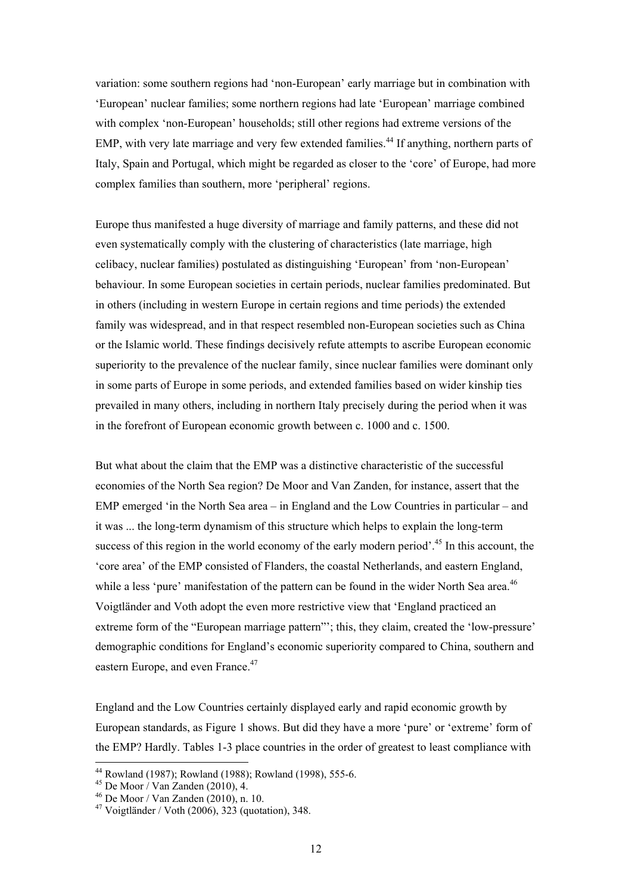variation: some southern regions had 'non-European' early marriage but in combination with 'European' nuclear families; some northern regions had late 'European' marriage combined with complex 'non-European' households; still other regions had extreme versions of the EMP, with very late marriage and very few extended families.[44] If anything, northern parts of Italy, Spain and Portugal, which might be regarded as closer to the 'core' of Europe, had more complex families than southern, more 'peripheral' regions.

Europe thus manifested a huge diversity of marriage and family patterns, and these did not even systematically comply with the clustering of characteristics (late marriage, high celibacy, nuclear families) postulated as distinguishing 'European' from 'non-European' behaviour. In some European societies in certain periods, nuclear families predominated. But in others (including in western Europe in certain regions and time periods) the extended family was widespread, and in that respect resembled non-European societies such as China or the Islamic world. These findings decisively refute attempts to ascribe European economic superiority to the prevalence of the nuclear family, since nuclear families were dominant only in some parts of Europe in some periods, and extended families based on wider kinship ties prevailed in many others, including in northern Italy precisely during the period when it was in the forefront of European economic growth between c. 1000 and c. 1500.

But what about the claim that the EMP was a distinctive characteristic of the successful economies of the North Sea region? De Moor and Van Zanden, for instance, assert that the EMP emerged 'in the North Sea area – in England and the Low Countries in particular – and it was ... the long-term dynamism of this structure which helps to explain the long-term success of this region in the world economy of the early modern period'.[45] In this account, the 'core area' of the EMP consisted of Flanders, the coastal Netherlands, and eastern England, while a less 'pure' manifestation of the pattern can be found in the wider North Sea area.[46] Voigtländer and Voth adopt the even more restrictive view that 'England practiced an extreme form of the "European marriage pattern"'; this, they claim, created the 'low-pressure' demographic conditions for England's economic superiority compared to China, southern and eastern Europe, and even France.[47]

England and the Low Countries certainly displayed early and rapid economic growth by European standards, as Figure 1 shows. But did they have a more 'pure' or 'extreme' form of the EMP? Hardly. Tables 1-3 place countries in the order of greatest to least compliance with

---

[44] Rowland (1987); Rowland (1988); Rowland (1998), 555-6.

[45] De Moor / Van Zanden (2010), 4.

[46] De Moor / Van Zanden (2010), n. 10.

[47] Voigtländer / Voth (2006), 323 (quotation), 348.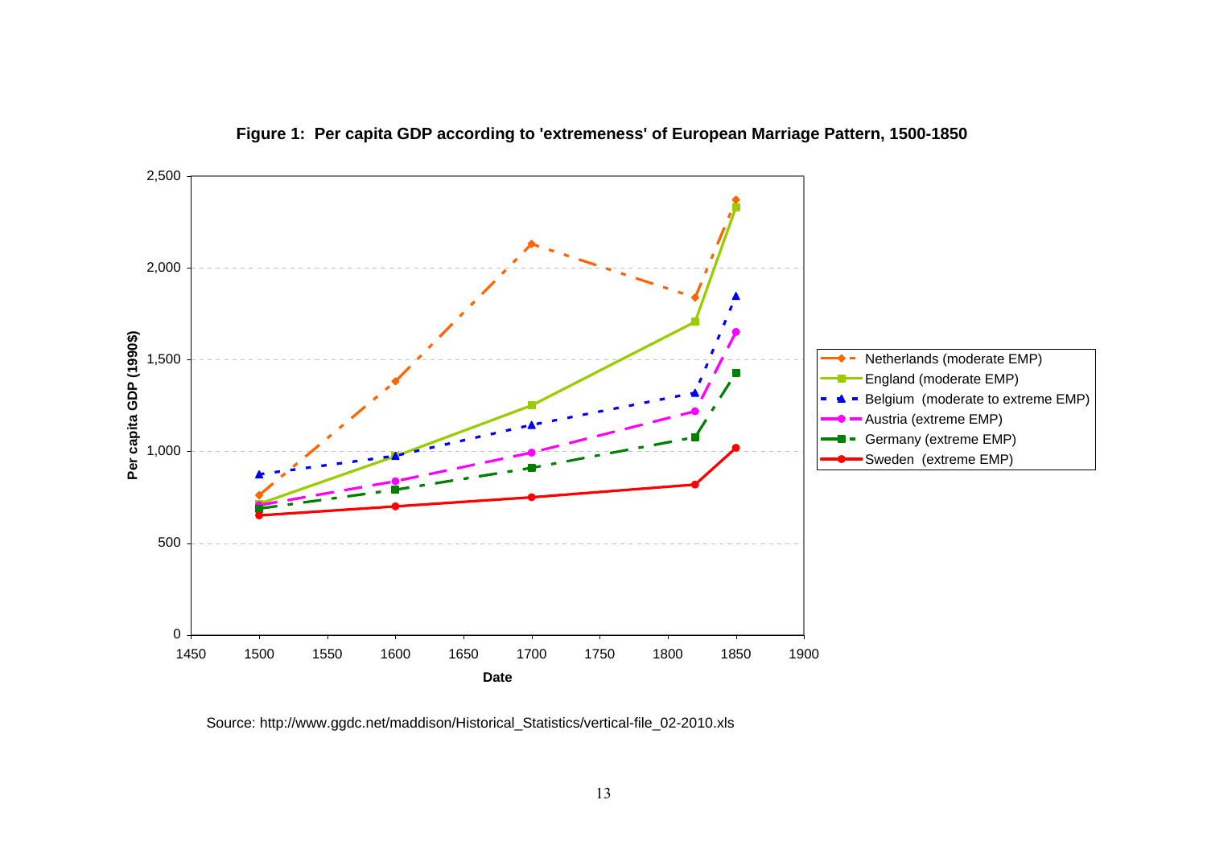**Figure 1: Per capita GDP according to 'extremeness' of European Marriage Pattern, 1500-1850**

Source: http://www.ggdc.net/maddison/Historical_Statistics/vertical-file_02-2010.xls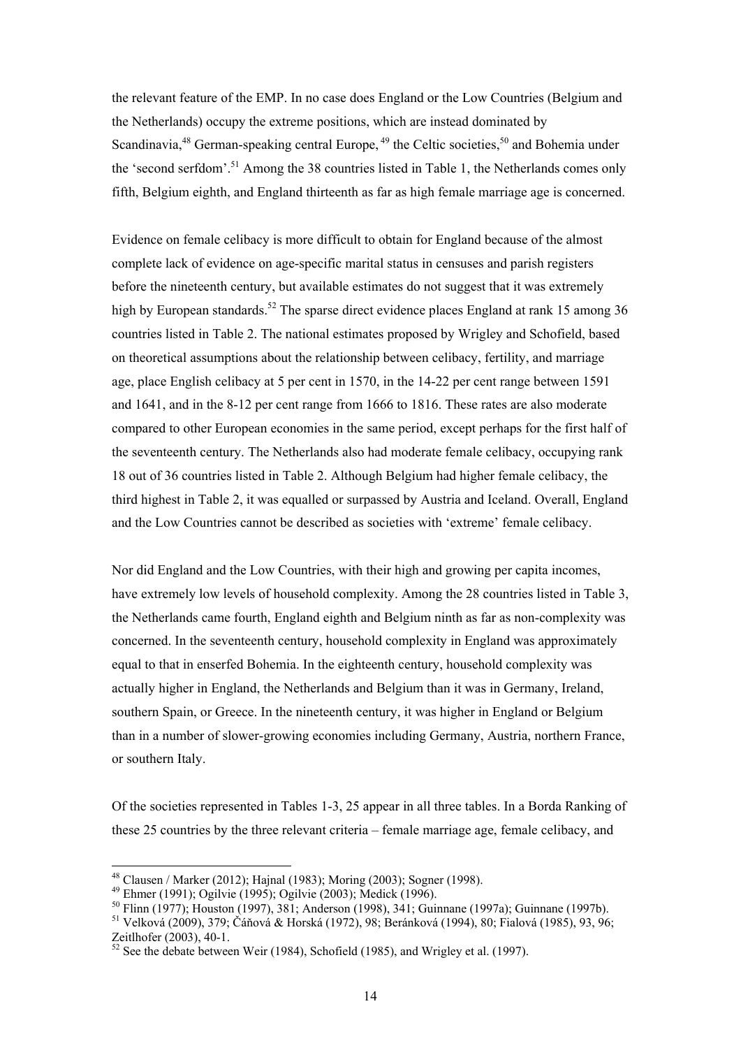the relevant feature of the EMP. In no case does England or the Low Countries (Belgium and the Netherlands) occupy the extreme positions, which are instead dominated by Scandinavia,[48] German-speaking central Europe,[49] the Celtic societies,[50] and Bohemia under the 'second serfdom'.[51] Among the 38 countries listed in Table 1, the Netherlands comes only fifth, Belgium eighth, and England thirteenth as far as high female marriage age is concerned.

Evidence on female celibacy is more difficult to obtain for England because of the almost complete lack of evidence on age-specific marital status in censuses and parish registers before the nineteenth century, but available estimates do not suggest that it was extremely high by European standards.[52] The sparse direct evidence places England at rank 15 among 36 countries listed in Table 2. The national estimates proposed by Wrigley and Schofield, based on theoretical assumptions about the relationship between celibacy, fertility, and marriage age, place English celibacy at 5 per cent in 1570, in the 14-22 per cent range between 1591 and 1641, and in the 8-12 per cent range from 1666 to 1816. These rates are also moderate compared to other European economies in the same period, except perhaps for the first half of the seventeenth century. The Netherlands also had moderate female celibacy, occupying rank 18 out of 36 countries listed in Table 2. Although Belgium had higher female celibacy, the third highest in Table 2, it was equalled or surpassed by Austria and Iceland. Overall, England and the Low Countries cannot be described as societies with 'extreme' female celibacy.

Nor did England and the Low Countries, with their high and growing per capita incomes, have extremely low levels of household complexity. Among the 28 countries listed in Table 3, the Netherlands came fourth, England eighth and Belgium ninth as far as non-complexity was concerned. In the seventeenth century, household complexity in England was approximately equal to that in enserfed Bohemia. In the eighteenth century, household complexity was actually higher in England, the Netherlands and Belgium than it was in Germany, Ireland, southern Spain, or Greece. In the nineteenth century, it was higher in England or Belgium than in a number of slower-growing economies including Germany, Austria, northern France, or southern Italy.

Of the societies represented in Tables 1-3, 25 appear in all three tables. In a Borda Ranking of these 25 countries by the three relevant criteria – female marriage age, female celibacy, and

---

[48] Clausen / Marker (2012); Hajnal (1983); Moring (2003); Sogner (1998).

[49] Ehmer (1991); Ogilvie (1995); Ogilvie (2003); Medick (1996).

[50] Flinn (1977); Houston (1997), 381; Anderson (1998), 341; Guinnane (1997a); Guinnane (1997b).

[51] Velková (2009), 379; Čáňová & Horská (1972), 98; Beránková (1994), 80; Fialová (1985), 93, 96; Zeitlhofer (2003), 40-1.

[52] See the debate between Weir (1984), Schofield (1985), and Wrigley et al. (1997).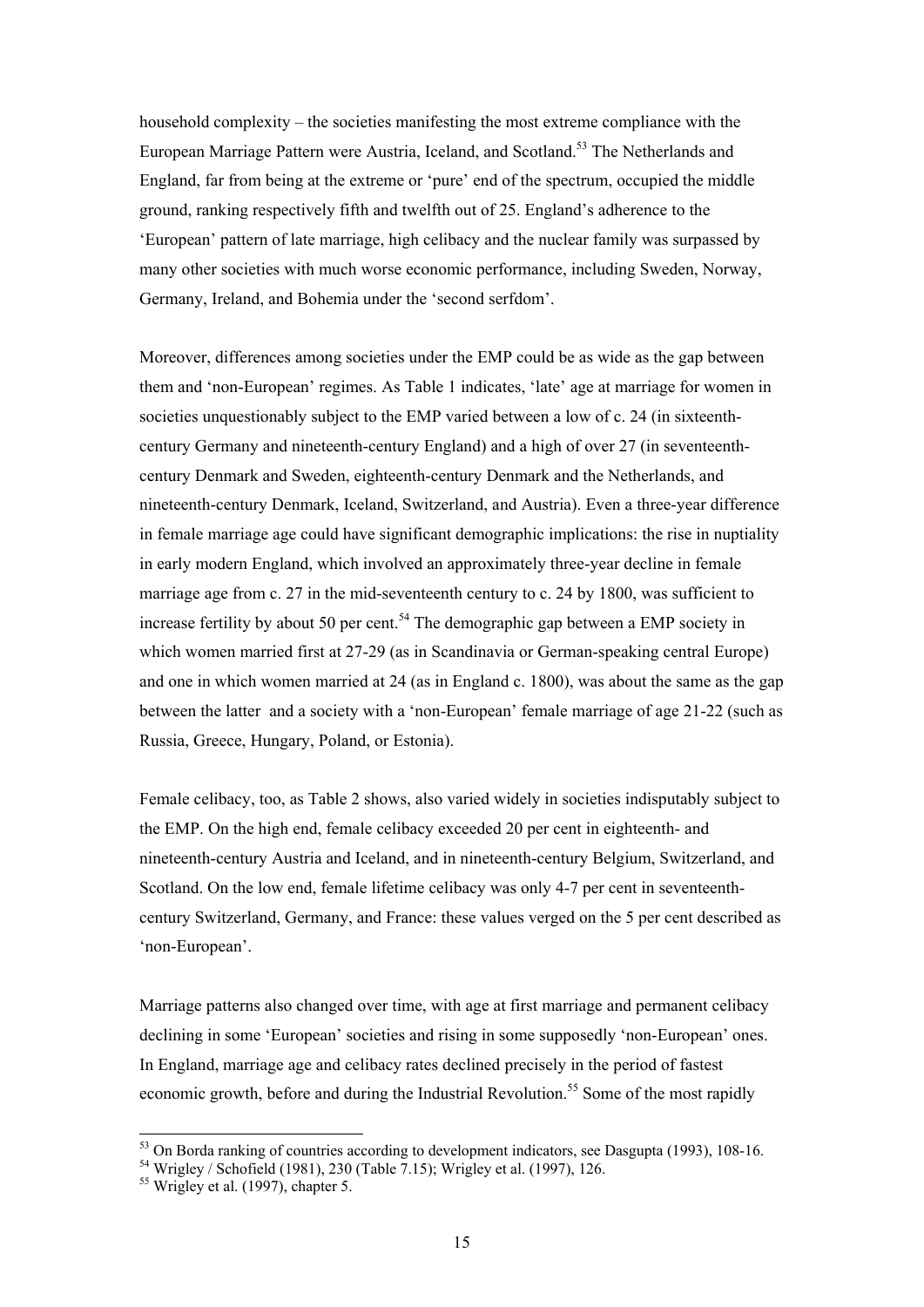household complexity – the societies manifesting the most extreme compliance with the European Marriage Pattern were Austria, Iceland, and Scotland.[53] The Netherlands and England, far from being at the extreme or 'pure' end of the spectrum, occupied the middle ground, ranking respectively fifth and twelfth out of 25. England's adherence to the 'European' pattern of late marriage, high celibacy and the nuclear family was surpassed by many other societies with much worse economic performance, including Sweden, Norway, Germany, Ireland, and Bohemia under the 'second serfdom'.

Moreover, differences among societies under the EMP could be as wide as the gap between them and 'non-European' regimes. As Table 1 indicates, 'late' age at marriage for women in societies unquestionably subject to the EMP varied between a low of c. 24 (in sixteenth-century Germany and nineteenth-century England) and a high of over 27 (in seventeenth-century Denmark and Sweden, eighteenth-century Denmark and the Netherlands, and nineteenth-century Denmark, Iceland, Switzerland, and Austria). Even a three-year difference in female marriage age could have significant demographic implications: the rise in nuptiality in early modern England, which involved an approximately three-year decline in female marriage age from c. 27 in the mid-seventeenth century to c. 24 by 1800, was sufficient to increase fertility by about 50 per cent.[54] The demographic gap between a EMP society in which women married first at 27-29 (as in Scandinavia or German-speaking central Europe) and one in which women married at 24 (as in England c. 1800), was about the same as the gap between the latter and a society with a 'non-European' female marriage of age 21-22 (such as Russia, Greece, Hungary, Poland, or Estonia).

Female celibacy, too, as Table 2 shows, also varied widely in societies indisputably subject to the EMP. On the high end, female celibacy exceeded 20 per cent in eighteenth- and nineteenth-century Austria and Iceland, and in nineteenth-century Belgium, Switzerland, and Scotland. On the low end, female lifetime celibacy was only 4-7 per cent in seventeenth-century Switzerland, Germany, and France: these values verged on the 5 per cent described as 'non-European'.

Marriage patterns also changed over time, with age at first marriage and permanent celibacy declining in some 'European' societies and rising in some supposedly 'non-European' ones. In England, marriage age and celibacy rates declined precisely in the period of fastest economic growth, before and during the Industrial Revolution.[55] Some of the most rapidly

---

[53] On Borda ranking of countries according to development indicators, see Dasgupta (1993), 108-16.

[54] Wrigley / Schofield (1981), 230 (Table 7.15); Wrigley et al. (1997), 126.

[55] Wrigley et al. (1997), chapter 5.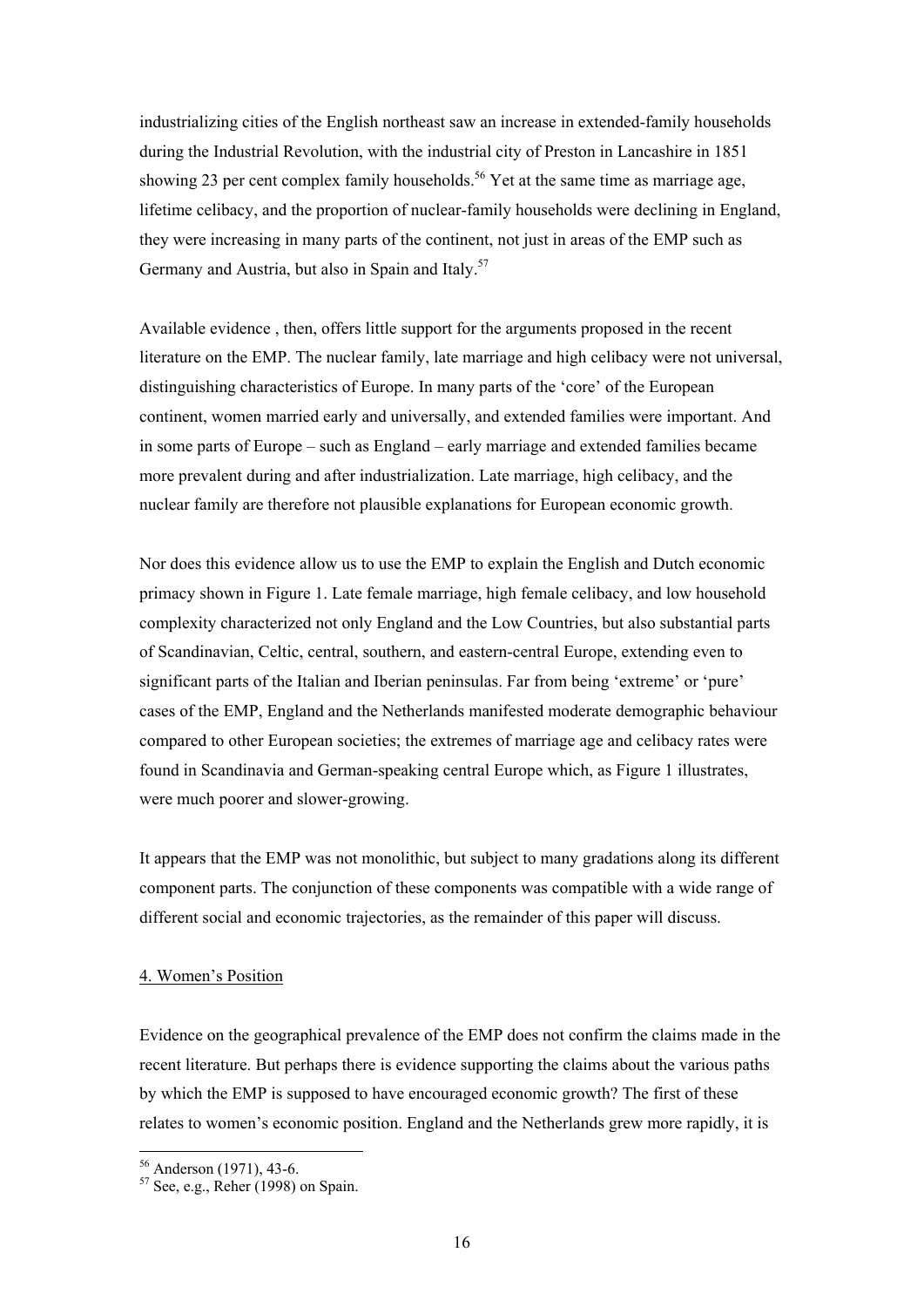industrializing cities of the English northeast saw an increase in extended-family households during the Industrial Revolution, with the industrial city of Preston in Lancashire in 1851 showing 23 per cent complex family households.[56] Yet at the same time as marriage age, lifetime celibacy, and the proportion of nuclear-family households were declining in England, they were increasing in many parts of the continent, not just in areas of the EMP such as Germany and Austria, but also in Spain and Italy.[57]

Available evidence , then, offers little support for the arguments proposed in the recent literature on the EMP. The nuclear family, late marriage and high celibacy were not universal, distinguishing characteristics of Europe. In many parts of the 'core' of the European continent, women married early and universally, and extended families were important. And in some parts of Europe – such as England – early marriage and extended families became more prevalent during and after industrialization. Late marriage, high celibacy, and the nuclear family are therefore not plausible explanations for European economic growth.

Nor does this evidence allow us to use the EMP to explain the English and Dutch economic primacy shown in Figure 1. Late female marriage, high female celibacy, and low household complexity characterized not only England and the Low Countries, but also substantial parts of Scandinavian, Celtic, central, southern, and eastern-central Europe, extending even to significant parts of the Italian and Iberian peninsulas. Far from being 'extreme' or 'pure' cases of the EMP, England and the Netherlands manifested moderate demographic behaviour compared to other European societies; the extremes of marriage age and celibacy rates were found in Scandinavia and German-speaking central Europe which, as Figure 1 illustrates, were much poorer and slower-growing.

It appears that the EMP was not monolithic, but subject to many gradations along its different component parts. The conjunction of these components was compatible with a wide range of different social and economic trajectories, as the remainder of this paper will discuss.

## 4. Women's Position

Evidence on the geographical prevalence of the EMP does not confirm the claims made in the recent literature. But perhaps there is evidence supporting the claims about the various paths by which the EMP is supposed to have encouraged economic growth? The first of these relates to women's economic position. England and the Netherlands grew more rapidly, it is

[56] Anderson (1971), 43-6.

[57] See, e.g., Reher (1998) on Spain.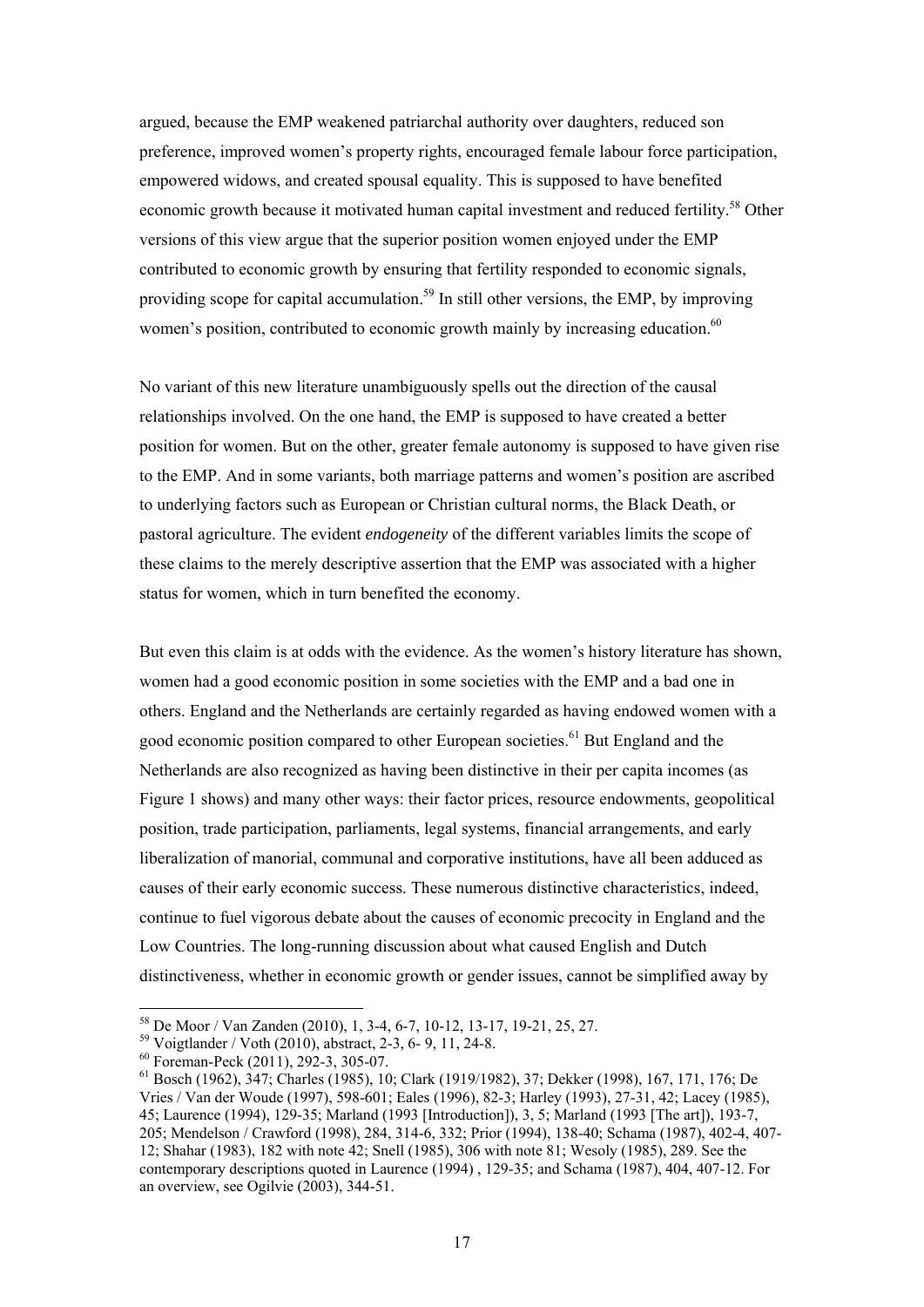argued, because the EMP weakened patriarchal authority over daughters, reduced son preference, improved women's property rights, encouraged female labour force participation, empowered widows, and created spousal equality. This is supposed to have benefited economic growth because it motivated human capital investment and reduced fertility.[58] Other versions of this view argue that the superior position women enjoyed under the EMP contributed to economic growth by ensuring that fertility responded to economic signals, providing scope for capital accumulation.[59] In still other versions, the EMP, by improving women's position, contributed to economic growth mainly by increasing education.[60]

No variant of this new literature unambiguously spells out the direction of the causal relationships involved. On the one hand, the EMP is supposed to have created a better position for women. But on the other, greater female autonomy is supposed to have given rise to the EMP. And in some variants, both marriage patterns and women's position are ascribed to underlying factors such as European or Christian cultural norms, the Black Death, or pastoral agriculture. The evident *endogeneity* of the different variables limits the scope of these claims to the merely descriptive assertion that the EMP was associated with a higher status for women, which in turn benefited the economy.

But even this claim is at odds with the evidence. As the women's history literature has shown, women had a good economic position in some societies with the EMP and a bad one in others. England and the Netherlands are certainly regarded as having endowed women with a good economic position compared to other European societies.[61] But England and the Netherlands are also recognized as having been distinctive in their per capita incomes (as Figure 1 shows) and many other ways: their factor prices, resource endowments, geopolitical position, trade participation, parliaments, legal systems, financial arrangements, and early liberalization of manorial, communal and corporative institutions, have all been adduced as causes of their early economic success. These numerous distinctive characteristics, indeed, continue to fuel vigorous debate about the causes of economic precocity in England and the Low Countries. The long-running discussion about what caused English and Dutch distinctiveness, whether in economic growth or gender issues, cannot be simplified away by

---

[58] De Moor / Van Zanden (2010), 1, 3-4, 6-7, 10-12, 13-17, 19-21, 25, 27.

[59] Voigtlander / Voth (2010), abstract, 2-3, 6- 9, 11, 24-8.

[60] Foreman-Peck (2011), 292-3, 305-07.

[61] Bosch (1962), 347; Charles (1985), 10; Clark (1919/1982), 37; Dekker (1998), 167, 171, 176; De Vries / Van der Woude (1997), 598-601; Eales (1996), 82-3; Harley (1993), 27-31, 42; Lacey (1985), 45; Laurence (1994), 129-35; Marland (1993 [Introduction]), 3, 5; Marland (1993 [The art]), 193-7, 205; Mendelson / Crawford (1998), 284, 314-6, 332; Prior (1994), 138-40; Schama (1987), 402-4, 407-12; Shahar (1983), 182 with note 42; Snell (1985), 306 with note 81; Wesoly (1985), 289. See the contemporary descriptions quoted in Laurence (1994) , 129-35; and Schama (1987), 404, 407-12. For an overview, see Ogilvie (2003), 344-51.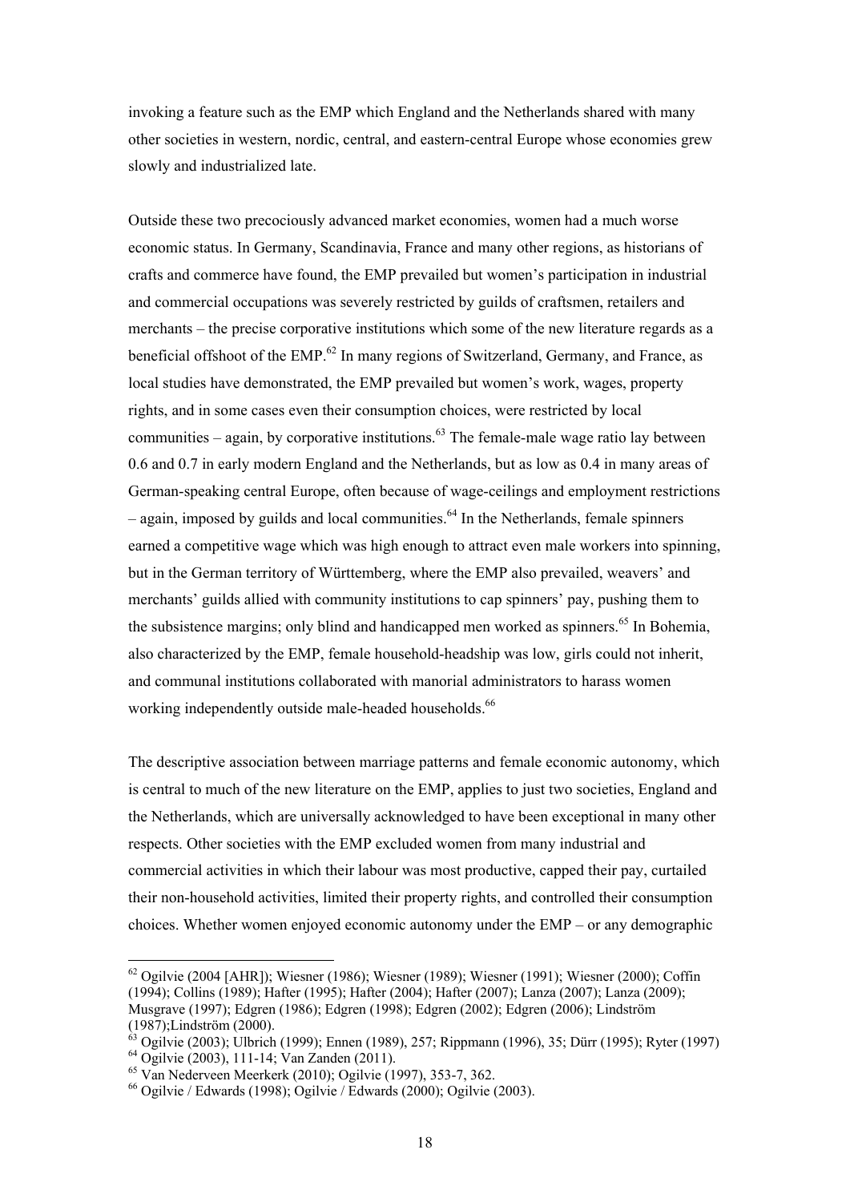invoking a feature such as the EMP which England and the Netherlands shared with many other societies in western, nordic, central, and eastern-central Europe whose economies grew slowly and industrialized late.

Outside these two precociously advanced market economies, women had a much worse economic status. In Germany, Scandinavia, France and many other regions, as historians of crafts and commerce have found, the EMP prevailed but women's participation in industrial and commercial occupations was severely restricted by guilds of craftsmen, retailers and merchants – the precise corporative institutions which some of the new literature regards as a beneficial offshoot of the EMP.[62] In many regions of Switzerland, Germany, and France, as local studies have demonstrated, the EMP prevailed but women's work, wages, property rights, and in some cases even their consumption choices, were restricted by local communities – again, by corporative institutions.[63] The female-male wage ratio lay between 0.6 and 0.7 in early modern England and the Netherlands, but as low as 0.4 in many areas of German-speaking central Europe, often because of wage-ceilings and employment restrictions – again, imposed by guilds and local communities.[64] In the Netherlands, female spinners earned a competitive wage which was high enough to attract even male workers into spinning, but in the German territory of Württemberg, where the EMP also prevailed, weavers' and merchants' guilds allied with community institutions to cap spinners' pay, pushing them to the subsistence margins; only blind and handicapped men worked as spinners.[65] In Bohemia, also characterized by the EMP, female household-headship was low, girls could not inherit, and communal institutions collaborated with manorial administrators to harass women working independently outside male-headed households.[66]

The descriptive association between marriage patterns and female economic autonomy, which is central to much of the new literature on the EMP, applies to just two societies, England and the Netherlands, which are universally acknowledged to have been exceptional in many other respects. Other societies with the EMP excluded women from many industrial and commercial activities in which their labour was most productive, capped their pay, curtailed their non-household activities, limited their property rights, and controlled their consumption choices. Whether women enjoyed economic autonomy under the EMP – or any demographic

---

[62] Ogilvie (2004 [AHR]); Wiesner (1986); Wiesner (1989); Wiesner (1991); Wiesner (2000); Coffin (1994); Collins (1989); Hafter (1995); Hafter (2004); Hafter (2007); Lanza (2007); Lanza (2009); Musgrave (1997); Edgren (1986); Edgren (1998); Edgren (2002); Edgren (2006); Lindström (1987);Lindström (2000).

[63] Ogilvie (2003); Ulbrich (1999); Ennen (1989), 257; Rippmann (1996), 35; Dürr (1995); Ryter (1997)

[64] Ogilvie (2003), 111-14; Van Zanden (2011).

[65] Van Nederveen Meerkerk (2010); Ogilvie (1997), 353-7, 362.

[66] Ogilvie / Edwards (1998); Ogilvie / Edwards (2000); Ogilvie (2003).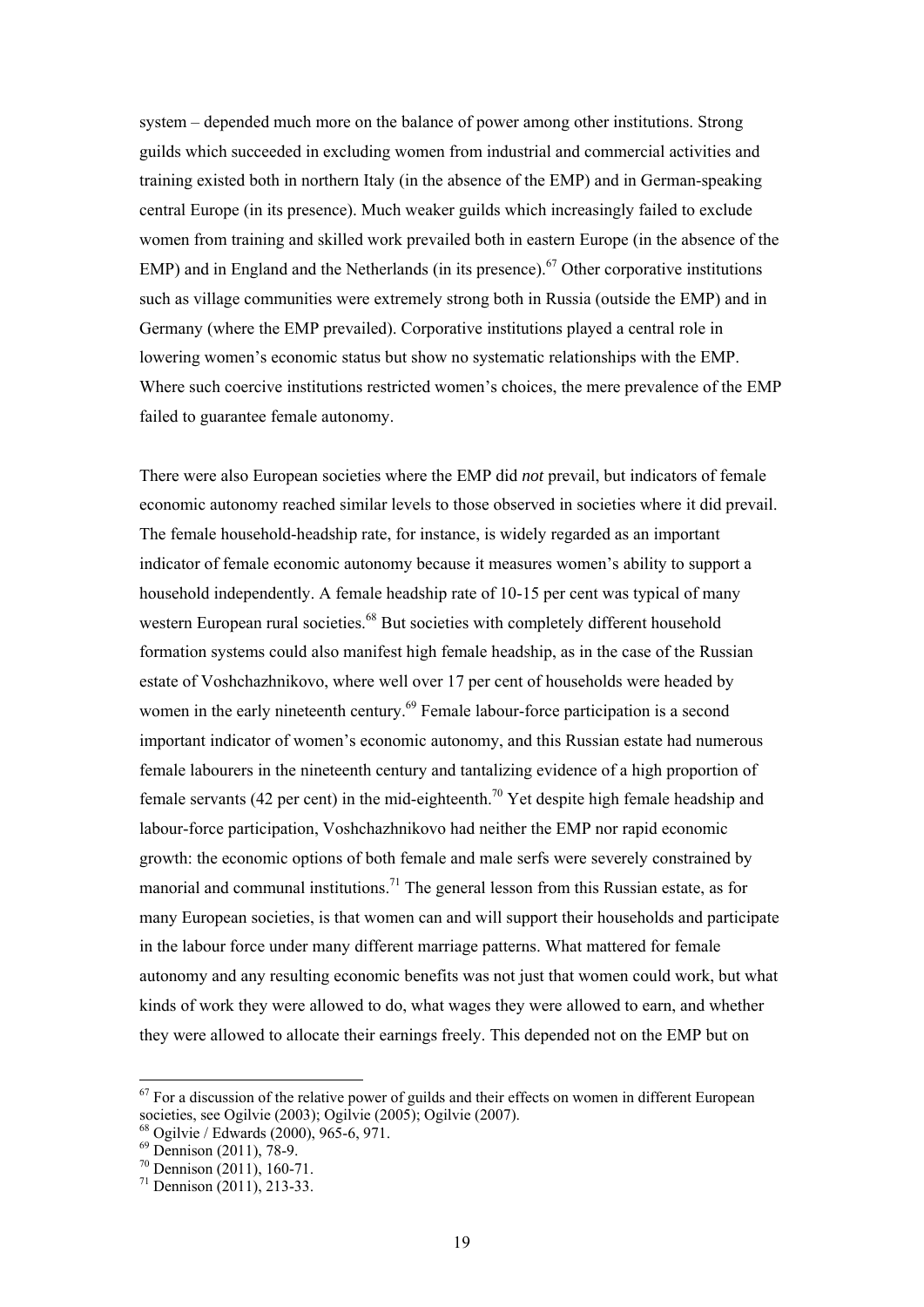system – depended much more on the balance of power among other institutions. Strong guilds which succeeded in excluding women from industrial and commercial activities and training existed both in northern Italy (in the absence of the EMP) and in German-speaking central Europe (in its presence). Much weaker guilds which increasingly failed to exclude women from training and skilled work prevailed both in eastern Europe (in the absence of the EMP) and in England and the Netherlands (in its presence).[67] Other corporative institutions such as village communities were extremely strong both in Russia (outside the EMP) and in Germany (where the EMP prevailed). Corporative institutions played a central role in lowering women's economic status but show no systematic relationships with the EMP. Where such coercive institutions restricted women's choices, the mere prevalence of the EMP failed to guarantee female autonomy.

There were also European societies where the EMP did *not* prevail, but indicators of female economic autonomy reached similar levels to those observed in societies where it did prevail. The female household-headship rate, for instance, is widely regarded as an important indicator of female economic autonomy because it measures women's ability to support a household independently. A female headship rate of 10-15 per cent was typical of many western European rural societies.[68] But societies with completely different household formation systems could also manifest high female headship, as in the case of the Russian estate of Voshchazhnikovo, where well over 17 per cent of households were headed by women in the early nineteenth century.[69] Female labour-force participation is a second important indicator of women's economic autonomy, and this Russian estate had numerous female labourers in the nineteenth century and tantalizing evidence of a high proportion of female servants (42 per cent) in the mid-eighteenth.[70] Yet despite high female headship and labour-force participation, Voshchazhnikovo had neither the EMP nor rapid economic growth: the economic options of both female and male serfs were severely constrained by manorial and communal institutions.[71] The general lesson from this Russian estate, as for many European societies, is that women can and will support their households and participate in the labour force under many different marriage patterns. What mattered for female autonomy and any resulting economic benefits was not just that women could work, but what kinds of work they were allowed to do, what wages they were allowed to earn, and whether they were allowed to allocate their earnings freely. This depended not on the EMP but on

[67] For a discussion of the relative power of guilds and their effects on women in different European societies, see Ogilvie (2003); Ogilvie (2005); Ogilvie (2007).

[68] Ogilvie / Edwards (2000), 965-6, 971.

[69] Dennison (2011), 78-9.

[70] Dennison (2011), 160-71.

[71] Dennison (2011), 213-33.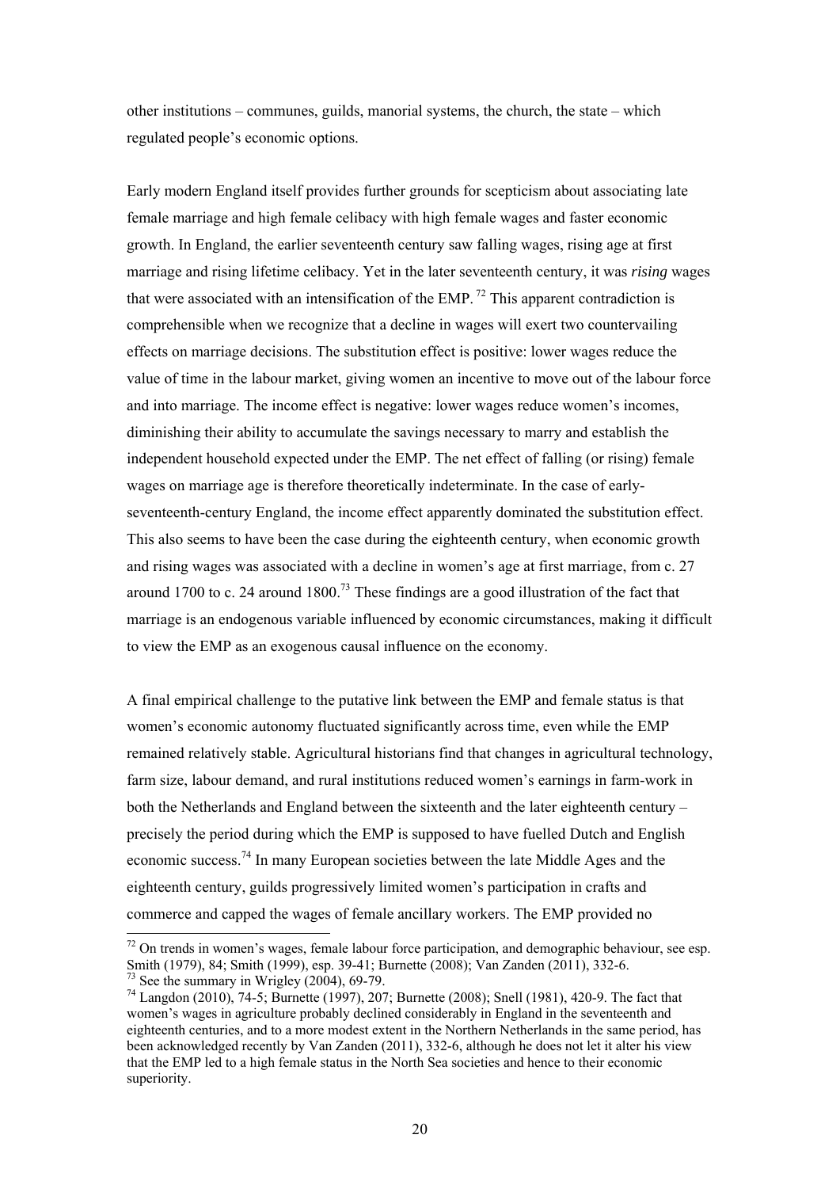other institutions – communes, guilds, manorial systems, the church, the state – which regulated people's economic options.

Early modern England itself provides further grounds for scepticism about associating late female marriage and high female celibacy with high female wages and faster economic growth. In England, the earlier seventeenth century saw falling wages, rising age at first marriage and rising lifetime celibacy. Yet in the later seventeenth century, it was *rising* wages that were associated with an intensification of the EMP.[72] This apparent contradiction is comprehensible when we recognize that a decline in wages will exert two countervailing effects on marriage decisions. The substitution effect is positive: lower wages reduce the value of time in the labour market, giving women an incentive to move out of the labour force and into marriage. The income effect is negative: lower wages reduce women's incomes, diminishing their ability to accumulate the savings necessary to marry and establish the independent household expected under the EMP. The net effect of falling (or rising) female wages on marriage age is therefore theoretically indeterminate. In the case of early-seventeenth-century England, the income effect apparently dominated the substitution effect. This also seems to have been the case during the eighteenth century, when economic growth and rising wages was associated with a decline in women's age at first marriage, from c. 27 around 1700 to c. 24 around 1800.[73] These findings are a good illustration of the fact that marriage is an endogenous variable influenced by economic circumstances, making it difficult to view the EMP as an exogenous causal influence on the economy.

A final empirical challenge to the putative link between the EMP and female status is that women's economic autonomy fluctuated significantly across time, even while the EMP remained relatively stable. Agricultural historians find that changes in agricultural technology, farm size, labour demand, and rural institutions reduced women's earnings in farm-work in both the Netherlands and England between the sixteenth and the later eighteenth century – precisely the period during which the EMP is supposed to have fuelled Dutch and English economic success.[74] In many European societies between the late Middle Ages and the eighteenth century, guilds progressively limited women's participation in crafts and commerce and capped the wages of female ancillary workers. The EMP provided no

---

[72] On trends in women's wages, female labour force participation, and demographic behaviour, see esp. Smith (1979), 84; Smith (1999), esp. 39-41; Burnette (2008); Van Zanden (2011), 332-6.

[73] See the summary in Wrigley (2004), 69-79.

[74] Langdon (2010), 74-5; Burnette (1997), 207; Burnette (2008); Snell (1981), 420-9. The fact that women's wages in agriculture probably declined considerably in England in the seventeenth and eighteenth centuries, and to a more modest extent in the Northern Netherlands in the same period, has been acknowledged recently by Van Zanden (2011), 332-6, although he does not let it alter his view that the EMP led to a high female status in the North Sea societies and hence to their economic superiority.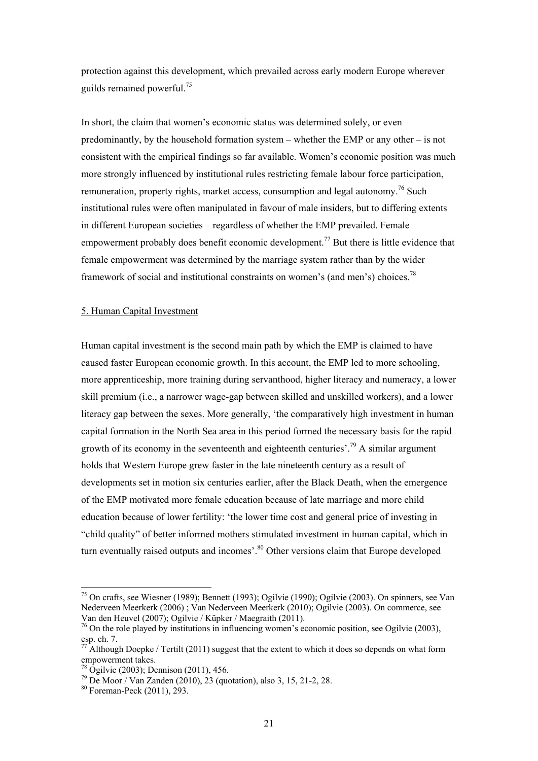protection against this development, which prevailed across early modern Europe wherever guilds remained powerful.[75]

In short, the claim that women's economic status was determined solely, or even predominantly, by the household formation system – whether the EMP or any other – is not consistent with the empirical findings so far available. Women's economic position was much more strongly influenced by institutional rules restricting female labour force participation, remuneration, property rights, market access, consumption and legal autonomy.[76] Such institutional rules were often manipulated in favour of male insiders, but to differing extents in different European societies – regardless of whether the EMP prevailed. Female empowerment probably does benefit economic development.[77] But there is little evidence that female empowerment was determined by the marriage system rather than by the wider framework of social and institutional constraints on women's (and men's) choices.[78]

## 5. Human Capital Investment

Human capital investment is the second main path by which the EMP is claimed to have caused faster European economic growth. In this account, the EMP led to more schooling, more apprenticeship, more training during servanthood, higher literacy and numeracy, a lower skill premium (i.e., a narrower wage-gap between skilled and unskilled workers), and a lower literacy gap between the sexes. More generally, 'the comparatively high investment in human capital formation in the North Sea area in this period formed the necessary basis for the rapid growth of its economy in the seventeenth and eighteenth centuries'.[79] A similar argument holds that Western Europe grew faster in the late nineteenth century as a result of developments set in motion six centuries earlier, after the Black Death, when the emergence of the EMP motivated more female education because of late marriage and more child education because of lower fertility: 'the lower time cost and general price of investing in "child quality" of better informed mothers stimulated investment in human capital, which in turn eventually raised outputs and incomes'.[80] Other versions claim that Europe developed

---

[75] On crafts, see Wiesner (1989); Bennett (1993); Ogilvie (1990); Ogilvie (2003). On spinners, see Van Nederveen Meerkerk (2006) ; Van Nederveen Meerkerk (2010); Ogilvie (2003). On commerce, see Van den Heuvel (2007); Ogilvie / Küpker / Maegraith (2011).

[76] On the role played by institutions in influencing women's economic position, see Ogilvie (2003), esp. ch. 7.

[77] Although Doepke / Tertilt (2011) suggest that the extent to which it does so depends on what form empowerment takes.

[78] Ogilvie (2003); Dennison (2011), 456.

[79] De Moor / Van Zanden (2010), 23 (quotation), also 3, 15, 21-2, 28.

[80] Foreman-Peck (2011), 293.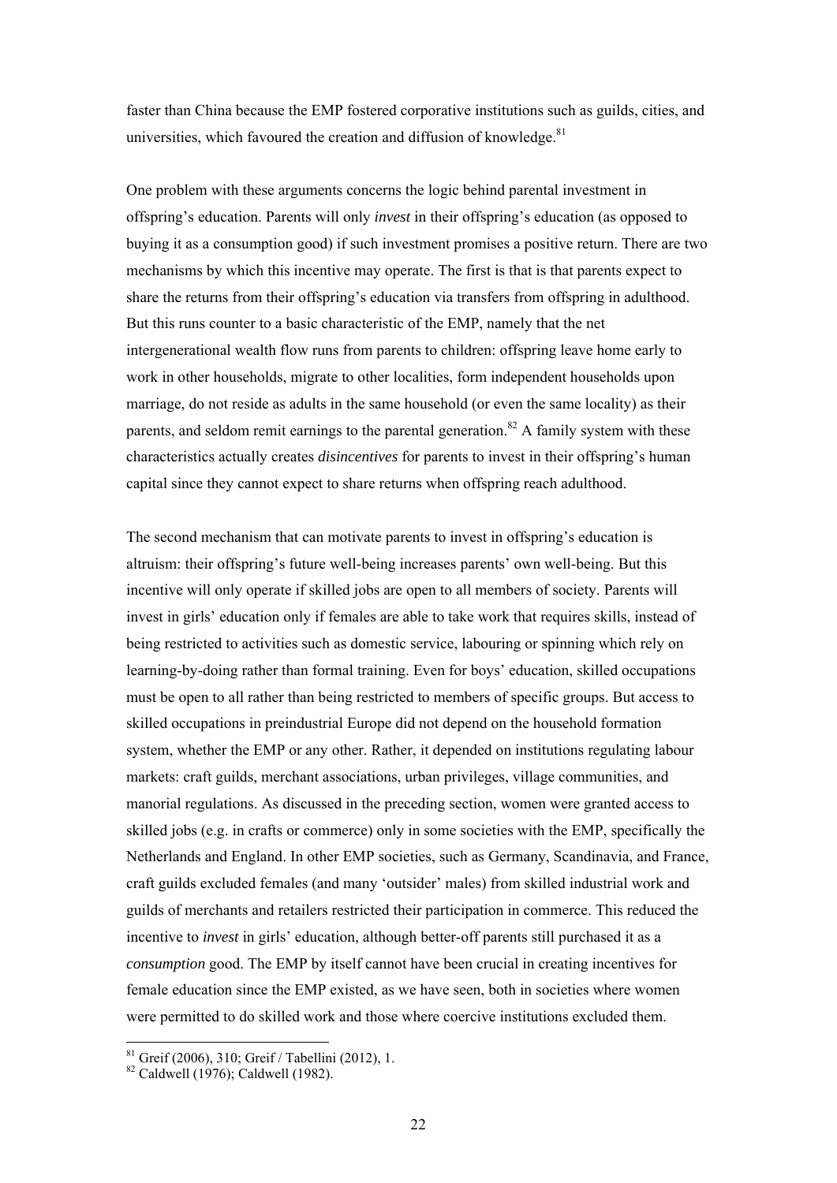faster than China because the EMP fostered corporative institutions such as guilds, cities, and universities, which favoured the creation and diffusion of knowledge.[81]

One problem with these arguments concerns the logic behind parental investment in offspring's education. Parents will only *invest* in their offspring's education (as opposed to buying it as a consumption good) if such investment promises a positive return. There are two mechanisms by which this incentive may operate. The first is that is that parents expect to share the returns from their offspring's education via transfers from offspring in adulthood. But this runs counter to a basic characteristic of the EMP, namely that the net intergenerational wealth flow runs from parents to children: offspring leave home early to work in other households, migrate to other localities, form independent households upon marriage, do not reside as adults in the same household (or even the same locality) as their parents, and seldom remit earnings to the parental generation.[82] A family system with these characteristics actually creates *disincentives* for parents to invest in their offspring's human capital since they cannot expect to share returns when offspring reach adulthood.

The second mechanism that can motivate parents to invest in offspring's education is altruism: their offspring's future well-being increases parents' own well-being. But this incentive will only operate if skilled jobs are open to all members of society. Parents will invest in girls' education only if females are able to take work that requires skills, instead of being restricted to activities such as domestic service, labouring or spinning which rely on learning-by-doing rather than formal training. Even for boys' education, skilled occupations must be open to all rather than being restricted to members of specific groups. But access to skilled occupations in preindustrial Europe did not depend on the household formation system, whether the EMP or any other. Rather, it depended on institutions regulating labour markets: craft guilds, merchant associations, urban privileges, village communities, and manorial regulations. As discussed in the preceding section, women were granted access to skilled jobs (e.g. in crafts or commerce) only in some societies with the EMP, specifically the Netherlands and England. In other EMP societies, such as Germany, Scandinavia, and France, craft guilds excluded females (and many 'outsider' males) from skilled industrial work and guilds of merchants and retailers restricted their participation in commerce. This reduced the incentive to *invest* in girls' education, although better-off parents still purchased it as a *consumption* good. The EMP by itself cannot have been crucial in creating incentives for female education since the EMP existed, as we have seen, both in societies where women were permitted to do skilled work and those where coercive institutions excluded them.

[81] Greif (2006), 310; Greif / Tabellini (2012), 1.
[82] Caldwell (1976); Caldwell (1982).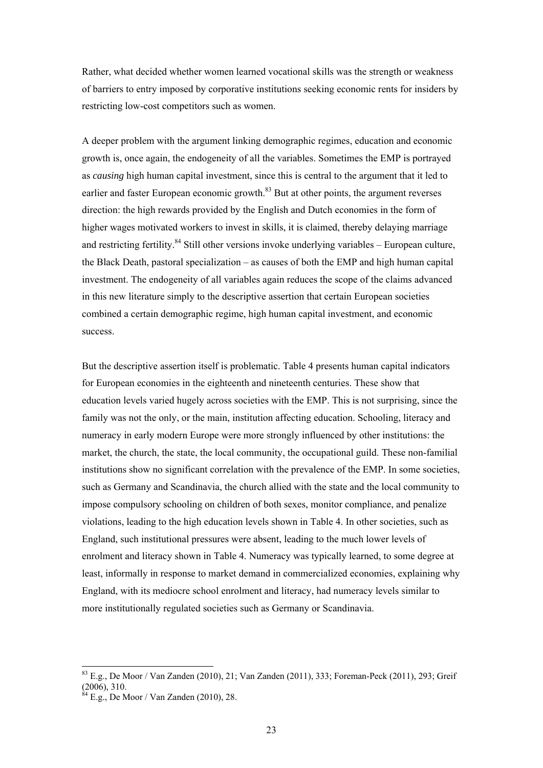Rather, what decided whether women learned vocational skills was the strength or weakness of barriers to entry imposed by corporative institutions seeking economic rents for insiders by restricting low-cost competitors such as women.

A deeper problem with the argument linking demographic regimes, education and economic growth is, once again, the endogeneity of all the variables. Sometimes the EMP is portrayed as *causing* high human capital investment, since this is central to the argument that it led to earlier and faster European economic growth.[83] But at other points, the argument reverses direction: the high rewards provided by the English and Dutch economies in the form of higher wages motivated workers to invest in skills, it is claimed, thereby delaying marriage and restricting fertility.[84] Still other versions invoke underlying variables – European culture, the Black Death, pastoral specialization – as causes of both the EMP and high human capital investment. The endogeneity of all variables again reduces the scope of the claims advanced in this new literature simply to the descriptive assertion that certain European societies combined a certain demographic regime, high human capital investment, and economic success.

But the descriptive assertion itself is problematic. Table 4 presents human capital indicators for European economies in the eighteenth and nineteenth centuries. These show that education levels varied hugely across societies with the EMP. This is not surprising, since the family was not the only, or the main, institution affecting education. Schooling, literacy and numeracy in early modern Europe were more strongly influenced by other institutions: the market, the church, the state, the local community, the occupational guild. These non-familial institutions show no significant correlation with the prevalence of the EMP. In some societies, such as Germany and Scandinavia, the church allied with the state and the local community to impose compulsory schooling on children of both sexes, monitor compliance, and penalize violations, leading to the high education levels shown in Table 4. In other societies, such as England, such institutional pressures were absent, leading to the much lower levels of enrolment and literacy shown in Table 4. Numeracy was typically learned, to some degree at least, informally in response to market demand in commercialized economies, explaining why England, with its mediocre school enrolment and literacy, had numeracy levels similar to more institutionally regulated societies such as Germany or Scandinavia.

[83] E.g., De Moor / Van Zanden (2010), 21; Van Zanden (2011), 333; Foreman-Peck (2011), 293; Greif (2006), 310.

[84] E.g., De Moor / Van Zanden (2010), 28.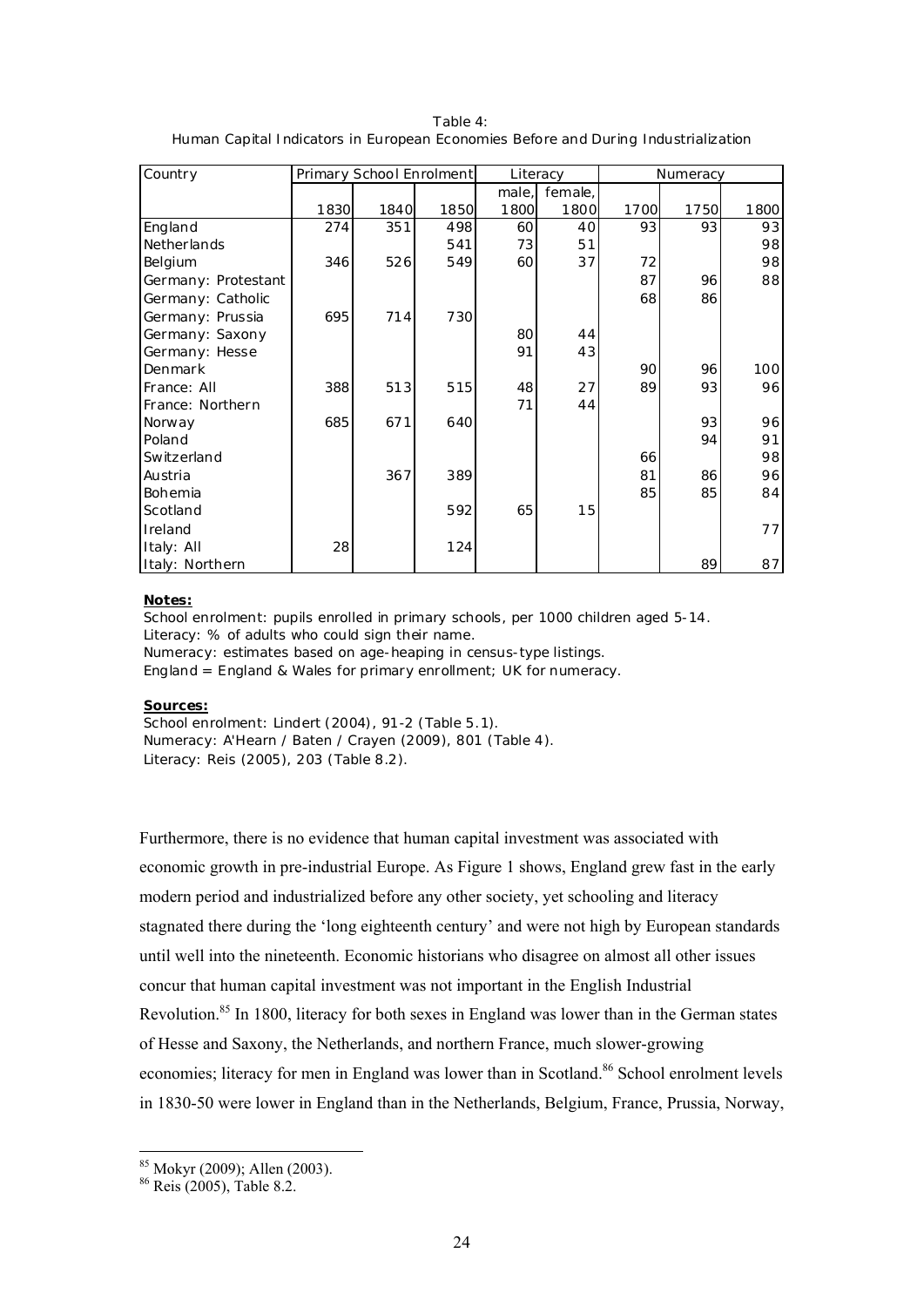Table 4:
Human Capital Indicators in European Economies Before and During Industrialization

| Country | Primary School Enrolment | | | Literacy | | Numeracy | | |
|---|---|---|---|---|---|---|---|---|
| | | | | male, | female, | | | |
| | 1830 | 1840 | 1850 | 1800 | 1800 | 1700 | 1750 | 1800 |
| England | 274 | 351 | 498 | 60 | 40 | 93 | 93 | 93 |
| Netherlands | | | 541 | 73 | 51 | | | 98 |
| Belgium | 346 | 526 | 549 | 60 | 37 | 72 | | 98 |
| Germany: Protestant | | | | | | 87 | 96 | 88 |
| Germany: Catholic | | | | | | 68 | 86 | |
| Germany: Prussia | 695 | 714 | 730 | | | | | |
| Germany: Saxony | | | | 80 | 44 | | | |
| Germany: Hesse | | | | 91 | 43 | | | |
| Denmark | | | | | | 90 | 96 | 100 |
| France: All | 388 | 513 | 515 | 48 | 27 | 89 | 93 | 96 |
| France: Northern | | | | 71 | 44 | | | |
| Norway | 685 | 671 | 640 | | | | 93 | 96 |
| Poland | | | | | | | 94 | 91 |
| Switzerland | | | | | | 66 | | 98 |
| Austria | | 367 | 389 | | | 81 | 86 | 96 |
| Bohemia | | | | | | 85 | 85 | 84 |
| Scotland | | | 592 | 65 | 15 | | | |
| Ireland | | | | | | | | 77 |
| Italy: All | 28 | | 124 | | | | | |
| Italy: Northern | | | | | | | 89 | 87 |

**Notes:**
School enrolment: pupils enrolled in primary schools, per 1000 children aged 5-14.
Literacy: % of adults who could sign their name.
Numeracy: estimates based on age-heaping in census-type listings.
England = England & Wales for primary enrollment; UK for numeracy.

**Sources:**
School enrolment: Lindert (2004), 91-2 (Table 5.1).
Numeracy: A'Hearn / Baten / Crayen (2009), 801 (Table 4).
Literacy: Reis (2005), 203 (Table 8.2).

Furthermore, there is no evidence that human capital investment was associated with economic growth in pre-industrial Europe. As Figure 1 shows, England grew fast in the early modern period and industrialized before any other society, yet schooling and literacy stagnated there during the 'long eighteenth century' and were not high by European standards until well into the nineteenth. Economic historians who disagree on almost all other issues concur that human capital investment was not important in the English Industrial Revolution.[85] In 1800, literacy for both sexes in England was lower than in the German states of Hesse and Saxony, the Netherlands, and northern France, much slower-growing economies; literacy for men in England was lower than in Scotland.[86] School enrolment levels in 1830-50 were lower in England than in the Netherlands, Belgium, France, Prussia, Norway,

[85] Mokyr (2009); Allen (2003).
[86] Reis (2005), Table 8.2.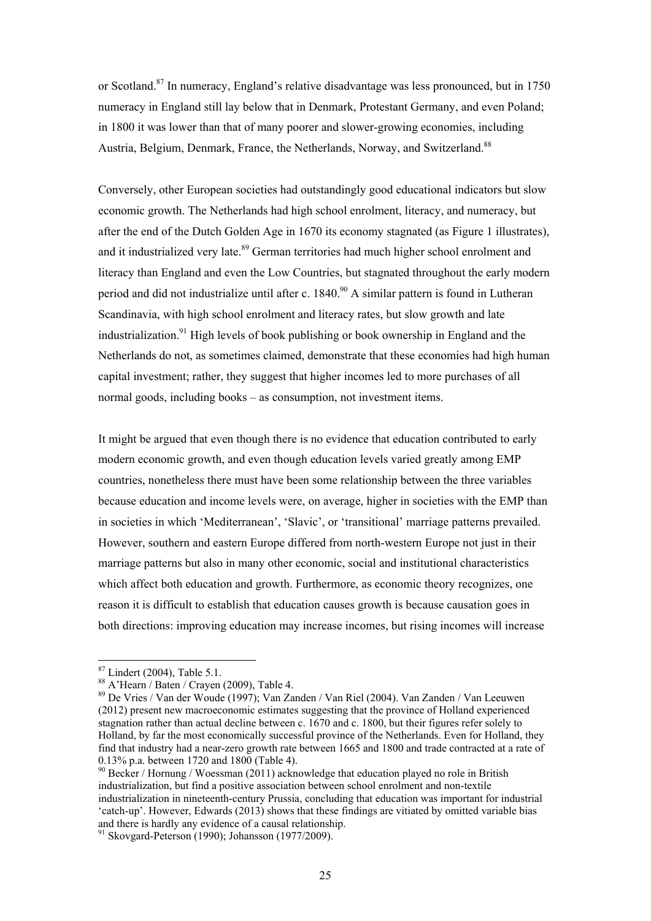or Scotland.[87] In numeracy, England's relative disadvantage was less pronounced, but in 1750 numeracy in England still lay below that in Denmark, Protestant Germany, and even Poland; in 1800 it was lower than that of many poorer and slower-growing economies, including Austria, Belgium, Denmark, France, the Netherlands, Norway, and Switzerland.[88]

Conversely, other European societies had outstandingly good educational indicators but slow economic growth. The Netherlands had high school enrolment, literacy, and numeracy, but after the end of the Dutch Golden Age in 1670 its economy stagnated (as Figure 1 illustrates), and it industrialized very late.[89] German territories had much higher school enrolment and literacy than England and even the Low Countries, but stagnated throughout the early modern period and did not industrialize until after c. 1840.[90] A similar pattern is found in Lutheran Scandinavia, with high school enrolment and literacy rates, but slow growth and late industrialization.[91] High levels of book publishing or book ownership in England and the Netherlands do not, as sometimes claimed, demonstrate that these economies had high human capital investment; rather, they suggest that higher incomes led to more purchases of all normal goods, including books – as consumption, not investment items.

It might be argued that even though there is no evidence that education contributed to early modern economic growth, and even though education levels varied greatly among EMP countries, nonetheless there must have been some relationship between the three variables because education and income levels were, on average, higher in societies with the EMP than in societies in which 'Mediterranean', 'Slavic', or 'transitional' marriage patterns prevailed. However, southern and eastern Europe differed from north-western Europe not just in their marriage patterns but also in many other economic, social and institutional characteristics which affect both education and growth. Furthermore, as economic theory recognizes, one reason it is difficult to establish that education causes growth is because causation goes in both directions: improving education may increase incomes, but rising incomes will increase

---

[87] Lindert (2004), Table 5.1.

[88] A'Hearn / Baten / Crayen (2009), Table 4.

[89] De Vries / Van der Woude (1997); Van Zanden / Van Riel (2004). Van Zanden / Van Leeuwen (2012) present new macroeconomic estimates suggesting that the province of Holland experienced stagnation rather than actual decline between c. 1670 and c. 1800, but their figures refer solely to Holland, by far the most economically successful province of the Netherlands. Even for Holland, they find that industry had a near-zero growth rate between 1665 and 1800 and trade contracted at a rate of 0.13% p.a. between 1720 and 1800 (Table 4).

[90] Becker / Hornung / Woessman (2011) acknowledge that education played no role in British industrialization, but find a positive association between school enrolment and non-textile industrialization in nineteenth-century Prussia, concluding that education was important for industrial 'catch-up'. However, Edwards (2013) shows that these findings are vitiated by omitted variable bias and there is hardly any evidence of a causal relationship.

[91] Skovgard-Peterson (1990); Johansson (1977/2009).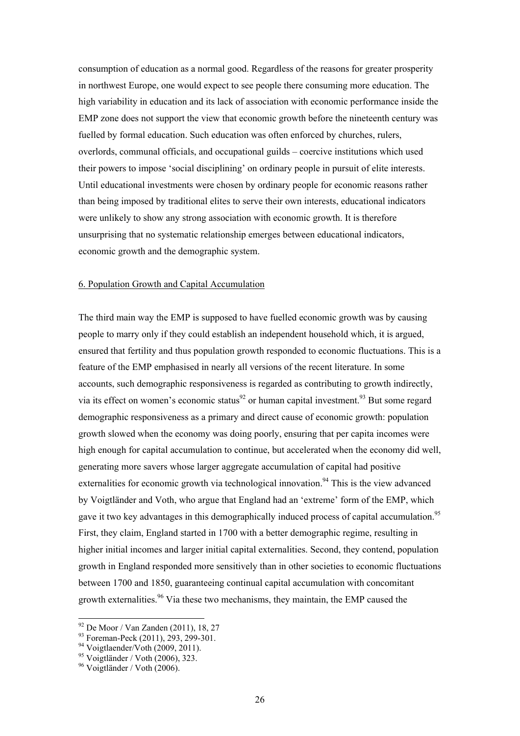consumption of education as a normal good. Regardless of the reasons for greater prosperity in northwest Europe, one would expect to see people there consuming more education. The high variability in education and its lack of association with economic performance inside the EMP zone does not support the view that economic growth before the nineteenth century was fuelled by formal education. Such education was often enforced by churches, rulers, overlords, communal officials, and occupational guilds – coercive institutions which used their powers to impose 'social disciplining' on ordinary people in pursuit of elite interests. Until educational investments were chosen by ordinary people for economic reasons rather than being imposed by traditional elites to serve their own interests, educational indicators were unlikely to show any strong association with economic growth. It is therefore unsurprising that no systematic relationship emerges between educational indicators, economic growth and the demographic system.

## 6. Population Growth and Capital Accumulation

The third main way the EMP is supposed to have fuelled economic growth was by causing people to marry only if they could establish an independent household which, it is argued, ensured that fertility and thus population growth responded to economic fluctuations. This is a feature of the EMP emphasised in nearly all versions of the recent literature. In some accounts, such demographic responsiveness is regarded as contributing to growth indirectly, via its effect on women's economic status[92] or human capital investment.[93] But some regard demographic responsiveness as a primary and direct cause of economic growth: population growth slowed when the economy was doing poorly, ensuring that per capita incomes were high enough for capital accumulation to continue, but accelerated when the economy did well, generating more savers whose larger aggregate accumulation of capital had positive externalities for economic growth via technological innovation.[94] This is the view advanced by Voigtländer and Voth, who argue that England had an 'extreme' form of the EMP, which gave it two key advantages in this demographically induced process of capital accumulation.[95] First, they claim, England started in 1700 with a better demographic regime, resulting in higher initial incomes and larger initial capital externalities. Second, they contend, population growth in England responded more sensitively than in other societies to economic fluctuations between 1700 and 1850, guaranteeing continual capital accumulation with concomitant growth externalities.[96] Via these two mechanisms, they maintain, the EMP caused the

[92] De Moor / Van Zanden (2011), 18, 27

[93] Foreman-Peck (2011), 293, 299-301.

[94] Voigtlaender/Voth (2009, 2011).

[95] Voigtländer / Voth (2006), 323.

[96] Voigtländer / Voth (2006).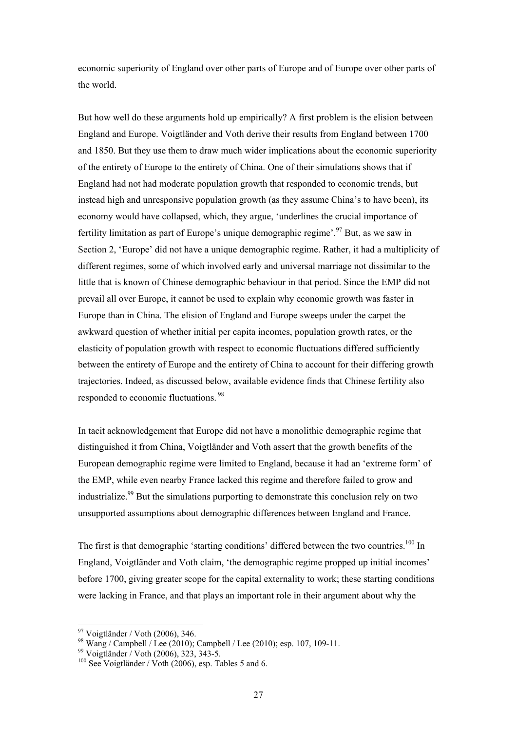economic superiority of England over other parts of Europe and of Europe over other parts of the world.

But how well do these arguments hold up empirically? A first problem is the elision between England and Europe. Voigtländer and Voth derive their results from England between 1700 and 1850. But they use them to draw much wider implications about the economic superiority of the entirety of Europe to the entirety of China. One of their simulations shows that if England had not had moderate population growth that responded to economic trends, but instead high and unresponsive population growth (as they assume China's to have been), its economy would have collapsed, which, they argue, 'underlines the crucial importance of fertility limitation as part of Europe's unique demographic regime'.[97] But, as we saw in Section 2, 'Europe' did not have a unique demographic regime. Rather, it had a multiplicity of different regimes, some of which involved early and universal marriage not dissimilar to the little that is known of Chinese demographic behaviour in that period. Since the EMP did not prevail all over Europe, it cannot be used to explain why economic growth was faster in Europe than in China. The elision of England and Europe sweeps under the carpet the awkward question of whether initial per capita incomes, population growth rates, or the elasticity of population growth with respect to economic fluctuations differed sufficiently between the entirety of Europe and the entirety of China to account for their differing growth trajectories. Indeed, as discussed below, available evidence finds that Chinese fertility also responded to economic fluctuations.[98]

In tacit acknowledgement that Europe did not have a monolithic demographic regime that distinguished it from China, Voigtländer and Voth assert that the growth benefits of the European demographic regime were limited to England, because it had an 'extreme form' of the EMP, while even nearby France lacked this regime and therefore failed to grow and industrialize.[99] But the simulations purporting to demonstrate this conclusion rely on two unsupported assumptions about demographic differences between England and France.

The first is that demographic 'starting conditions' differed between the two countries.[100] In England, Voigtländer and Voth claim, 'the demographic regime propped up initial incomes' before 1700, giving greater scope for the capital externality to work; these starting conditions were lacking in France, and that plays an important role in their argument about why the

---

[97] Voigtländer / Voth (2006), 346.

[98] Wang / Campbell / Lee (2010); Campbell / Lee (2010); esp. 107, 109-11.

[99] Voigtländer / Voth (2006), 323, 343-5.

[100] See Voigtländer / Voth (2006), esp. Tables 5 and 6.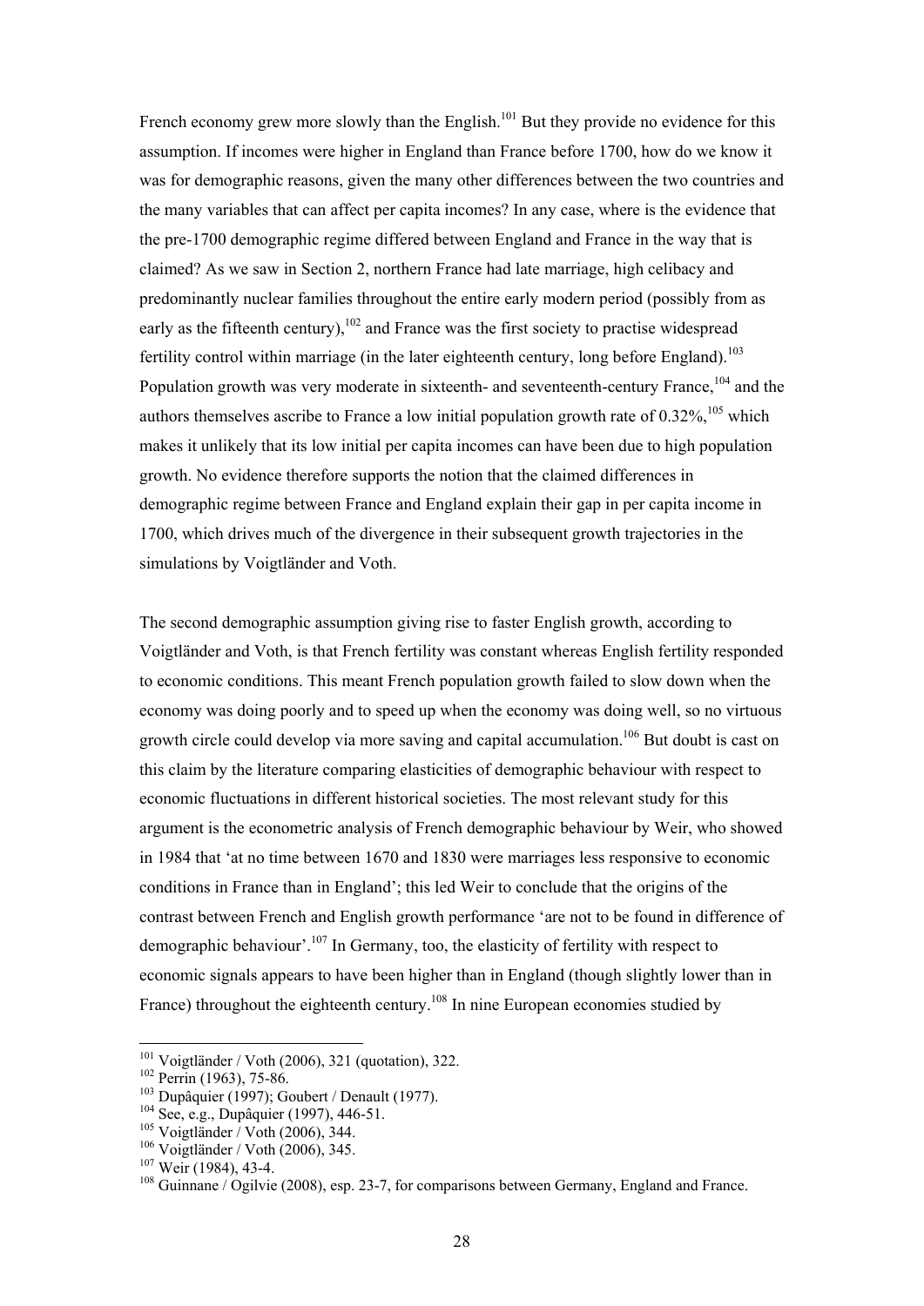French economy grew more slowly than the English.[101] But they provide no evidence for this assumption. If incomes were higher in England than France before 1700, how do we know it was for demographic reasons, given the many other differences between the two countries and the many variables that can affect per capita incomes? In any case, where is the evidence that the pre-1700 demographic regime differed between England and France in the way that is claimed? As we saw in Section 2, northern France had late marriage, high celibacy and predominantly nuclear families throughout the entire early modern period (possibly from as early as the fifteenth century),[102] and France was the first society to practise widespread fertility control within marriage (in the later eighteenth century, long before England).[103] Population growth was very moderate in sixteenth- and seventeenth-century France,[104] and the authors themselves ascribe to France a low initial population growth rate of 0.32%,[105] which makes it unlikely that its low initial per capita incomes can have been due to high population growth. No evidence therefore supports the notion that the claimed differences in demographic regime between France and England explain their gap in per capita income in 1700, which drives much of the divergence in their subsequent growth trajectories in the simulations by Voigtländer and Voth.

The second demographic assumption giving rise to faster English growth, according to Voigtländer and Voth, is that French fertility was constant whereas English fertility responded to economic conditions. This meant French population growth failed to slow down when the economy was doing poorly and to speed up when the economy was doing well, so no virtuous growth circle could develop via more saving and capital accumulation.[106] But doubt is cast on this claim by the literature comparing elasticities of demographic behaviour with respect to economic fluctuations in different historical societies. The most relevant study for this argument is the econometric analysis of French demographic behaviour by Weir, who showed in 1984 that 'at no time between 1670 and 1830 were marriages less responsive to economic conditions in France than in England'; this led Weir to conclude that the origins of the contrast between French and English growth performance 'are not to be found in difference of demographic behaviour'.[107] In Germany, too, the elasticity of fertility with respect to economic signals appears to have been higher than in England (though slightly lower than in France) throughout the eighteenth century.[108] In nine European economies studied by

---

[101] Voigtländer / Voth (2006), 321 (quotation), 322.
[102] Perrin (1963), 75-86.
[103] Dupâquier (1997); Goubert / Denault (1977).
[104] See, e.g., Dupâquier (1997), 446-51.
[105] Voigtländer / Voth (2006), 344.
[106] Voigtländer / Voth (2006), 345.
[107] Weir (1984), 43-4.
[108] Guinnane / Ogilvie (2008), esp. 23-7, for comparisons between Germany, England and France.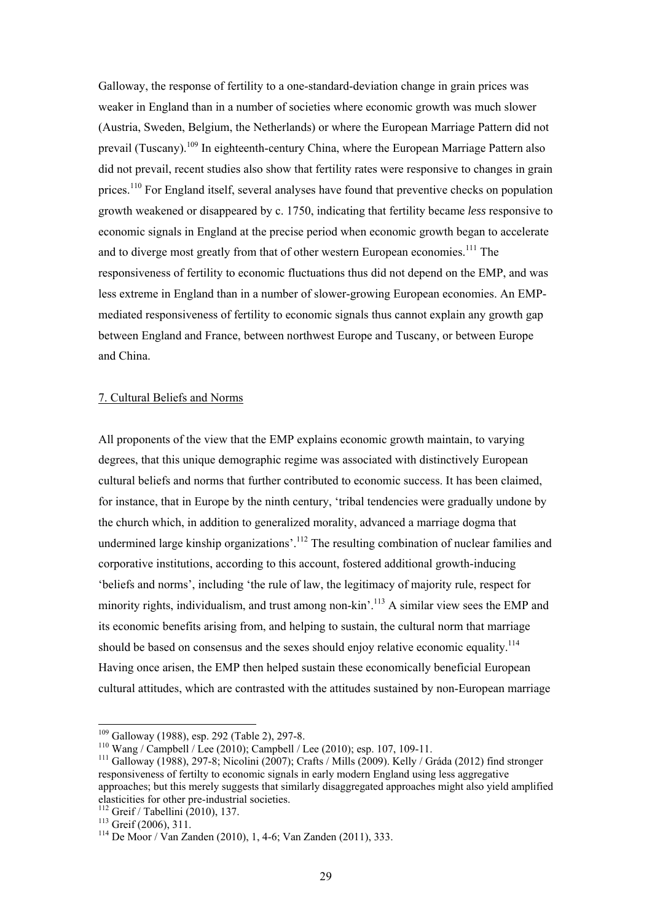Galloway, the response of fertility to a one-standard-deviation change in grain prices was weaker in England than in a number of societies where economic growth was much slower (Austria, Sweden, Belgium, the Netherlands) or where the European Marriage Pattern did not prevail (Tuscany).[109] In eighteenth-century China, where the European Marriage Pattern also did not prevail, recent studies also show that fertility rates were responsive to changes in grain prices.[110] For England itself, several analyses have found that preventive checks on population growth weakened or disappeared by c. 1750, indicating that fertility became *less* responsive to economic signals in England at the precise period when economic growth began to accelerate and to diverge most greatly from that of other western European economies.[111] The responsiveness of fertility to economic fluctuations thus did not depend on the EMP, and was less extreme in England than in a number of slower-growing European economies. An EMP-mediated responsiveness of fertility to economic signals thus cannot explain any growth gap between England and France, between northwest Europe and Tuscany, or between Europe and China.

## 7. Cultural Beliefs and Norms

All proponents of the view that the EMP explains economic growth maintain, to varying degrees, that this unique demographic regime was associated with distinctively European cultural beliefs and norms that further contributed to economic success. It has been claimed, for instance, that in Europe by the ninth century, 'tribal tendencies were gradually undone by the church which, in addition to generalized morality, advanced a marriage dogma that undermined large kinship organizations'.[112] The resulting combination of nuclear families and corporative institutions, according to this account, fostered additional growth-inducing 'beliefs and norms', including 'the rule of law, the legitimacy of majority rule, respect for minority rights, individualism, and trust among non-kin'.[113] A similar view sees the EMP and its economic benefits arising from, and helping to sustain, the cultural norm that marriage should be based on consensus and the sexes should enjoy relative economic equality.[114] Having once arisen, the EMP then helped sustain these economically beneficial European cultural attitudes, which are contrasted with the attitudes sustained by non-European marriage

---

[109] Galloway (1988), esp. 292 (Table 2), 297-8.

[110] Wang / Campbell / Lee (2010); Campbell / Lee (2010); esp. 107, 109-11.

[111] Galloway (1988), 297-8; Nicolini (2007); Crafts / Mills (2009). Kelly / Gráda (2012) find stronger responsiveness of fertilty to economic signals in early modern England using less aggregative approaches; but this merely suggests that similarly disaggregated approaches might also yield amplified elasticities for other pre-industrial societies.

[112] Greif / Tabellini (2010), 137.

[113] Greif (2006), 311.

[114] De Moor / Van Zanden (2010), 1, 4-6; Van Zanden (2011), 333.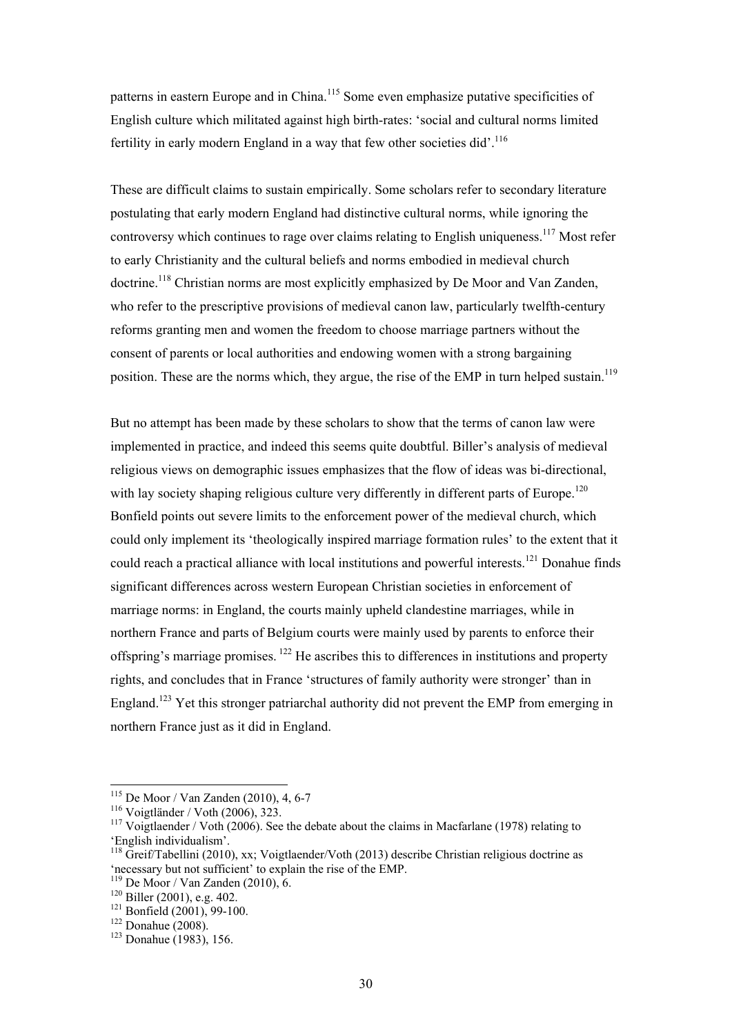patterns in eastern Europe and in China.[115] Some even emphasize putative specificities of English culture which militated against high birth-rates: 'social and cultural norms limited fertility in early modern England in a way that few other societies did'.[116]

These are difficult claims to sustain empirically. Some scholars refer to secondary literature postulating that early modern England had distinctive cultural norms, while ignoring the controversy which continues to rage over claims relating to English uniqueness.[117] Most refer to early Christianity and the cultural beliefs and norms embodied in medieval church doctrine.[118] Christian norms are most explicitly emphasized by De Moor and Van Zanden, who refer to the prescriptive provisions of medieval canon law, particularly twelfth-century reforms granting men and women the freedom to choose marriage partners without the consent of parents or local authorities and endowing women with a strong bargaining position. These are the norms which, they argue, the rise of the EMP in turn helped sustain.[119]

But no attempt has been made by these scholars to show that the terms of canon law were implemented in practice, and indeed this seems quite doubtful. Biller's analysis of medieval religious views on demographic issues emphasizes that the flow of ideas was bi-directional, with lay society shaping religious culture very differently in different parts of Europe.[120] Bonfield points out severe limits to the enforcement power of the medieval church, which could only implement its 'theologically inspired marriage formation rules' to the extent that it could reach a practical alliance with local institutions and powerful interests.[121] Donahue finds significant differences across western European Christian societies in enforcement of marriage norms: in England, the courts mainly upheld clandestine marriages, while in northern France and parts of Belgium courts were mainly used by parents to enforce their offspring's marriage promises. [122] He ascribes this to differences in institutions and property rights, and concludes that in France 'structures of family authority were stronger' than in England.[123] Yet this stronger patriarchal authority did not prevent the EMP from emerging in northern France just as it did in England.

---

[115] De Moor / Van Zanden (2010), 4, 6-7

[116] Voigtländer / Voth (2006), 323.

[117] Voigtlaender / Voth (2006). See the debate about the claims in Macfarlane (1978) relating to 'English individualism'.

[118] Greif/Tabellini (2010), xx; Voigtlaender/Voth (2013) describe Christian religious doctrine as 'necessary but not sufficient' to explain the rise of the EMP.

[119] De Moor / Van Zanden (2010), 6.

[120] Biller (2001), e.g. 402.

[121] Bonfield (2001), 99-100.

[122] Donahue (2008).

[123] Donahue (1983), 156.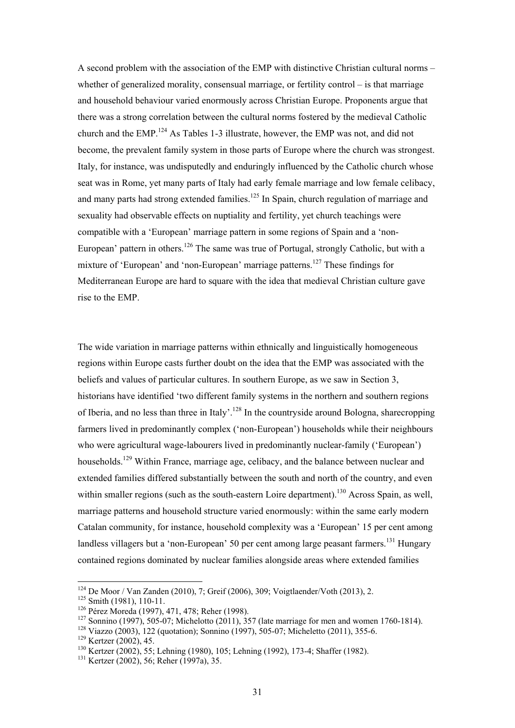A second problem with the association of the EMP with distinctive Christian cultural norms – whether of generalized morality, consensual marriage, or fertility control – is that marriage and household behaviour varied enormously across Christian Europe. Proponents argue that there was a strong correlation between the cultural norms fostered by the medieval Catholic church and the EMP.[124] As Tables 1-3 illustrate, however, the EMP was not, and did not become, the prevalent family system in those parts of Europe where the church was strongest. Italy, for instance, was undisputedly and enduringly influenced by the Catholic church whose seat was in Rome, yet many parts of Italy had early female marriage and low female celibacy, and many parts had strong extended families.[125] In Spain, church regulation of marriage and sexuality had observable effects on nuptiality and fertility, yet church teachings were compatible with a 'European' marriage pattern in some regions of Spain and a 'non-European' pattern in others.[126] The same was true of Portugal, strongly Catholic, but with a mixture of 'European' and 'non-European' marriage patterns.[127] These findings for Mediterranean Europe are hard to square with the idea that medieval Christian culture gave rise to the EMP.

The wide variation in marriage patterns within ethnically and linguistically homogeneous regions within Europe casts further doubt on the idea that the EMP was associated with the beliefs and values of particular cultures. In southern Europe, as we saw in Section 3, historians have identified 'two different family systems in the northern and southern regions of Iberia, and no less than three in Italy'.[128] In the countryside around Bologna, sharecropping farmers lived in predominantly complex ('non-European') households while their neighbours who were agricultural wage-labourers lived in predominantly nuclear-family ('European') households.[129] Within France, marriage age, celibacy, and the balance between nuclear and extended families differed substantially between the south and north of the country, and even within smaller regions (such as the south-eastern Loire department).[130] Across Spain, as well, marriage patterns and household structure varied enormously: within the same early modern Catalan community, for instance, household complexity was a 'European' 15 per cent among landless villagers but a 'non-European' 50 per cent among large peasant farmers.[131] Hungary contained regions dominated by nuclear families alongside areas where extended families

---

[124] De Moor / Van Zanden (2010), 7; Greif (2006), 309; Voigtlaender/Voth (2013), 2.

[125] Smith (1981), 110-11.

[126] Pérez Moreda (1997), 471, 478; Reher (1998).

[127] Sonnino (1997), 505-07; Michelotto (2011), 357 (late marriage for men and women 1760-1814).

[128] Viazzo (2003), 122 (quotation); Sonnino (1997), 505-07; Micheletto (2011), 355-6.

[129] Kertzer (2002), 45.

[130] Kertzer (2002), 55; Lehning (1980), 105; Lehning (1992), 173-4; Shaffer (1982).

[131] Kertzer (2002), 56; Reher (1997a), 35.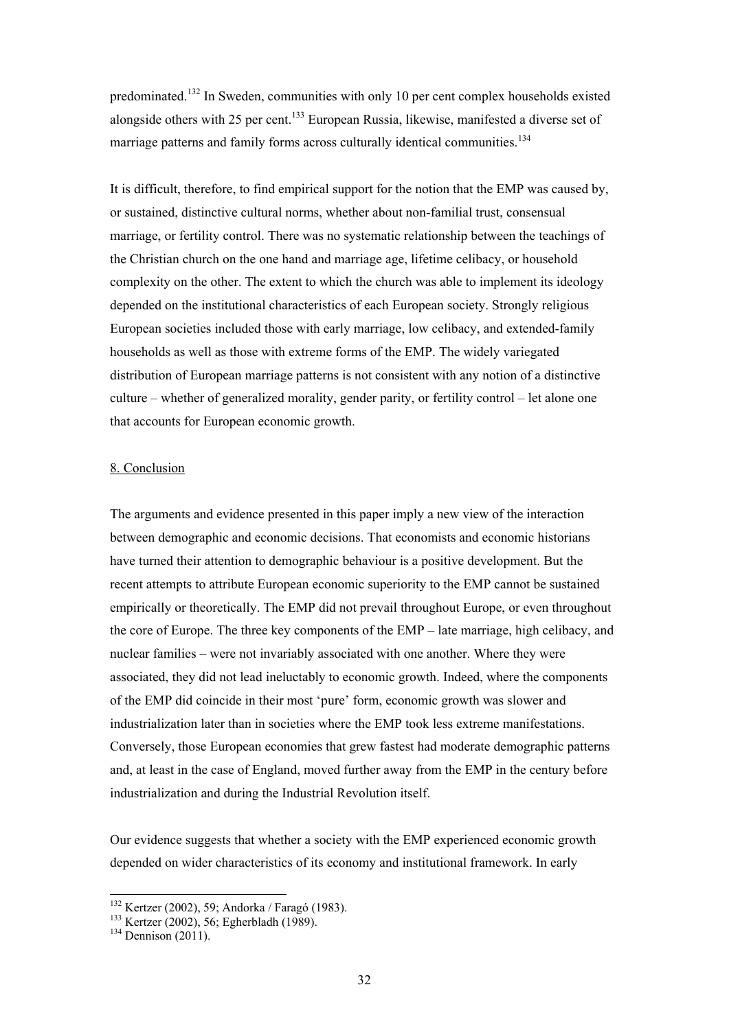predominated.[132] In Sweden, communities with only 10 per cent complex households existed alongside others with 25 per cent.[133] European Russia, likewise, manifested a diverse set of marriage patterns and family forms across culturally identical communities.[134]

It is difficult, therefore, to find empirical support for the notion that the EMP was caused by, or sustained, distinctive cultural norms, whether about non-familial trust, consensual marriage, or fertility control. There was no systematic relationship between the teachings of the Christian church on the one hand and marriage age, lifetime celibacy, or household complexity on the other. The extent to which the church was able to implement its ideology depended on the institutional characteristics of each European society. Strongly religious European societies included those with early marriage, low celibacy, and extended-family households as well as those with extreme forms of the EMP. The widely variegated distribution of European marriage patterns is not consistent with any notion of a distinctive culture – whether of generalized morality, gender parity, or fertility control – let alone one that accounts for European economic growth.

## 8. Conclusion

The arguments and evidence presented in this paper imply a new view of the interaction between demographic and economic decisions. That economists and economic historians have turned their attention to demographic behaviour is a positive development. But the recent attempts to attribute European economic superiority to the EMP cannot be sustained empirically or theoretically. The EMP did not prevail throughout Europe, or even throughout the core of Europe. The three key components of the EMP – late marriage, high celibacy, and nuclear families – were not invariably associated with one another. Where they were associated, they did not lead ineluctably to economic growth. Indeed, where the components of the EMP did coincide in their most 'pure' form, economic growth was slower and industrialization later than in societies where the EMP took less extreme manifestations. Conversely, those European economies that grew fastest had moderate demographic patterns and, at least in the case of England, moved further away from the EMP in the century before industrialization and during the Industrial Revolution itself.

Our evidence suggests that whether a society with the EMP experienced economic growth depended on wider characteristics of its economy and institutional framework. In early

[132] Kertzer (2002), 59; Andorka / Faragó (1983).

[133] Kertzer (2002), 56; Egherbladh (1989).

[134] Dennison (2011).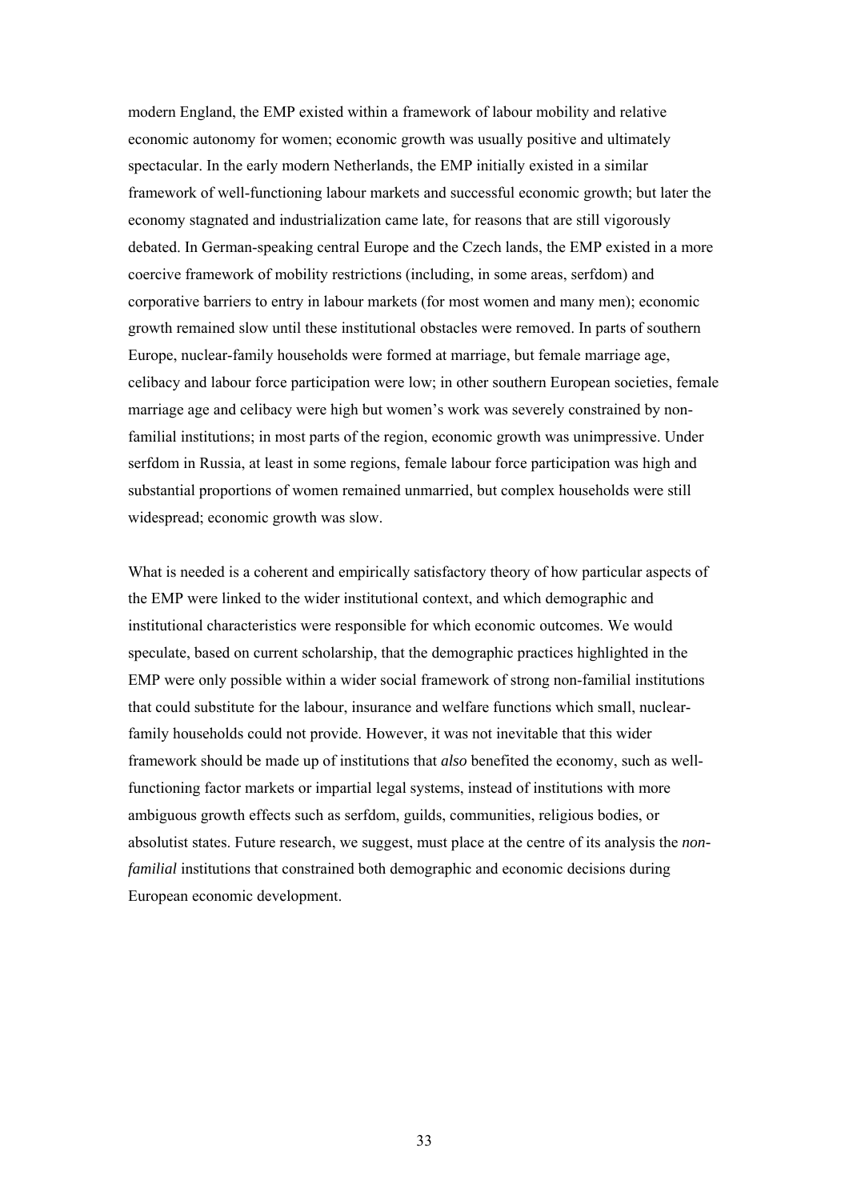modern England, the EMP existed within a framework of labour mobility and relative economic autonomy for women; economic growth was usually positive and ultimately spectacular. In the early modern Netherlands, the EMP initially existed in a similar framework of well-functioning labour markets and successful economic growth; but later the economy stagnated and industrialization came late, for reasons that are still vigorously debated. In German-speaking central Europe and the Czech lands, the EMP existed in a more coercive framework of mobility restrictions (including, in some areas, serfdom) and corporative barriers to entry in labour markets (for most women and many men); economic growth remained slow until these institutional obstacles were removed. In parts of southern Europe, nuclear-family households were formed at marriage, but female marriage age, celibacy and labour force participation were low; in other southern European societies, female marriage age and celibacy were high but women's work was severely constrained by non-familial institutions; in most parts of the region, economic growth was unimpressive. Under serfdom in Russia, at least in some regions, female labour force participation was high and substantial proportions of women remained unmarried, but complex households were still widespread; economic growth was slow.

What is needed is a coherent and empirically satisfactory theory of how particular aspects of the EMP were linked to the wider institutional context, and which demographic and institutional characteristics were responsible for which economic outcomes. We would speculate, based on current scholarship, that the demographic practices highlighted in the EMP were only possible within a wider social framework of strong non-familial institutions that could substitute for the labour, insurance and welfare functions which small, nuclear-family households could not provide. However, it was not inevitable that this wider framework should be made up of institutions that *also* benefited the economy, such as well-functioning factor markets or impartial legal systems, instead of institutions with more ambiguous growth effects such as serfdom, guilds, communities, religious bodies, or absolutist states. Future research, we suggest, must place at the centre of its analysis the *non-familial* institutions that constrained both demographic and economic decisions during European economic development.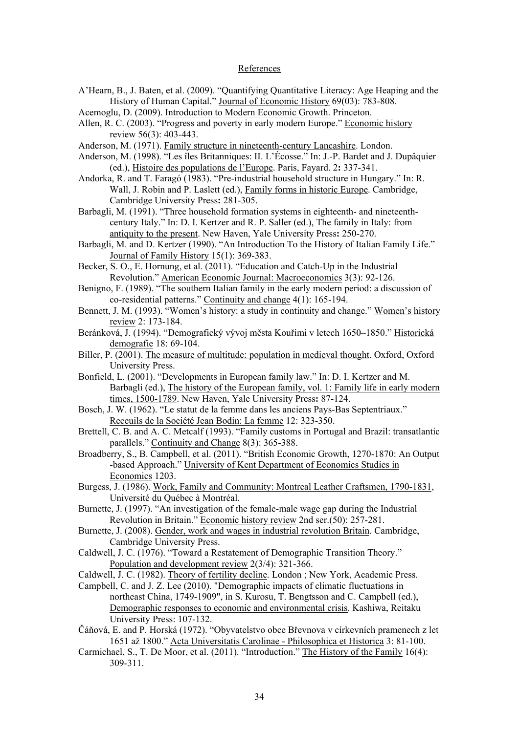## References

A'Hearn, B., J. Baten, et al. (2009). "Quantifying Quantitative Literacy: Age Heaping and the History of Human Capital." Journal of Economic History 69(03): 783-808.

Acemoglu, D. (2009). Introduction to Modern Economic Growth. Princeton.

Allen, R. C. (2003). "Progress and poverty in early modern Europe." Economic history review 56(3): 403-443.

Anderson, M. (1971). Family structure in nineteenth-century Lancashire. London.

Anderson, M. (1998). "Les îles Britanniques: II. L'Écosse." In: J.-P. Bardet and J. Dupâquier (ed.), Histoire des populations de l'Europe. Paris, Fayard. 2**:** 337-341.

Andorka, R. and T. Faragó (1983). "Pre-industrial household structure in Hungary." In: R. Wall, J. Robin and P. Laslett (ed.), Family forms in historic Europe. Cambridge, Cambridge University Press**:** 281-305.

Barbagli, M. (1991). "Three household formation systems in eighteenth- and nineteenth-century Italy." In: D. I. Kertzer and R. P. Saller (ed.), The family in Italy: from antiquity to the present. New Haven, Yale University Press**:** 250-270.

Barbagli, M. and D. Kertzer (1990). "An Introduction To the History of Italian Family Life." Journal of Family History 15(1): 369-383.

Becker, S. O., E. Hornung, et al. (2011). "Education and Catch-Up in the Industrial Revolution." American Economic Journal: Macroeconomics 3(3): 92-126.

Benigno, F. (1989). "The southern Italian family in the early modern period: a discussion of co-residential patterns." Continuity and change 4(1): 165-194.

Bennett, J. M. (1993). "Women's history: a study in continuity and change." Women's history review 2: 173-184.

Beránková, J. (1994). "Demografický vývoj města Kouřimi v letech 1650–1850." Historická demografie 18: 69-104.

Biller, P. (2001). The measure of multitude: population in medieval thought. Oxford, Oxford University Press.

Bonfield, L. (2001). "Developments in European family law." In: D. I. Kertzer and M. Barbagli (ed.), The history of the European family, vol. 1: Family life in early modern times, 1500-1789. New Haven, Yale University Press**:** 87-124.

Bosch, J. W. (1962). "Le statut de la femme dans les anciens Pays-Bas Septentriaux." Receuils de la Société Jean Bodin: La femme 12: 323-350.

Brettell, C. B. and A. C. Metcalf (1993). "Family customs in Portugal and Brazil: transatlantic parallels." Continuity and Change 8(3): 365-388.

Broadberry, S., B. Campbell, et al. (2011). "British Economic Growth, 1270-1870: An Output -based Approach." University of Kent Department of Economics Studies in Economics 1203.

Burgess, J. (1986). Work, Family and Community: Montreal Leather Craftsmen, 1790-1831, Université du Québec à Montréal.

Burnette, J. (1997). "An investigation of the female-male wage gap during the Industrial Revolution in Britain." Economic history review 2nd ser.(50): 257-281.

Burnette, J. (2008). Gender, work and wages in industrial revolution Britain. Cambridge, Cambridge University Press.

Caldwell, J. C. (1976). "Toward a Restatement of Demographic Transition Theory." Population and development review 2(3/4): 321-366.

Caldwell, J. C. (1982). Theory of fertility decline. London ; New York, Academic Press.

Campbell, C. and J. Z. Lee (2010). "Demographic impacts of climatic fluctuations in northeast China, 1749-1909", in S. Kurosu, T. Bengtsson and C. Campbell (ed.), Demographic responses to economic and environmental crisis. Kashiwa, Reitaku University Press: 107-132.

Čáňová, E. and P. Horská (1972). "Obyvatelstvo obce Břevnova v církevních pramenech z let 1651 až 1800." Acta Universitatis Carolinae - Philosophica et Historica 3: 81-100.

Carmichael, S., T. De Moor, et al. (2011). "Introduction." The History of the Family 16(4): 309-311.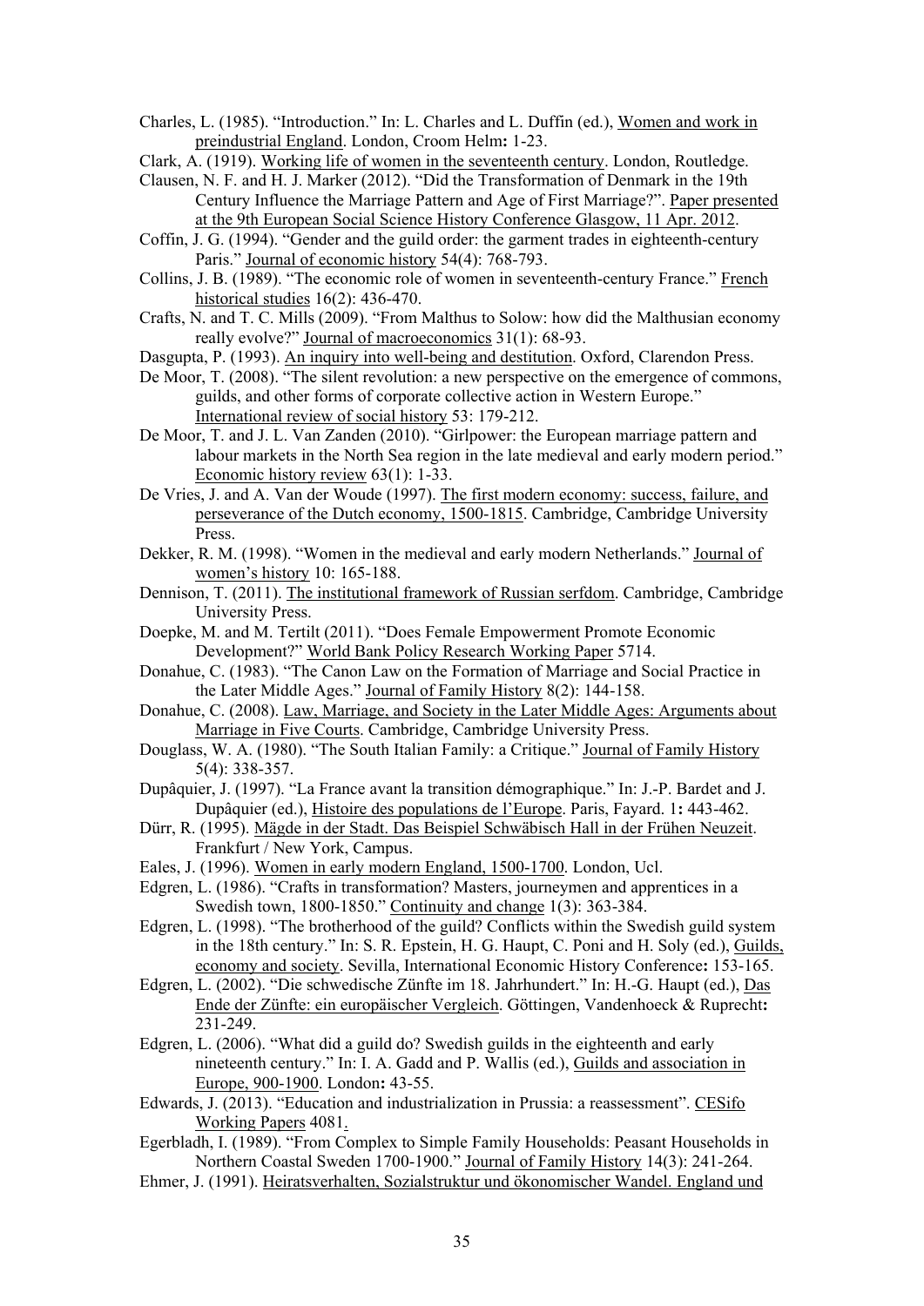Charles, L. (1985). "Introduction." In: L. Charles and L. Duffin (ed.), Women and work in preindustrial England. London, Croom Helm**:** 1-23.

Clark, A. (1919). Working life of women in the seventeenth century. London, Routledge.

Clausen, N. F. and H. J. Marker (2012). "Did the Transformation of Denmark in the 19th Century Influence the Marriage Pattern and Age of First Marriage?". Paper presented at the 9th European Social Science History Conference Glasgow, 11 Apr. 2012.

Coffin, J. G. (1994). "Gender and the guild order: the garment trades in eighteenth-century Paris." Journal of economic history 54(4): 768-793.

Collins, J. B. (1989). "The economic role of women in seventeenth-century France." French historical studies 16(2): 436-470.

Crafts, N. and T. C. Mills (2009). "From Malthus to Solow: how did the Malthusian economy really evolve?" Journal of macroeconomics 31(1): 68-93.

Dasgupta, P. (1993). An inquiry into well-being and destitution. Oxford, Clarendon Press.

De Moor, T. (2008). "The silent revolution: a new perspective on the emergence of commons, guilds, and other forms of corporate collective action in Western Europe." International review of social history 53: 179-212.

De Moor, T. and J. L. Van Zanden (2010). "Girlpower: the European marriage pattern and labour markets in the North Sea region in the late medieval and early modern period." Economic history review 63(1): 1-33.

De Vries, J. and A. Van der Woude (1997). The first modern economy: success, failure, and perseverance of the Dutch economy, 1500-1815. Cambridge, Cambridge University Press.

Dekker, R. M. (1998). "Women in the medieval and early modern Netherlands." Journal of women's history 10: 165-188.

Dennison, T. (2011). The institutional framework of Russian serfdom. Cambridge, Cambridge University Press.

Doepke, M. and M. Tertilt (2011). "Does Female Empowerment Promote Economic Development?" World Bank Policy Research Working Paper 5714.

Donahue, C. (1983). "The Canon Law on the Formation of Marriage and Social Practice in the Later Middle Ages." Journal of Family History 8(2): 144-158.

Donahue, C. (2008). Law, Marriage, and Society in the Later Middle Ages: Arguments about Marriage in Five Courts. Cambridge, Cambridge University Press.

Douglass, W. A. (1980). "The South Italian Family: a Critique." Journal of Family History 5(4): 338-357.

Dupâquier, J. (1997). "La France avant la transition démographique." In: J.-P. Bardet and J. Dupâquier (ed.), Histoire des populations de l'Europe. Paris, Fayard. 1**:** 443-462.

Dürr, R. (1995). Mägde in der Stadt. Das Beispiel Schwäbisch Hall in der Frühen Neuzeit. Frankfurt / New York, Campus.

Eales, J. (1996). Women in early modern England, 1500-1700. London, Ucl.

Edgren, L. (1986). "Crafts in transformation? Masters, journeymen and apprentices in a Swedish town, 1800-1850." Continuity and change 1(3): 363-384.

Edgren, L. (1998). "The brotherhood of the guild? Conflicts within the Swedish guild system in the 18th century." In: S. R. Epstein, H. G. Haupt, C. Poni and H. Soly (ed.), Guilds, economy and society. Sevilla, International Economic History Conference**:** 153-165.

Edgren, L. (2002). "Die schwedische Zünfte im 18. Jahrhundert." In: H.-G. Haupt (ed.), Das Ende der Zünfte: ein europäischer Vergleich. Göttingen, Vandenhoeck & Ruprecht**:** 231-249.

Edgren, L. (2006). "What did a guild do? Swedish guilds in the eighteenth and early nineteenth century." In: I. A. Gadd and P. Wallis (ed.), Guilds and association in Europe, 900-1900. London**:** 43-55.

Edwards, J. (2013). "Education and industrialization in Prussia: a reassessment". CESifo Working Papers 4081.

Egerbladh, I. (1989). "From Complex to Simple Family Households: Peasant Households in Northern Coastal Sweden 1700-1900." Journal of Family History 14(3): 241-264.

Ehmer, J. (1991). Heiratsverhalten, Sozialstruktur und ökonomischer Wandel. England und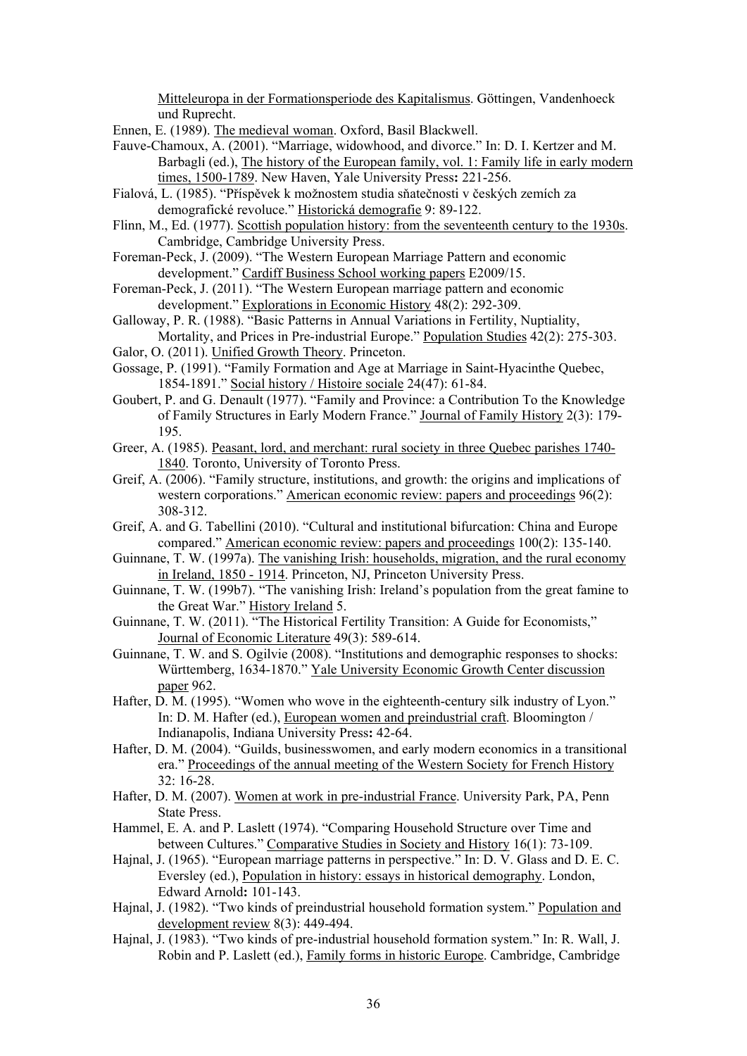Mitteleuropa in der Formationsperiode des Kapitalismus. Göttingen, Vandenhoeck und Ruprecht.

Ennen, E. (1989). The medieval woman. Oxford, Basil Blackwell.

Fauve-Chamoux, A. (2001). "Marriage, widowhood, and divorce." In: D. I. Kertzer and M. Barbagli (ed.), The history of the European family, vol. 1: Family life in early modern times, 1500-1789. New Haven, Yale University Press**:** 221-256.

Fialová, L. (1985). "Příspěvek k možnostem studia sňatečnosti v českých zemích za demografické revoluce." Historická demografie 9: 89-122.

Flinn, M., Ed. (1977). Scottish population history: from the seventeenth century to the 1930s. Cambridge, Cambridge University Press.

Foreman-Peck, J. (2009). "The Western European Marriage Pattern and economic development." Cardiff Business School working papers E2009/15.

Foreman-Peck, J. (2011). "The Western European marriage pattern and economic development." Explorations in Economic History 48(2): 292-309.

Galloway, P. R. (1988). "Basic Patterns in Annual Variations in Fertility, Nuptiality, Mortality, and Prices in Pre-industrial Europe." Population Studies 42(2): 275-303.

Galor, O. (2011). Unified Growth Theory. Princeton.

Gossage, P. (1991). "Family Formation and Age at Marriage in Saint-Hyacinthe Quebec, 1854-1891." Social history / Histoire sociale 24(47): 61-84.

Goubert, P. and G. Denault (1977). "Family and Province: a Contribution To the Knowledge of Family Structures in Early Modern France." Journal of Family History 2(3): 179-195.

Greer, A. (1985). Peasant, lord, and merchant: rural society in three Quebec parishes 1740-1840. Toronto, University of Toronto Press.

Greif, A. (2006). "Family structure, institutions, and growth: the origins and implications of western corporations." American economic review: papers and proceedings 96(2): 308-312.

Greif, A. and G. Tabellini (2010). "Cultural and institutional bifurcation: China and Europe compared." American economic review: papers and proceedings 100(2): 135-140.

Guinnane, T. W. (1997a). The vanishing Irish: households, migration, and the rural economy in Ireland, 1850 - 1914. Princeton, NJ, Princeton University Press.

Guinnane, T. W. (199b7). "The vanishing Irish: Ireland's population from the great famine to the Great War." History Ireland 5.

Guinnane, T. W. (2011). "The Historical Fertility Transition: A Guide for Economists," Journal of Economic Literature 49(3): 589-614.

Guinnane, T. W. and S. Ogilvie (2008). "Institutions and demographic responses to shocks: Württemberg, 1634-1870." Yale University Economic Growth Center discussion paper 962.

Hafter, D. M. (1995). "Women who wove in the eighteenth-century silk industry of Lyon." In: D. M. Hafter (ed.), European women and preindustrial craft. Bloomington / Indianapolis, Indiana University Press**:** 42-64.

Hafter, D. M. (2004). "Guilds, businesswomen, and early modern economics in a transitional era." Proceedings of the annual meeting of the Western Society for French History 32: 16-28.

Hafter, D. M. (2007). Women at work in pre-industrial France. University Park, PA, Penn State Press.

Hammel, E. A. and P. Laslett (1974). "Comparing Household Structure over Time and between Cultures." Comparative Studies in Society and History 16(1): 73-109.

Hajnal, J. (1965). "European marriage patterns in perspective." In: D. V. Glass and D. E. C. Eversley (ed.), Population in history: essays in historical demography. London, Edward Arnold**:** 101-143.

Hajnal, J. (1982). "Two kinds of preindustrial household formation system." Population and development review 8(3): 449-494.

Hajnal, J. (1983). "Two kinds of pre-industrial household formation system." In: R. Wall, J. Robin and P. Laslett (ed.), Family forms in historic Europe. Cambridge, Cambridge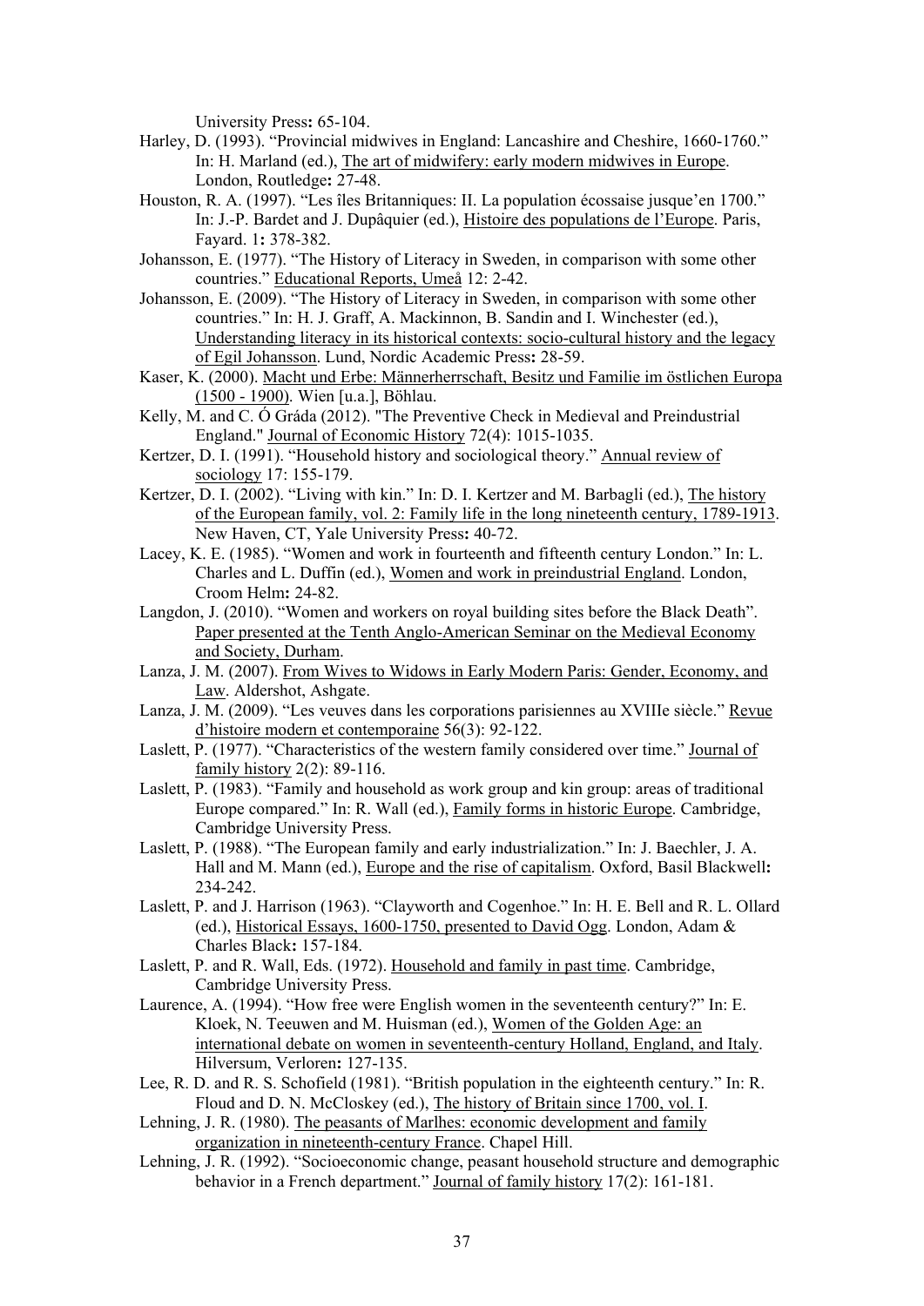University Press**:** 65-104.

Harley, D. (1993). "Provincial midwives in England: Lancashire and Cheshire, 1660-1760." In: H. Marland (ed.), The art of midwifery: early modern midwives in Europe. London, Routledge**:** 27-48.

Houston, R. A. (1997). "Les îles Britanniques: II. La population écossaise jusque'en 1700." In: J.-P. Bardet and J. Dupâquier (ed.), Histoire des populations de l'Europe. Paris, Fayard. 1**:** 378-382.

Johansson, E. (1977). "The History of Literacy in Sweden, in comparison with some other countries." Educational Reports, Umeå 12: 2-42.

Johansson, E. (2009). "The History of Literacy in Sweden, in comparison with some other countries." In: H. J. Graff, A. Mackinnon, B. Sandin and I. Winchester (ed.), Understanding literacy in its historical contexts: socio-cultural history and the legacy of Egil Johansson. Lund, Nordic Academic Press**:** 28-59.

Kaser, K. (2000). Macht und Erbe: Männerherrschaft, Besitz und Familie im östlichen Europa (1500 - 1900). Wien [u.a.], Böhlau.

Kelly, M. and C. Ó Gráda (2012). "The Preventive Check in Medieval and Preindustrial England." Journal of Economic History 72(4): 1015-1035.

Kertzer, D. I. (1991). "Household history and sociological theory." Annual review of sociology 17: 155-179.

Kertzer, D. I. (2002). "Living with kin." In: D. I. Kertzer and M. Barbagli (ed.), The history of the European family, vol. 2: Family life in the long nineteenth century, 1789-1913. New Haven, CT, Yale University Press**:** 40-72.

Lacey, K. E. (1985). "Women and work in fourteenth and fifteenth century London." In: L. Charles and L. Duffin (ed.), Women and work in preindustrial England. London, Croom Helm**:** 24-82.

Langdon, J. (2010). "Women and workers on royal building sites before the Black Death". Paper presented at the Tenth Anglo-American Seminar on the Medieval Economy and Society, Durham.

Lanza, J. M. (2007). From Wives to Widows in Early Modern Paris: Gender, Economy, and Law. Aldershot, Ashgate.

Lanza, J. M. (2009). "Les veuves dans les corporations parisiennes au XVIIIe siècle." Revue d'histoire modern et contemporaine 56(3): 92-122.

Laslett, P. (1977). "Characteristics of the western family considered over time." Journal of family history 2(2): 89-116.

Laslett, P. (1983). "Family and household as work group and kin group: areas of traditional Europe compared." In: R. Wall (ed.), Family forms in historic Europe. Cambridge, Cambridge University Press.

Laslett, P. (1988). "The European family and early industrialization." In: J. Baechler, J. A. Hall and M. Mann (ed.), Europe and the rise of capitalism. Oxford, Basil Blackwell**:** 234-242.

Laslett, P. and J. Harrison (1963). "Clayworth and Cogenhoe." In: H. E. Bell and R. L. Ollard (ed.), Historical Essays, 1600-1750, presented to David Ogg. London, Adam & Charles Black**:** 157-184.

Laslett, P. and R. Wall, Eds. (1972). Household and family in past time. Cambridge, Cambridge University Press.

Laurence, A. (1994). "How free were English women in the seventeenth century?" In: E. Kloek, N. Teeuwen and M. Huisman (ed.), Women of the Golden Age: an international debate on women in seventeenth-century Holland, England, and Italy. Hilversum, Verloren**:** 127-135.

Lee, R. D. and R. S. Schofield (1981). "British population in the eighteenth century." In: R. Floud and D. N. McCloskey (ed.), The history of Britain since 1700, vol. I.

Lehning, J. R. (1980). The peasants of Marlhes: economic development and family organization in nineteenth-century France. Chapel Hill.

Lehning, J. R. (1992). "Socioeconomic change, peasant household structure and demographic behavior in a French department." Journal of family history 17(2): 161-181.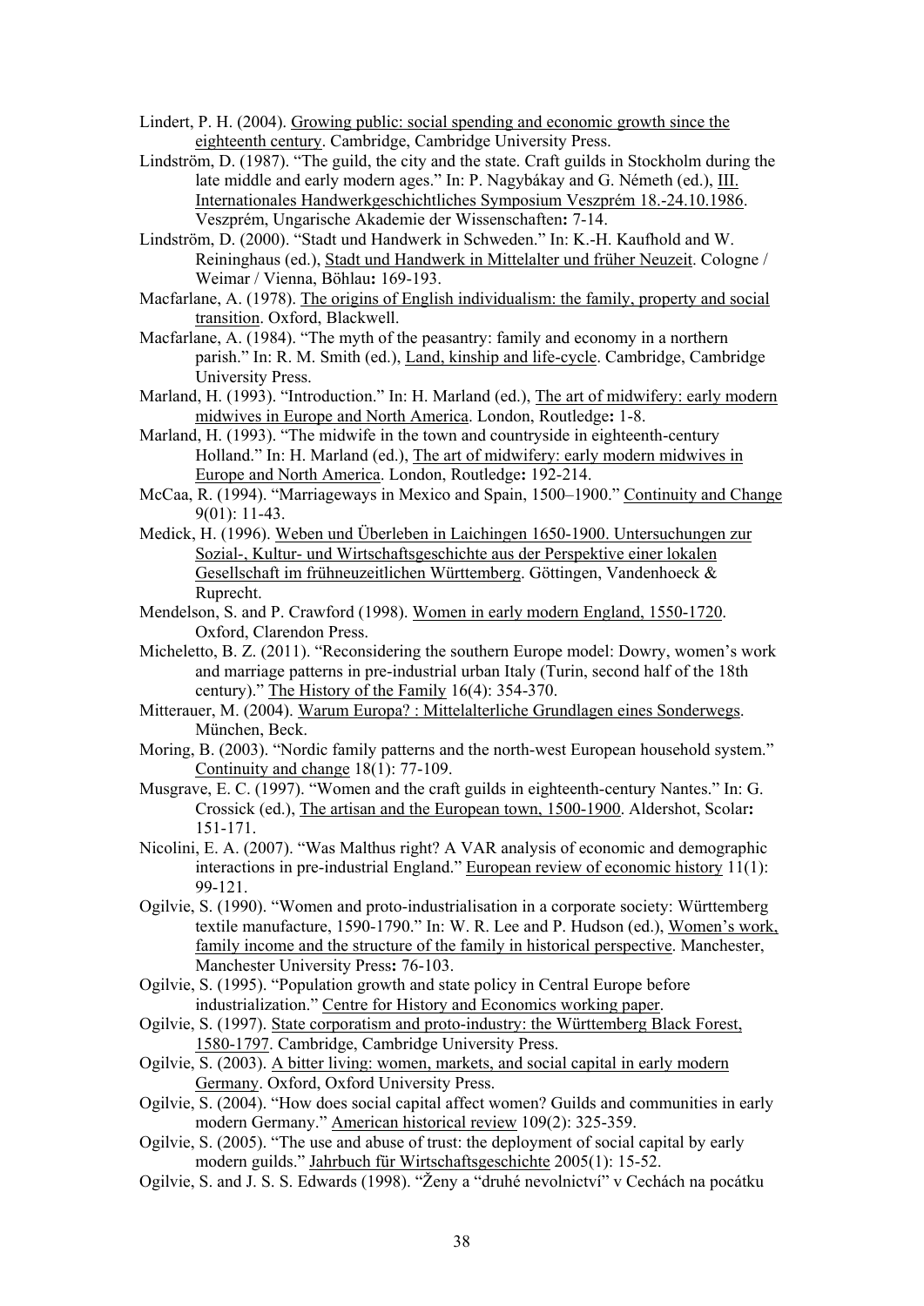Lindert, P. H. (2004). Growing public: social spending and economic growth since the eighteenth century. Cambridge, Cambridge University Press.

Lindström, D. (1987). "The guild, the city and the state. Craft guilds in Stockholm during the late middle and early modern ages." In: P. Nagybákay and G. Németh (ed.), III. Internationales Handwerkgeschichtliches Symposium Veszprém 18.-24.10.1986. Veszprém, Ungarische Akademie der Wissenschaften**:** 7-14.

Lindström, D. (2000). "Stadt und Handwerk in Schweden." In: K.-H. Kaufhold and W. Reininghaus (ed.), Stadt und Handwerk in Mittelalter und früher Neuzeit. Cologne / Weimar / Vienna, Böhlau**:** 169-193.

Macfarlane, A. (1978). The origins of English individualism: the family, property and social transition. Oxford, Blackwell.

Macfarlane, A. (1984). "The myth of the peasantry: family and economy in a northern parish." In: R. M. Smith (ed.), Land, kinship and life-cycle. Cambridge, Cambridge University Press.

Marland, H. (1993). "Introduction." In: H. Marland (ed.), The art of midwifery: early modern midwives in Europe and North America. London, Routledge**:** 1-8.

Marland, H. (1993). "The midwife in the town and countryside in eighteenth-century Holland." In: H. Marland (ed.), The art of midwifery: early modern midwives in Europe and North America. London, Routledge**:** 192-214.

McCaa, R. (1994). "Marriageways in Mexico and Spain, 1500–1900." Continuity and Change 9(01): 11-43.

Medick, H. (1996). Weben und Überleben in Laichingen 1650-1900. Untersuchungen zur Sozial-, Kultur- und Wirtschaftsgeschichte aus der Perspektive einer lokalen Gesellschaft im frühneuzeitlichen Württemberg. Göttingen, Vandenhoeck & Ruprecht.

Mendelson, S. and P. Crawford (1998). Women in early modern England, 1550-1720. Oxford, Clarendon Press.

Micheletto, B. Z. (2011). "Reconsidering the southern Europe model: Dowry, women's work and marriage patterns in pre-industrial urban Italy (Turin, second half of the 18th century)." The History of the Family 16(4): 354-370.

Mitterauer, M. (2004). Warum Europa? : Mittelalterliche Grundlagen eines Sonderwegs. München, Beck.

Moring, B. (2003). "Nordic family patterns and the north-west European household system." Continuity and change 18(1): 77-109.

Musgrave, E. C. (1997). "Women and the craft guilds in eighteenth-century Nantes." In: G. Crossick (ed.), The artisan and the European town, 1500-1900. Aldershot, Scolar**:** 151-171.

Nicolini, E. A. (2007). "Was Malthus right? A VAR analysis of economic and demographic interactions in pre-industrial England." European review of economic history 11(1): 99-121.

Ogilvie, S. (1990). "Women and proto-industrialisation in a corporate society: Württemberg textile manufacture, 1590-1790." In: W. R. Lee and P. Hudson (ed.), Women's work, family income and the structure of the family in historical perspective. Manchester, Manchester University Press**:** 76-103.

Ogilvie, S. (1995). "Population growth and state policy in Central Europe before industrialization." Centre for History and Economics working paper.

Ogilvie, S. (1997). State corporatism and proto-industry: the Württemberg Black Forest, 1580-1797. Cambridge, Cambridge University Press.

Ogilvie, S. (2003). A bitter living: women, markets, and social capital in early modern Germany. Oxford, Oxford University Press.

Ogilvie, S. (2004). "How does social capital affect women? Guilds and communities in early modern Germany." American historical review 109(2): 325-359.

Ogilvie, S. (2005). "The use and abuse of trust: the deployment of social capital by early modern guilds." Jahrbuch für Wirtschaftsgeschichte 2005(1): 15-52.

Ogilvie, S. and J. S. S. Edwards (1998). "Ženy a "druhé nevolnictví" v Cechách na pocátku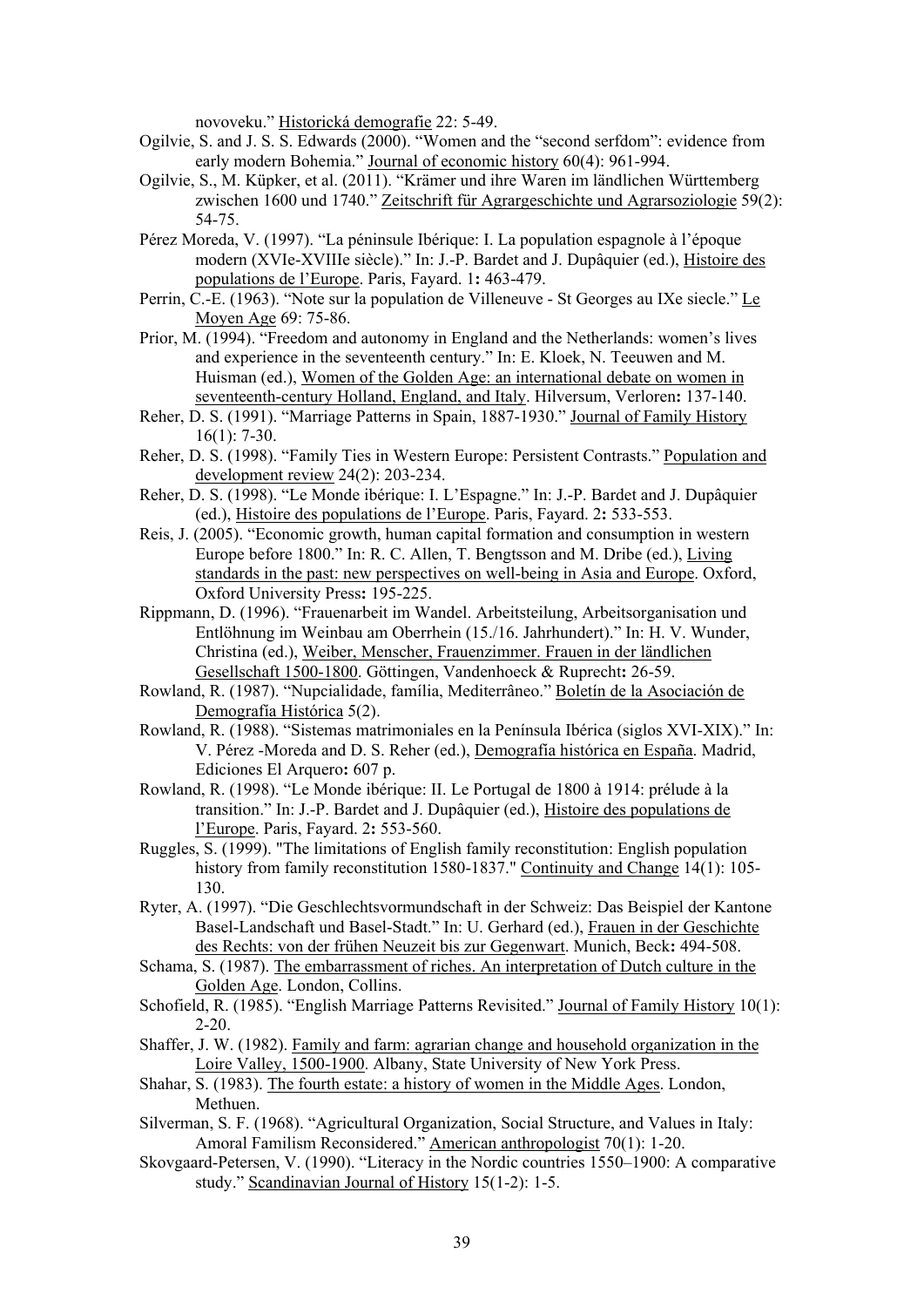novoveku." Historická demografie 22: 5-49.

Ogilvie, S. and J. S. S. Edwards (2000). "Women and the "second serfdom": evidence from early modern Bohemia." Journal of economic history 60(4): 961-994.

Ogilvie, S., M. Küpker, et al. (2011). "Krämer und ihre Waren im ländlichen Württemberg zwischen 1600 und 1740." Zeitschrift für Agrargeschichte und Agrarsoziologie 59(2): 54-75.

Pérez Moreda, V. (1997). "La péninsule Ibérique: I. La population espagnole à l'époque modern (XVIe-XVIIIe siècle)." In: J.-P. Bardet and J. Dupâquier (ed.), Histoire des populations de l'Europe. Paris, Fayard. 1**:** 463-479.

Perrin, C.-E. (1963). "Note sur la population de Villeneuve - St Georges au IXe siecle." Le Moyen Age 69: 75-86.

Prior, M. (1994). "Freedom and autonomy in England and the Netherlands: women's lives and experience in the seventeenth century." In: E. Kloek, N. Teeuwen and M. Huisman (ed.), Women of the Golden Age: an international debate on women in seventeenth-century Holland, England, and Italy. Hilversum, Verloren**:** 137-140.

Reher, D. S. (1991). "Marriage Patterns in Spain, 1887-1930." Journal of Family History 16(1): 7-30.

Reher, D. S. (1998). "Family Ties in Western Europe: Persistent Contrasts." Population and development review 24(2): 203-234.

Reher, D. S. (1998). "Le Monde ibérique: I. L'Espagne." In: J.-P. Bardet and J. Dupâquier (ed.), Histoire des populations de l'Europe. Paris, Fayard. 2**:** 533-553.

Reis, J. (2005). "Economic growth, human capital formation and consumption in western Europe before 1800." In: R. C. Allen, T. Bengtsson and M. Dribe (ed.), Living standards in the past: new perspectives on well-being in Asia and Europe. Oxford, Oxford University Press**:** 195-225.

Rippmann, D. (1996). "Frauenarbeit im Wandel. Arbeitsteilung, Arbeitsorganisation und Entlöhnung im Weinbau am Oberrhein (15./16. Jahrhundert)." In: H. V. Wunder, Christina (ed.), Weiber, Menscher, Frauenzimmer. Frauen in der ländlichen Gesellschaft 1500-1800. Göttingen, Vandenhoeck & Ruprecht**:** 26-59.

Rowland, R. (1987). "Nupcialidade, família, Mediterrâneo." Boletín de la Asociación de Demografía Histórica 5(2).

Rowland, R. (1988). "Sistemas matrimoniales en la Península Ibérica (siglos XVI-XIX)." In: V. Pérez -Moreda and D. S. Reher (ed.), Demografía histórica en España. Madrid, Ediciones El Arquero**:** 607 p.

Rowland, R. (1998). "Le Monde ibérique: II. Le Portugal de 1800 à 1914: prélude à la transition." In: J.-P. Bardet and J. Dupâquier (ed.), Histoire des populations de l'Europe. Paris, Fayard. 2**:** 553-560.

Ruggles, S. (1999). "The limitations of English family reconstitution: English population history from family reconstitution 1580-1837." Continuity and Change 14(1): 105-130.

Ryter, A. (1997). "Die Geschlechtsvormundschaft in der Schweiz: Das Beispiel der Kantone Basel-Landschaft und Basel-Stadt." In: U. Gerhard (ed.), Frauen in der Geschichte des Rechts: von der frühen Neuzeit bis zur Gegenwart. Munich, Beck**:** 494-508.

Schama, S. (1987). The embarrassment of riches. An interpretation of Dutch culture in the Golden Age. London, Collins.

Schofield, R. (1985). "English Marriage Patterns Revisited." Journal of Family History 10(1): 2-20.

Shaffer, J. W. (1982). Family and farm: agrarian change and household organization in the Loire Valley, 1500-1900. Albany, State University of New York Press.

Shahar, S. (1983). The fourth estate: a history of women in the Middle Ages. London, Methuen.

Silverman, S. F. (1968). "Agricultural Organization, Social Structure, and Values in Italy: Amoral Familism Reconsidered." American anthropologist 70(1): 1-20.

Skovgaard-Petersen, V. (1990). "Literacy in the Nordic countries 1550–1900: A comparative study." Scandinavian Journal of History 15(1-2): 1-5.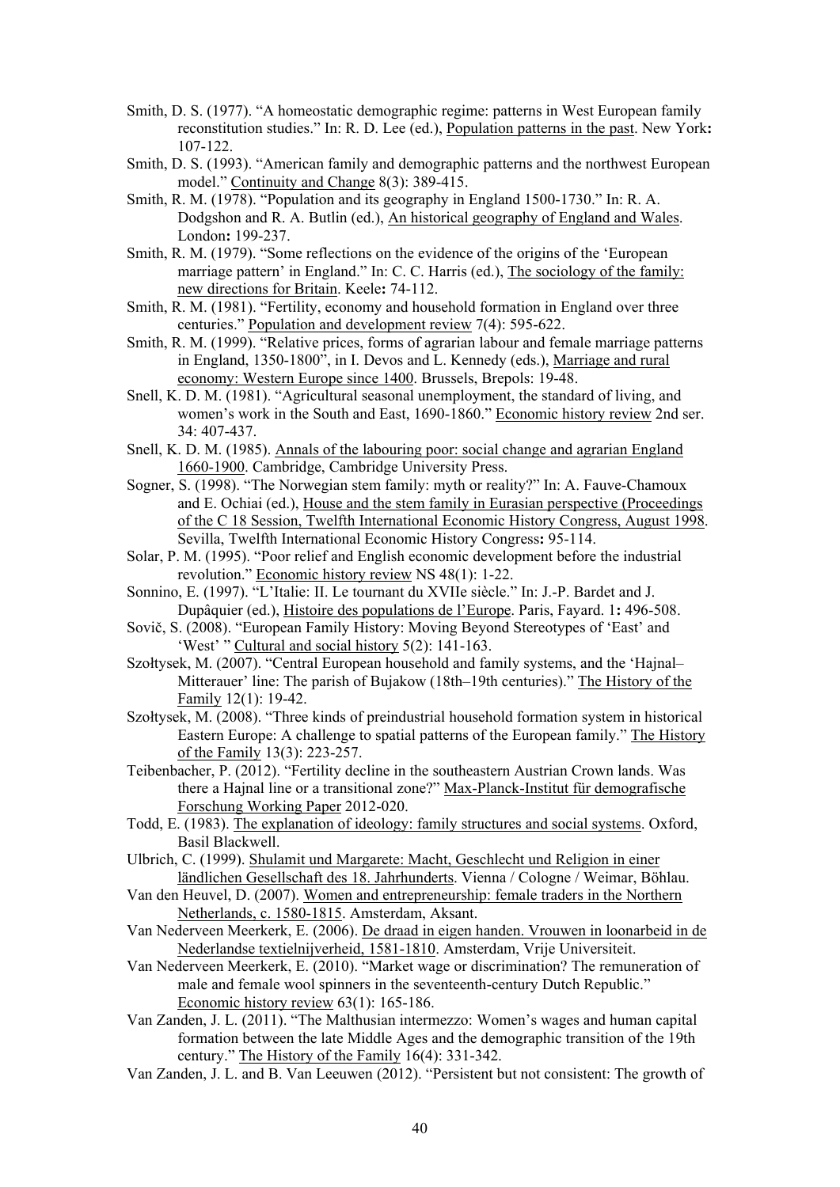Smith, D. S. (1977). "A homeostatic demographic regime: patterns in West European family reconstitution studies." In: R. D. Lee (ed.), Population patterns in the past. New York**:** 107-122.

Smith, D. S. (1993). "American family and demographic patterns and the northwest European model." Continuity and Change 8(3): 389-415.

Smith, R. M. (1978). "Population and its geography in England 1500-1730." In: R. A. Dodgshon and R. A. Butlin (ed.), An historical geography of England and Wales. London**:** 199-237.

Smith, R. M. (1979). "Some reflections on the evidence of the origins of the 'European marriage pattern' in England." In: C. C. Harris (ed.), The sociology of the family: new directions for Britain. Keele**:** 74-112.

Smith, R. M. (1981). "Fertility, economy and household formation in England over three centuries." Population and development review 7(4): 595-622.

Smith, R. M. (1999). "Relative prices, forms of agrarian labour and female marriage patterns in England, 1350-1800", in I. Devos and L. Kennedy (eds.), Marriage and rural economy: Western Europe since 1400. Brussels, Brepols: 19-48.

Snell, K. D. M. (1981). "Agricultural seasonal unemployment, the standard of living, and women's work in the South and East, 1690-1860." Economic history review 2nd ser. 34: 407-437.

Snell, K. D. M. (1985). Annals of the labouring poor: social change and agrarian England 1660-1900. Cambridge, Cambridge University Press.

Sogner, S. (1998). "The Norwegian stem family: myth or reality?" In: A. Fauve-Chamoux and E. Ochiai (ed.), House and the stem family in Eurasian perspective (Proceedings of the C 18 Session, Twelfth International Economic History Congress, August 1998. Sevilla, Twelfth International Economic History Congress**:** 95-114.

Solar, P. M. (1995). "Poor relief and English economic development before the industrial revolution." Economic history review NS 48(1): 1-22.

Sonnino, E. (1997). "L'Italie: II. Le tournant du XVIIe siècle." In: J.-P. Bardet and J. Dupâquier (ed.), Histoire des populations de l'Europe. Paris, Fayard. 1**:** 496-508.

Sovič, S. (2008). "European Family History: Moving Beyond Stereotypes of 'East' and 'West' " Cultural and social history 5(2): 141-163.

Szołtysek, M. (2007). "Central European household and family systems, and the 'Hajnal–Mitterauer' line: The parish of Bujakow (18th–19th centuries)." The History of the Family 12(1): 19-42.

Szołtysek, M. (2008). "Three kinds of preindustrial household formation system in historical Eastern Europe: A challenge to spatial patterns of the European family." The History of the Family 13(3): 223-257.

Teibenbacher, P. (2012). "Fertility decline in the southeastern Austrian Crown lands. Was there a Hajnal line or a transitional zone?" Max-Planck-Institut für demografische Forschung Working Paper 2012-020.

Todd, E. (1983). The explanation of ideology: family structures and social systems. Oxford, Basil Blackwell.

Ulbrich, C. (1999). Shulamit und Margarete: Macht, Geschlecht und Religion in einer ländlichen Gesellschaft des 18. Jahrhunderts. Vienna / Cologne / Weimar, Böhlau.

Van den Heuvel, D. (2007). Women and entrepreneurship: female traders in the Northern Netherlands, c. 1580-1815. Amsterdam, Aksant.

Van Nederveen Meerkerk, E. (2006). De draad in eigen handen. Vrouwen in loonarbeid in de Nederlandse textielnijverheid, 1581-1810. Amsterdam, Vrije Universiteit.

Van Nederveen Meerkerk, E. (2010). "Market wage or discrimination? The remuneration of male and female wool spinners in the seventeenth-century Dutch Republic." Economic history review 63(1): 165-186.

Van Zanden, J. L. (2011). "The Malthusian intermezzo: Women's wages and human capital formation between the late Middle Ages and the demographic transition of the 19th century." The History of the Family 16(4): 331-342.

Van Zanden, J. L. and B. Van Leeuwen (2012). "Persistent but not consistent: The growth of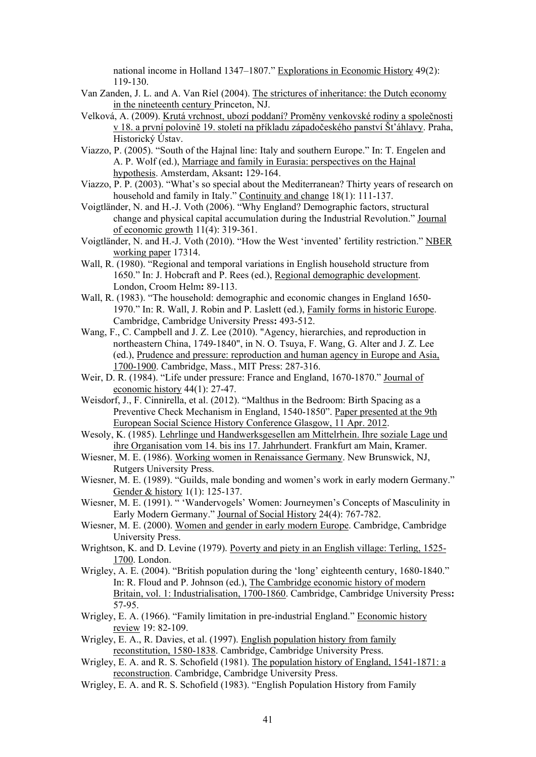national income in Holland 1347–1807." Explorations in Economic History 49(2): 119-130.

Van Zanden, J. L. and A. Van Riel (2004). The strictures of inheritance: the Dutch economy in the nineteenth century Princeton, NJ.

Velková, A. (2009). Krutá vrchnost, ubozí poddaní? Proměny venkovské rodiny a společnosti v 18. a první polovině 19. století na příkladu západočeského panství Šťáhlavy. Praha, Historický Ústav.

Viazzo, P. (2005). "South of the Hajnal line: Italy and southern Europe." In: T. Engelen and A. P. Wolf (ed.), Marriage and family in Eurasia: perspectives on the Hajnal hypothesis. Amsterdam, Aksant: 129-164.

Viazzo, P. P. (2003). "What's so special about the Mediterranean? Thirty years of research on household and family in Italy." Continuity and change 18(1): 111-137.

Voigtländer, N. and H.-J. Voth (2006). "Why England? Demographic factors, structural change and physical capital accumulation during the Industrial Revolution." Journal of economic growth 11(4): 319-361.

Voigtländer, N. and H.-J. Voth (2010). "How the West 'invented' fertility restriction." NBER working paper 17314.

Wall, R. (1980). "Regional and temporal variations in English household structure from 1650." In: J. Hobcraft and P. Rees (ed.), Regional demographic development. London, Croom Helm: 89-113.

Wall, R. (1983). "The household: demographic and economic changes in England 1650-1970." In: R. Wall, J. Robin and P. Laslett (ed.), Family forms in historic Europe. Cambridge, Cambridge University Press: 493-512.

Wang, F., C. Campbell and J. Z. Lee (2010). "Agency, hierarchies, and reproduction in northeastern China, 1749-1840", in N. O. Tsuya, F. Wang, G. Alter and J. Z. Lee (ed.), Prudence and pressure: reproduction and human agency in Europe and Asia, 1700-1900. Cambridge, Mass., MIT Press: 287-316.

Weir, D. R. (1984). "Life under pressure: France and England, 1670-1870." Journal of economic history 44(1): 27-47.

Weisdorf, J., F. Cinnirella, et al. (2012). "Malthus in the Bedroom: Birth Spacing as a Preventive Check Mechanism in England, 1540-1850". Paper presented at the 9th European Social Science History Conference Glasgow, 11 Apr. 2012.

Wesoly, K. (1985). Lehrlinge und Handwerksgesellen am Mittelrhein. Ihre soziale Lage und ihre Organisation vom 14. bis ins 17. Jahrhundert. Frankfurt am Main, Kramer.

Wiesner, M. E. (1986). Working women in Renaissance Germany. New Brunswick, NJ, Rutgers University Press.

Wiesner, M. E. (1989). "Guilds, male bonding and women's work in early modern Germany." Gender & history 1(1): 125-137.

Wiesner, M. E. (1991). " 'Wandervogels' Women: Journeymen's Concepts of Masculinity in Early Modern Germany." Journal of Social History 24(4): 767-782.

Wiesner, M. E. (2000). Women and gender in early modern Europe. Cambridge, Cambridge University Press.

Wrightson, K. and D. Levine (1979). Poverty and piety in an English village: Terling, 1525-1700. London.

Wrigley, A. E. (2004). "British population during the 'long' eighteenth century, 1680-1840." In: R. Floud and P. Johnson (ed.), The Cambridge economic history of modern Britain, vol. 1: Industrialisation, 1700-1860. Cambridge, Cambridge University Press: 57-95.

Wrigley, E. A. (1966). "Family limitation in pre-industrial England." Economic history review 19: 82-109.

Wrigley, E. A., R. Davies, et al. (1997). English population history from family reconstitution, 1580-1838. Cambridge, Cambridge University Press.

Wrigley, E. A. and R. S. Schofield (1981). The population history of England, 1541-1871: a reconstruction. Cambridge, Cambridge University Press.

Wrigley, E. A. and R. S. Schofield (1983). "English Population History from Family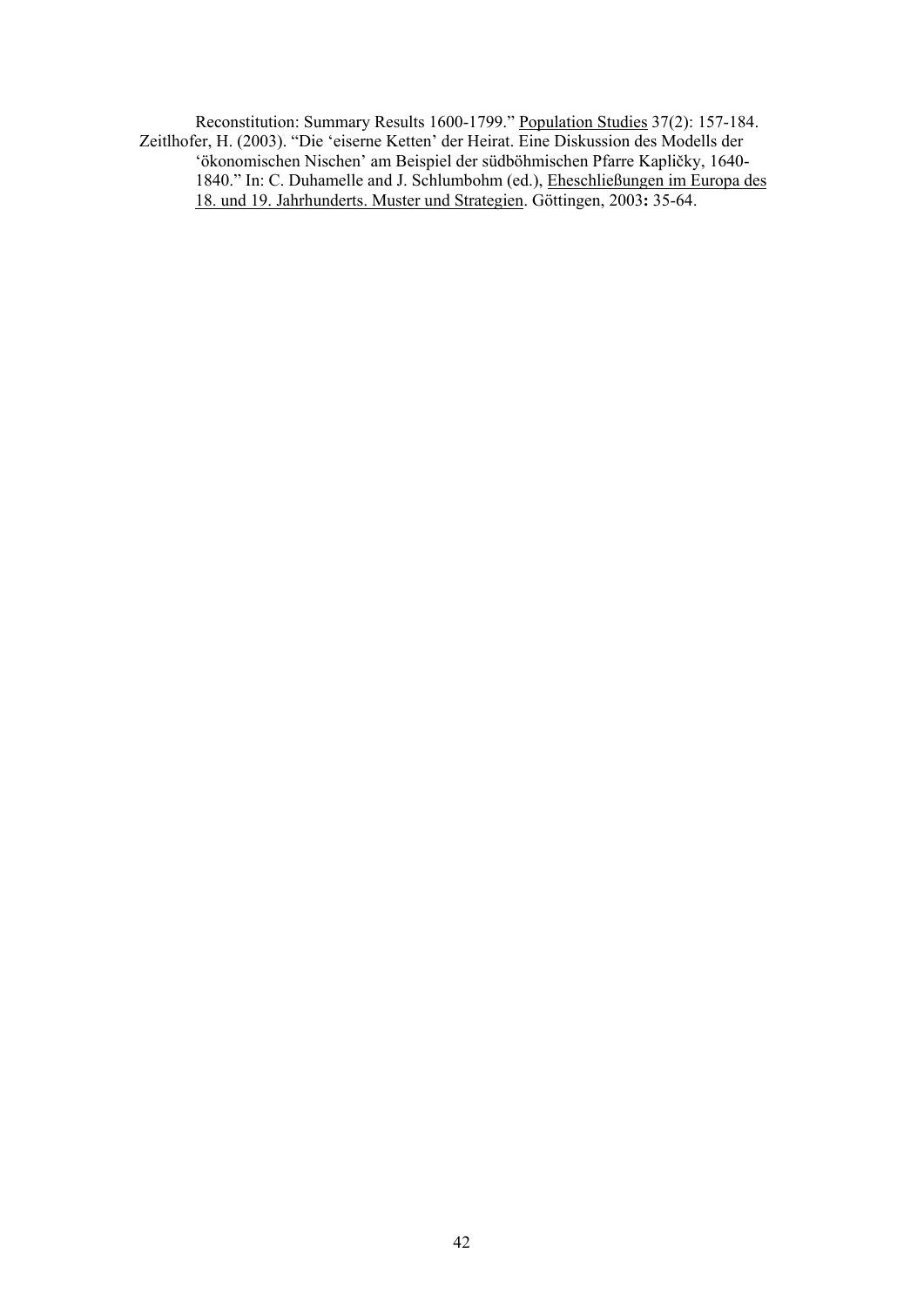Reconstitution: Summary Results 1600-1799." Population Studies 37(2): 157-184.

Zeitlhofer, H. (2003). "Die 'eiserne Ketten' der Heirat. Eine Diskussion des Modells der 'ökonomischen Nischen' am Beispiel der südböhmischen Pfarre Kapličky, 1640-1840." In: C. Duhamelle and J. Schlumbohm (ed.), Eheschließungen im Europa des 18. und 19. Jahrhunderts. Muster und Strategien. Göttingen, 2003**:** 35-64.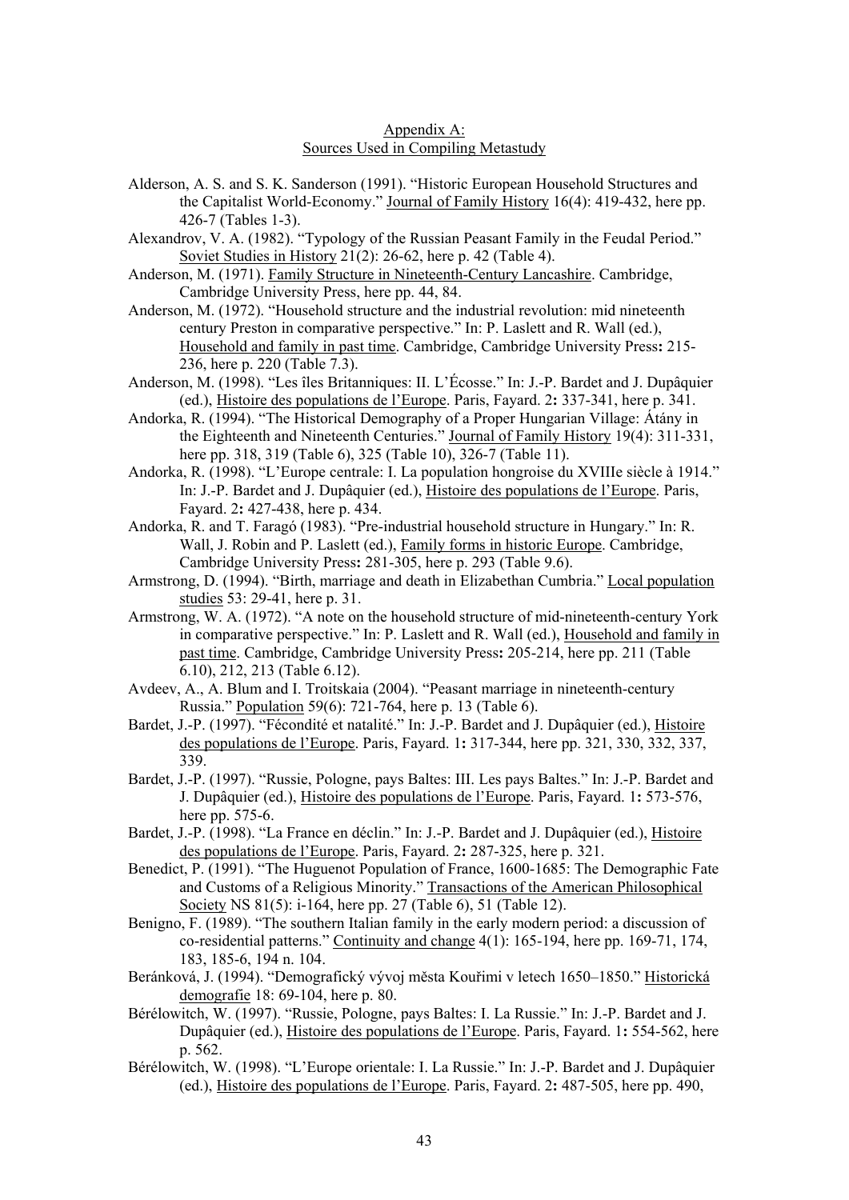## Appendix A: Sources Used in Compiling Metastudy

Alderson, A. S. and S. K. Sanderson (1991). "Historic European Household Structures and the Capitalist World-Economy." Journal of Family History 16(4): 419-432, here pp. 426-7 (Tables 1-3).

Alexandrov, V. A. (1982). "Typology of the Russian Peasant Family in the Feudal Period." Soviet Studies in History 21(2): 26-62, here p. 42 (Table 4).

Anderson, M. (1971). Family Structure in Nineteenth-Century Lancashire. Cambridge, Cambridge University Press, here pp. 44, 84.

Anderson, M. (1972). "Household structure and the industrial revolution: mid nineteenth century Preston in comparative perspective." In: P. Laslett and R. Wall (ed.), Household and family in past time. Cambridge, Cambridge University Press**:** 215-236, here p. 220 (Table 7.3).

Anderson, M. (1998). "Les îles Britanniques: II. L'Écosse." In: J.-P. Bardet and J. Dupâquier (ed.), Histoire des populations de l'Europe. Paris, Fayard. 2**:** 337-341, here p. 341.

Andorka, R. (1994). "The Historical Demography of a Proper Hungarian Village: Átány in the Eighteenth and Nineteenth Centuries." Journal of Family History 19(4): 311-331, here pp. 318, 319 (Table 6), 325 (Table 10), 326-7 (Table 11).

Andorka, R. (1998). "L'Europe centrale: I. La population hongroise du XVIIIe siècle à 1914." In: J.-P. Bardet and J. Dupâquier (ed.), Histoire des populations de l'Europe. Paris, Fayard. 2**:** 427-438, here p. 434.

Andorka, R. and T. Faragó (1983). "Pre-industrial household structure in Hungary." In: R. Wall, J. Robin and P. Laslett (ed.), Family forms in historic Europe. Cambridge, Cambridge University Press**:** 281-305, here p. 293 (Table 9.6).

Armstrong, D. (1994). "Birth, marriage and death in Elizabethan Cumbria." Local population studies 53: 29-41, here p. 31.

Armstrong, W. A. (1972). "A note on the household structure of mid-nineteenth-century York in comparative perspective." In: P. Laslett and R. Wall (ed.), Household and family in past time. Cambridge, Cambridge University Press**:** 205-214, here pp. 211 (Table 6.10), 212, 213 (Table 6.12).

Avdeev, A., A. Blum and I. Troitskaia (2004). "Peasant marriage in nineteenth-century Russia." Population 59(6): 721-764, here p. 13 (Table 6).

Bardet, J.-P. (1997). "Fécondité et natalité." In: J.-P. Bardet and J. Dupâquier (ed.), Histoire des populations de l'Europe. Paris, Fayard. 1**:** 317-344, here pp. 321, 330, 332, 337, 339.

Bardet, J.-P. (1997). "Russie, Pologne, pays Baltes: III. Les pays Baltes." In: J.-P. Bardet and J. Dupâquier (ed.), Histoire des populations de l'Europe. Paris, Fayard. 1**:** 573-576, here pp. 575-6.

Bardet, J.-P. (1998). "La France en déclin." In: J.-P. Bardet and J. Dupâquier (ed.), Histoire des populations de l'Europe. Paris, Fayard. 2**:** 287-325, here p. 321.

Benedict, P. (1991). "The Huguenot Population of France, 1600-1685: The Demographic Fate and Customs of a Religious Minority." Transactions of the American Philosophical Society NS 81(5): i-164, here pp. 27 (Table 6), 51 (Table 12).

Benigno, F. (1989). "The southern Italian family in the early modern period: a discussion of co-residential patterns." Continuity and change 4(1): 165-194, here pp. 169-71, 174, 183, 185-6, 194 n. 104.

Beránková, J. (1994). "Demografický vývoj města Kouřimi v letech 1650–1850." Historická demografie 18: 69-104, here p. 80.

Bérélowitch, W. (1997). "Russie, Pologne, pays Baltes: I. La Russie." In: J.-P. Bardet and J. Dupâquier (ed.), Histoire des populations de l'Europe. Paris, Fayard. 1**:** 554-562, here p. 562.

Bérélowitch, W. (1998). "L'Europe orientale: I. La Russie." In: J.-P. Bardet and J. Dupâquier (ed.), Histoire des populations de l'Europe. Paris, Fayard. 2**:** 487-505, here pp. 490,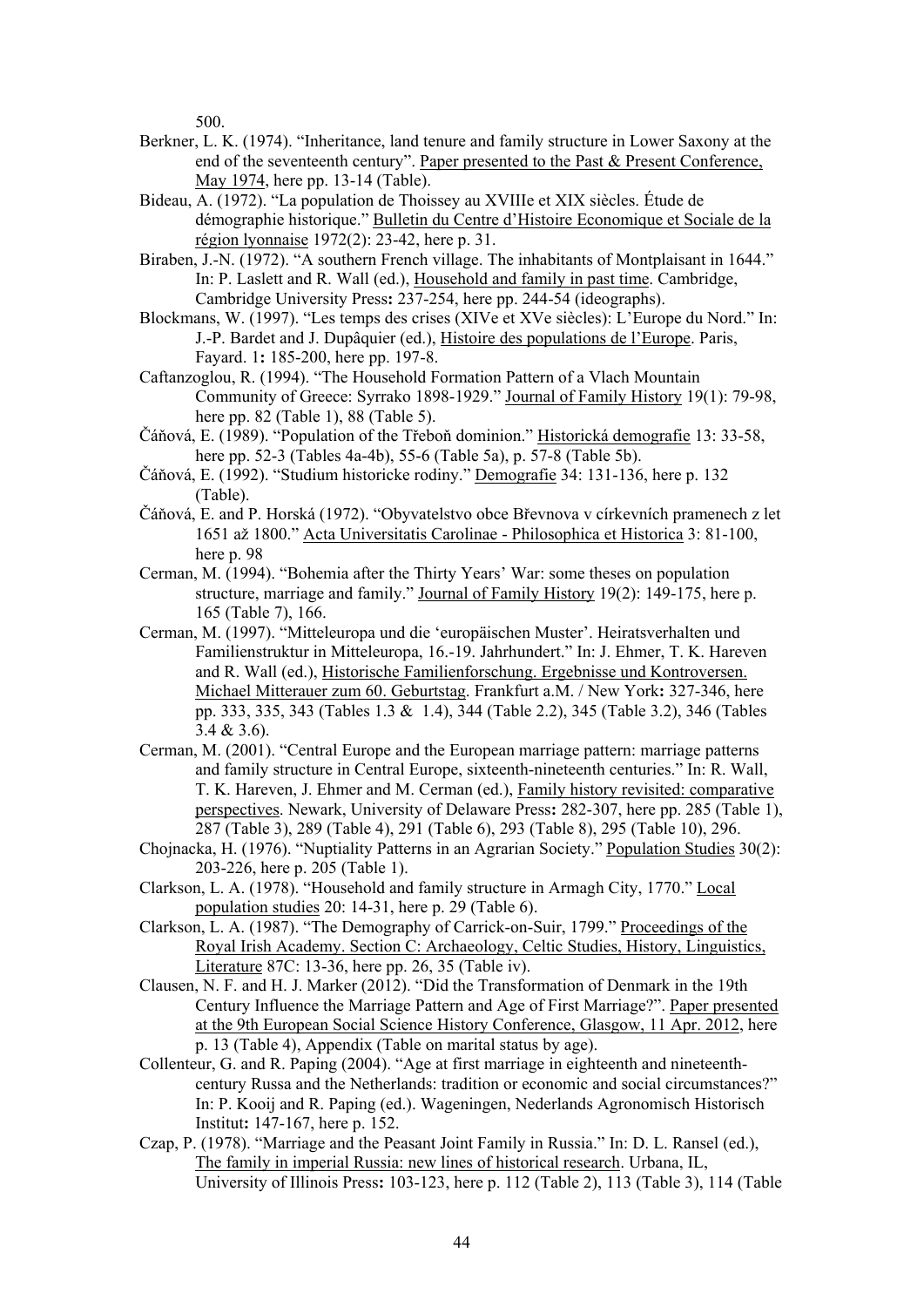500.

Berkner, L. K. (1974). "Inheritance, land tenure and family structure in Lower Saxony at the end of the seventeenth century". Paper presented to the Past & Present Conference, May 1974, here pp. 13-14 (Table).

Bideau, A. (1972). "La population de Thoissey au XVIIIe et XIX siècles. Étude de démographie historique." Bulletin du Centre d'Histoire Economique et Sociale de la région lyonnaise 1972(2): 23-42, here p. 31.

Biraben, J.-N. (1972). "A southern French village. The inhabitants of Montplaisant in 1644." In: P. Laslett and R. Wall (ed.), Household and family in past time. Cambridge, Cambridge University Press**:** 237-254, here pp. 244-54 (ideographs).

Blockmans, W. (1997). "Les temps des crises (XIVe et XVe siècles): L'Europe du Nord." In: J.-P. Bardet and J. Dupâquier (ed.), Histoire des populations de l'Europe. Paris, Fayard. 1**:** 185-200, here pp. 197-8.

Caftanzoglou, R. (1994). "The Household Formation Pattern of a Vlach Mountain Community of Greece: Syrrako 1898-1929." Journal of Family History 19(1): 79-98, here pp. 82 (Table 1), 88 (Table 5).

Čáňová, E. (1989). "Population of the Třeboň dominion." Historická demografie 13: 33-58, here pp. 52-3 (Tables 4a-4b), 55-6 (Table 5a), p. 57-8 (Table 5b).

Čáňová, E. (1992). "Studium historicke rodiny." Demografie 34: 131-136, here p. 132 (Table).

Čáňová, E. and P. Horská (1972). "Obyvatelstvo obce Břevnova v církevních pramenech z let 1651 až 1800." Acta Universitatis Carolinae - Philosophica et Historica 3: 81-100, here p. 98

Cerman, M. (1994). "Bohemia after the Thirty Years' War: some theses on population structure, marriage and family." Journal of Family History 19(2): 149-175, here p. 165 (Table 7), 166.

Cerman, M. (1997). "Mitteleuropa und die 'europäischen Muster'. Heiratsverhalten und Familienstruktur in Mitteleuropa, 16.-19. Jahrhundert." In: J. Ehmer, T. K. Hareven and R. Wall (ed.), Historische Familienforschung. Ergebnisse und Kontroversen. Michael Mitterauer zum 60. Geburtstag. Frankfurt a.M. / New York**:** 327-346, here pp. 333, 335, 343 (Tables 1.3 & 1.4), 344 (Table 2.2), 345 (Table 3.2), 346 (Tables 3.4 & 3.6).

Cerman, M. (2001). "Central Europe and the European marriage pattern: marriage patterns and family structure in Central Europe, sixteenth-nineteenth centuries." In: R. Wall, T. K. Hareven, J. Ehmer and M. Cerman (ed.), Family history revisited: comparative perspectives. Newark, University of Delaware Press**:** 282-307, here pp. 285 (Table 1), 287 (Table 3), 289 (Table 4), 291 (Table 6), 293 (Table 8), 295 (Table 10), 296.

Chojnacka, H. (1976). "Nuptiality Patterns in an Agrarian Society." Population Studies 30(2): 203-226, here p. 205 (Table 1).

Clarkson, L. A. (1978). "Household and family structure in Armagh City, 1770." Local population studies 20: 14-31, here p. 29 (Table 6).

Clarkson, L. A. (1987). "The Demography of Carrick-on-Suir, 1799." Proceedings of the Royal Irish Academy. Section C: Archaeology, Celtic Studies, History, Linguistics, Literature 87C: 13-36, here pp. 26, 35 (Table iv).

Clausen, N. F. and H. J. Marker (2012). "Did the Transformation of Denmark in the 19th Century Influence the Marriage Pattern and Age of First Marriage?". Paper presented at the 9th European Social Science History Conference, Glasgow, 11 Apr. 2012, here p. 13 (Table 4), Appendix (Table on marital status by age).

Collenteur, G. and R. Paping (2004). "Age at first marriage in eighteenth and nineteenth-century Russa and the Netherlands: tradition or economic and social circumstances?" In: P. Kooij and R. Paping (ed.). Wageningen, Nederlands Agronomisch Historisch Institut**:** 147-167, here p. 152.

Czap, P. (1978). "Marriage and the Peasant Joint Family in Russia." In: D. L. Ransel (ed.), The family in imperial Russia: new lines of historical research. Urbana, IL, University of Illinois Press**:** 103-123, here p. 112 (Table 2), 113 (Table 3), 114 (Table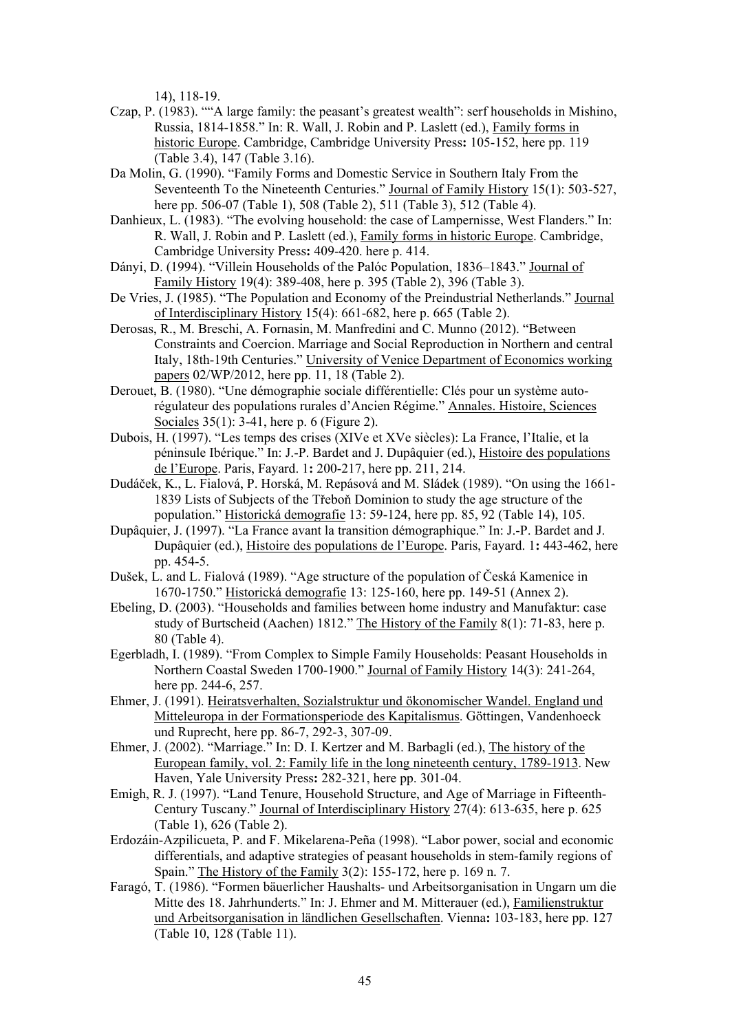14), 118-19.

Czap, P. (1983). ""A large family: the peasant's greatest wealth": serf households in Mishino, Russia, 1814-1858." In: R. Wall, J. Robin and P. Laslett (ed.), Family forms in historic Europe. Cambridge, Cambridge University Press**:** 105-152, here pp. 119 (Table 3.4), 147 (Table 3.16).

Da Molin, G. (1990). "Family Forms and Domestic Service in Southern Italy From the Seventeenth To the Nineteenth Centuries." Journal of Family History 15(1): 503-527, here pp. 506-07 (Table 1), 508 (Table 2), 511 (Table 3), 512 (Table 4).

Danhieux, L. (1983). "The evolving household: the case of Lampernisse, West Flanders." In: R. Wall, J. Robin and P. Laslett (ed.), Family forms in historic Europe. Cambridge, Cambridge University Press**:** 409-420. here p. 414.

Dányi, D. (1994). "Villein Households of the Palóc Population, 1836–1843." Journal of Family History 19(4): 389-408, here p. 395 (Table 2), 396 (Table 3).

De Vries, J. (1985). "The Population and Economy of the Preindustrial Netherlands." Journal of Interdisciplinary History 15(4): 661-682, here p. 665 (Table 2).

Derosas, R., M. Breschi, A. Fornasin, M. Manfredini and C. Munno (2012). "Between Constraints and Coercion. Marriage and Social Reproduction in Northern and central Italy, 18th-19th Centuries." University of Venice Department of Economics working papers 02/WP/2012, here pp. 11, 18 (Table 2).

Derouet, B. (1980). "Une démographie sociale différentielle: Clés pour un système auto-régulateur des populations rurales d'Ancien Régime." Annales. Histoire, Sciences Sociales 35(1): 3-41, here p. 6 (Figure 2).

Dubois, H. (1997). "Les temps des crises (XIVe et XVe siècles): La France, l'Italie, et la péninsule Ibérique." In: J.-P. Bardet and J. Dupâquier (ed.), Histoire des populations de l'Europe. Paris, Fayard. 1**:** 200-217, here pp. 211, 214.

Dudáček, K., L. Fialová, P. Horská, M. Repásová and M. Sládek (1989). "On using the 1661-1839 Lists of Subjects of the Třeboň Dominion to study the age structure of the population." Historická demografie 13: 59-124, here pp. 85, 92 (Table 14), 105.

Dupâquier, J. (1997). "La France avant la transition démographique." In: J.-P. Bardet and J. Dupâquier (ed.), Histoire des populations de l'Europe. Paris, Fayard. 1**:** 443-462, here pp. 454-5.

Dušek, L. and L. Fialová (1989). "Age structure of the population of Česká Kamenice in 1670-1750." Historická demografie 13: 125-160, here pp. 149-51 (Annex 2).

Ebeling, D. (2003). "Households and families between home industry and Manufaktur: case study of Burtscheid (Aachen) 1812." The History of the Family 8(1): 71-83, here p. 80 (Table 4).

Egerbladh, I. (1989). "From Complex to Simple Family Households: Peasant Households in Northern Coastal Sweden 1700-1900." Journal of Family History 14(3): 241-264, here pp. 244-6, 257.

Ehmer, J. (1991). Heiratsverhalten, Sozialstruktur und ökonomischer Wandel. England und Mitteleuropa in der Formationsperiode des Kapitalismus. Göttingen, Vandenhoeck und Ruprecht, here pp. 86-7, 292-3, 307-09.

Ehmer, J. (2002). "Marriage." In: D. I. Kertzer and M. Barbagli (ed.), The history of the European family, vol. 2: Family life in the long nineteenth century, 1789-1913. New Haven, Yale University Press**:** 282-321, here pp. 301-04.

Emigh, R. J. (1997). "Land Tenure, Household Structure, and Age of Marriage in Fifteenth-Century Tuscany." Journal of Interdisciplinary History 27(4): 613-635, here p. 625 (Table 1), 626 (Table 2).

Erdozáin-Azpilicueta, P. and F. Mikelarena-Peña (1998). "Labor power, social and economic differentials, and adaptive strategies of peasant households in stem-family regions of Spain." The History of the Family 3(2): 155-172, here p. 169 n. 7.

Faragó, T. (1986). "Formen bäuerlicher Haushalts- und Arbeitsorganisation in Ungarn um die Mitte des 18. Jahrhunderts." In: J. Ehmer and M. Mitterauer (ed.), Familienstruktur und Arbeitsorganisation in ländlichen Gesellschaften. Vienna**:** 103-183, here pp. 127 (Table 10, 128 (Table 11).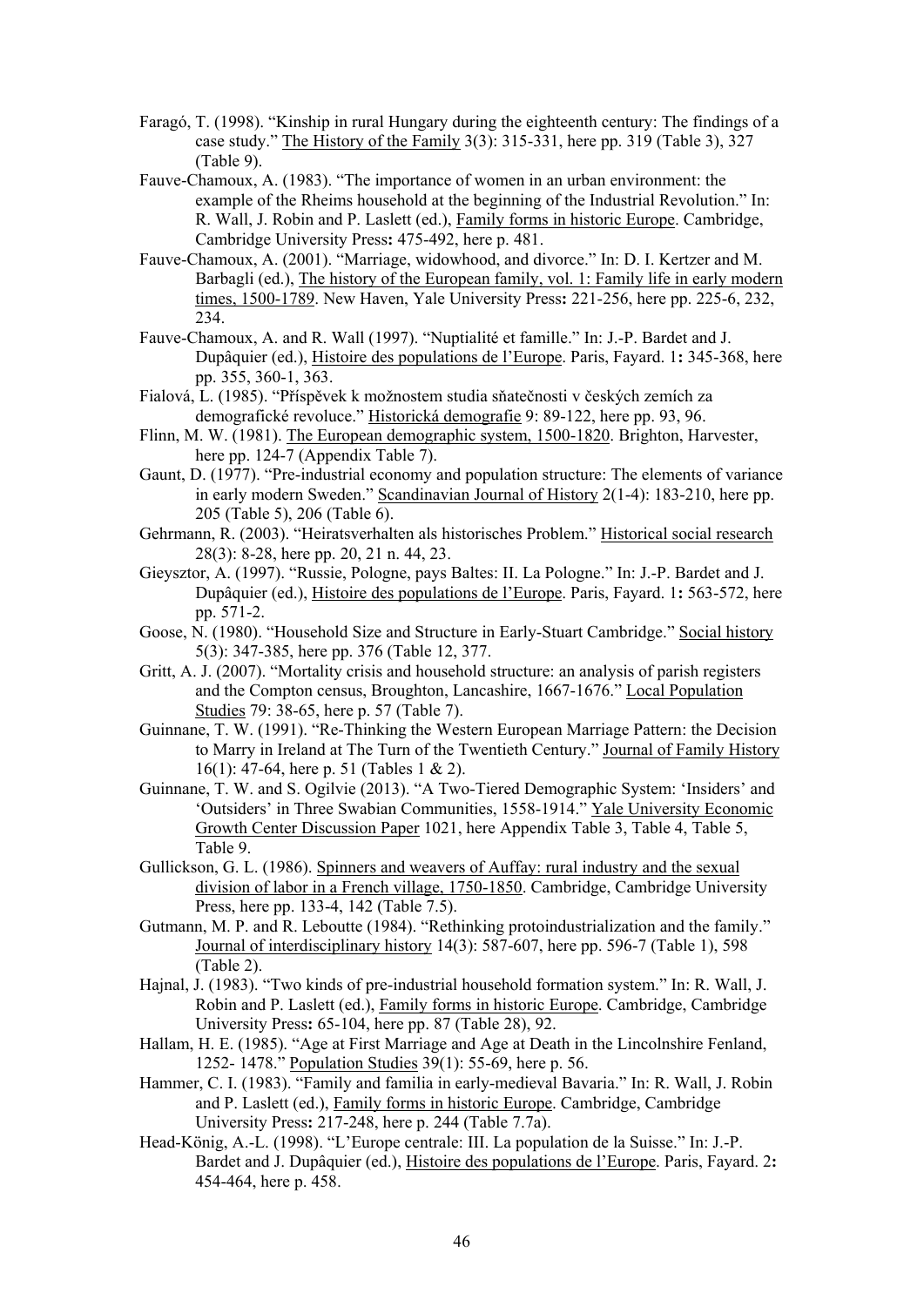Faragó, T. (1998). "Kinship in rural Hungary during the eighteenth century: The findings of a case study." The History of the Family 3(3): 315-331, here pp. 319 (Table 3), 327 (Table 9).

Fauve-Chamoux, A. (1983). "The importance of women in an urban environment: the example of the Rheims household at the beginning of the Industrial Revolution." In: R. Wall, J. Robin and P. Laslett (ed.), Family forms in historic Europe. Cambridge, Cambridge University Press**:** 475-492, here p. 481.

Fauve-Chamoux, A. (2001). "Marriage, widowhood, and divorce." In: D. I. Kertzer and M. Barbagli (ed.), The history of the European family, vol. 1: Family life in early modern times, 1500-1789. New Haven, Yale University Press**:** 221-256, here pp. 225-6, 232, 234.

Fauve-Chamoux, A. and R. Wall (1997). "Nuptialité et famille." In: J.-P. Bardet and J. Dupâquier (ed.), Histoire des populations de l'Europe. Paris, Fayard. 1**:** 345-368, here pp. 355, 360-1, 363.

Fialová, L. (1985). "Příspěvek k možnostem studia sňatečnosti v českých zemích za demografické revoluce." Historická demografie 9: 89-122, here pp. 93, 96.

Flinn, M. W. (1981). The European demographic system, 1500-1820. Brighton, Harvester, here pp. 124-7 (Appendix Table 7).

Gaunt, D. (1977). "Pre-industrial economy and population structure: The elements of variance in early modern Sweden." Scandinavian Journal of History 2(1-4): 183-210, here pp. 205 (Table 5), 206 (Table 6).

Gehrmann, R. (2003). "Heiratsverhalten als historisches Problem." Historical social research 28(3): 8-28, here pp. 20, 21 n. 44, 23.

Gieysztor, A. (1997). "Russie, Pologne, pays Baltes: II. La Pologne." In: J.-P. Bardet and J. Dupâquier (ed.), Histoire des populations de l'Europe. Paris, Fayard. 1**:** 563-572, here pp. 571-2.

Goose, N. (1980). "Household Size and Structure in Early-Stuart Cambridge." Social history 5(3): 347-385, here pp. 376 (Table 12, 377.

Gritt, A. J. (2007). "Mortality crisis and household structure: an analysis of parish registers and the Compton census, Broughton, Lancashire, 1667-1676." Local Population Studies 79: 38-65, here p. 57 (Table 7).

Guinnane, T. W. (1991). "Re-Thinking the Western European Marriage Pattern: the Decision to Marry in Ireland at The Turn of the Twentieth Century." Journal of Family History 16(1): 47-64, here p. 51 (Tables 1 & 2).

Guinnane, T. W. and S. Ogilvie (2013). "A Two-Tiered Demographic System: 'Insiders' and 'Outsiders' in Three Swabian Communities, 1558-1914." Yale University Economic Growth Center Discussion Paper 1021, here Appendix Table 3, Table 4, Table 5, Table 9.

Gullickson, G. L. (1986). Spinners and weavers of Auffay: rural industry and the sexual division of labor in a French village, 1750-1850. Cambridge, Cambridge University Press, here pp. 133-4, 142 (Table 7.5).

Gutmann, M. P. and R. Leboutte (1984). "Rethinking protoindustrialization and the family." Journal of interdisciplinary history 14(3): 587-607, here pp. 596-7 (Table 1), 598 (Table 2).

Hajnal, J. (1983). "Two kinds of pre-industrial household formation system." In: R. Wall, J. Robin and P. Laslett (ed.), Family forms in historic Europe. Cambridge, Cambridge University Press**:** 65-104, here pp. 87 (Table 28), 92.

Hallam, H. E. (1985). "Age at First Marriage and Age at Death in the Lincolnshire Fenland, 1252- 1478." Population Studies 39(1): 55-69, here p. 56.

Hammer, C. I. (1983). "Family and familia in early-medieval Bavaria." In: R. Wall, J. Robin and P. Laslett (ed.), Family forms in historic Europe. Cambridge, Cambridge University Press**:** 217-248, here p. 244 (Table 7.7a).

Head-König, A.-L. (1998). "L'Europe centrale: III. La population de la Suisse." In: J.-P. Bardet and J. Dupâquier (ed.), Histoire des populations de l'Europe. Paris, Fayard. 2**:** 454-464, here p. 458.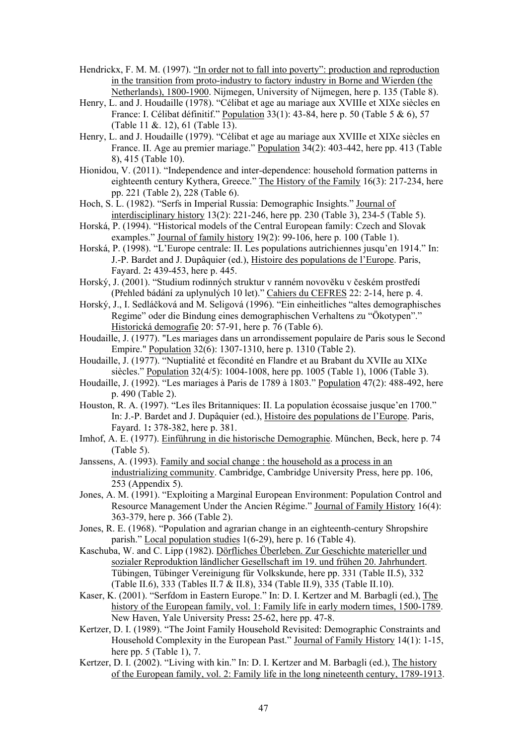Hendrickx, F. M. M. (1997). "In order not to fall into poverty": production and reproduction in the transition from proto-industry to factory industry in Borne and Wierden (the Netherlands), 1800-1900. Nijmegen, University of Nijmegen, here p. 135 (Table 8).

Henry, L. and J. Houdaille (1978). "Célibat et age au mariage aux XVIIIe et XIXe siècles en France: I. Célibat définitif." Population 33(1): 43-84, here p. 50 (Table 5 & 6), 57 (Table 11 &. 12), 61 (Table 13).

Henry, L. and J. Houdaille (1979). "Célibat et age au mariage aux XVIIIe et XIXe siècles en France. II. Age au premier mariage." Population 34(2): 403-442, here pp. 413 (Table 8), 415 (Table 10).

Hionidou, V. (2011). "Independence and inter-dependence: household formation patterns in eighteenth century Kythera, Greece." The History of the Family 16(3): 217-234, here pp. 221 (Table 2), 228 (Table 6).

Hoch, S. L. (1982). "Serfs in Imperial Russia: Demographic Insights." Journal of interdisciplinary history 13(2): 221-246, here pp. 230 (Table 3), 234-5 (Table 5).

Horská, P. (1994). "Historical models of the Central European family: Czech and Slovak examples." Journal of family history 19(2): 99-106, here p. 100 (Table 1).

Horská, P. (1998). "L'Europe centrale: II. Les populations autrichiennes jusqu'en 1914." In: J.-P. Bardet and J. Dupâquier (ed.), Histoire des populations de l'Europe. Paris, Fayard. 2**:** 439-453, here p. 445.

Horský, J. (2001). "Studium rodinných struktur v raném novověku v českém prostředí (Přehled bádání za uplynulých 10 let)." Cahiers du CEFRES 22: 2-14, here p. 4.

Horský, J., I. Sedláčková and M. Seligová (1996). "Ein einheitliches "altes demographisches Regime" oder die Bindung eines demographischen Verhaltens zu "Ökotypen"." Historická demografie 20: 57-91, here p. 76 (Table 6).

Houdaille, J. (1977). "Les mariages dans un arrondissement populaire de Paris sous le Second Empire." Population 32(6): 1307-1310, here p. 1310 (Table 2).

Houdaille, J. (1977). "Nuptialité et fécondité en Flandre et au Brabant du XVIIe au XIXe siècles." Population 32(4/5): 1004-1008, here pp. 1005 (Table 1), 1006 (Table 3).

Houdaille, J. (1992). "Les mariages à Paris de 1789 à 1803." Population 47(2): 488-492, here p. 490 (Table 2).

Houston, R. A. (1997). "Les îles Britanniques: II. La population écossaise jusque'en 1700." In: J.-P. Bardet and J. Dupâquier (ed.), Histoire des populations de l'Europe. Paris, Fayard. 1**:** 378-382, here p. 381.

Imhof, A. E. (1977). Einführung in die historische Demographie. München, Beck, here p. 74 (Table 5).

Janssens, A. (1993). Family and social change : the household as a process in an industrializing community. Cambridge, Cambridge University Press, here pp. 106, 253 (Appendix 5).

Jones, A. M. (1991). "Exploiting a Marginal European Environment: Population Control and Resource Management Under the Ancien Régime." Journal of Family History 16(4): 363-379, here p. 366 (Table 2).

Jones, R. E. (1968). "Population and agrarian change in an eighteenth-century Shropshire parish." Local population studies 1(6-29), here p. 16 (Table 4).

Kaschuba, W. and C. Lipp (1982). Dörfliches Überleben. Zur Geschichte materieller und sozialer Reproduktion ländlicher Gesellschaft im 19. und frühen 20. Jahrhundert. Tübingen, Tübinger Vereinigung für Volkskunde, here pp. 331 (Table II.5), 332 (Table II.6), 333 (Tables II.7 & II.8), 334 (Table II.9), 335 (Table II.10).

Kaser, K. (2001). "Serfdom in Eastern Europe." In: D. I. Kertzer and M. Barbagli (ed.), The history of the European family, vol. 1: Family life in early modern times, 1500-1789. New Haven, Yale University Press**:** 25-62, here pp. 47-8.

Kertzer, D. I. (1989). "The Joint Family Household Revisited: Demographic Constraints and Household Complexity in the European Past." Journal of Family History 14(1): 1-15, here pp. 5 (Table 1), 7.

Kertzer, D. I. (2002). "Living with kin." In: D. I. Kertzer and M. Barbagli (ed.), The history of the European family, vol. 2: Family life in the long nineteenth century, 1789-1913.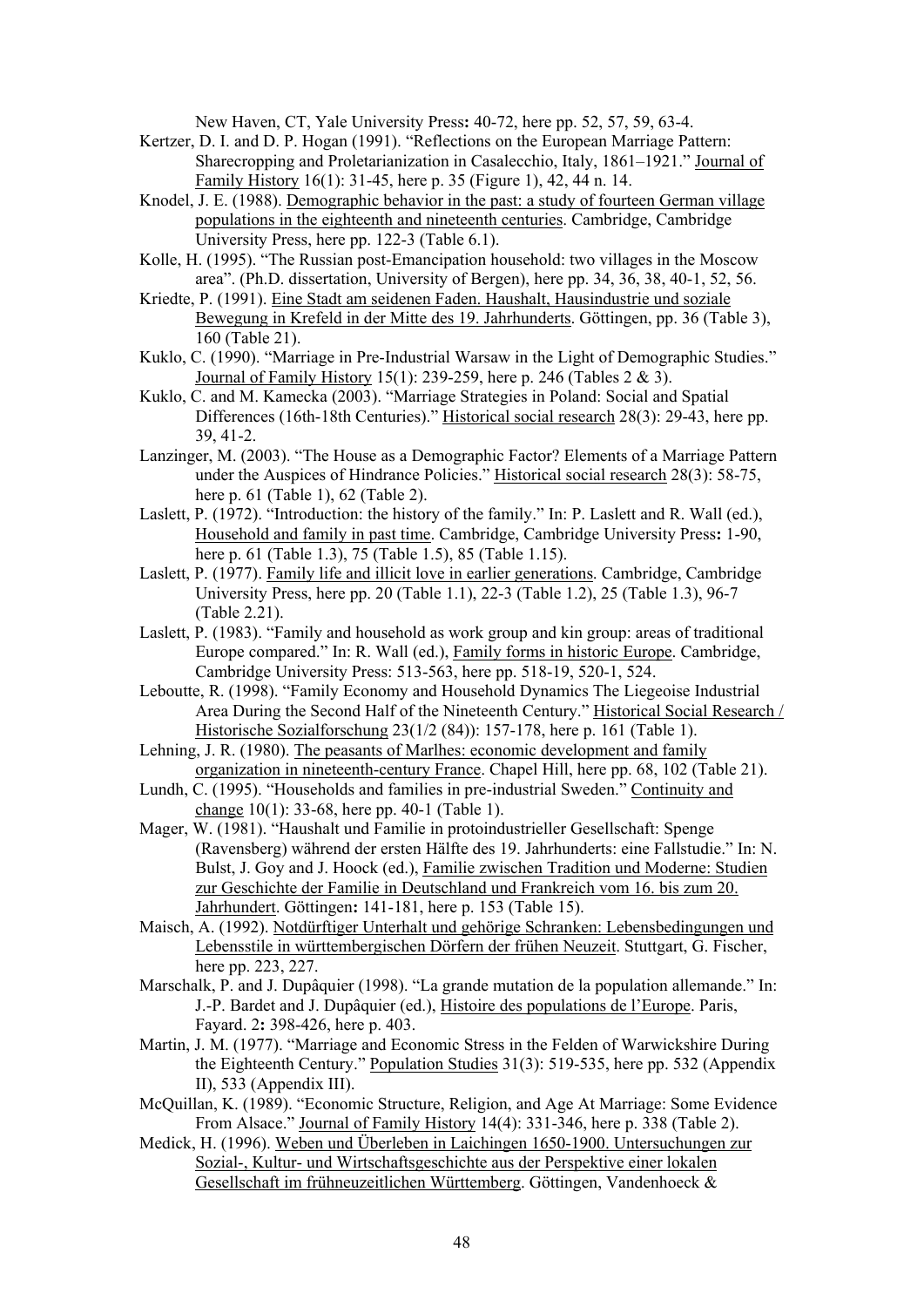New Haven, CT, Yale University Press: 40-72, here pp. 52, 57, 59, 63-4.

Kertzer, D. I. and D. P. Hogan (1991). "Reflections on the European Marriage Pattern: Sharecropping and Proletarianization in Casalecchio, Italy, 1861–1921." Journal of Family History 16(1): 31-45, here p. 35 (Figure 1), 42, 44 n. 14.

Knodel, J. E. (1988). Demographic behavior in the past: a study of fourteen German village populations in the eighteenth and nineteenth centuries. Cambridge, Cambridge University Press, here pp. 122-3 (Table 6.1).

Kolle, H. (1995). "The Russian post-Emancipation household: two villages in the Moscow area". (Ph.D. dissertation, University of Bergen), here pp. 34, 36, 38, 40-1, 52, 56.

Kriedte, P. (1991). Eine Stadt am seidenen Faden. Haushalt, Hausindustrie und soziale Bewegung in Krefeld in der Mitte des 19. Jahrhunderts. Göttingen, pp. 36 (Table 3), 160 (Table 21).

Kuklo, C. (1990). "Marriage in Pre-Industrial Warsaw in the Light of Demographic Studies." Journal of Family History 15(1): 239-259, here p. 246 (Tables 2 & 3).

Kuklo, C. and M. Kamecka (2003). "Marriage Strategies in Poland: Social and Spatial Differences (16th-18th Centuries)." Historical social research 28(3): 29-43, here pp. 39, 41-2.

Lanzinger, M. (2003). "The House as a Demographic Factor? Elements of a Marriage Pattern under the Auspices of Hindrance Policies." Historical social research 28(3): 58-75, here p. 61 (Table 1), 62 (Table 2).

Laslett, P. (1972). "Introduction: the history of the family." In: P. Laslett and R. Wall (ed.), Household and family in past time. Cambridge, Cambridge University Press: 1-90, here p. 61 (Table 1.3), 75 (Table 1.5), 85 (Table 1.15).

Laslett, P. (1977). Family life and illicit love in earlier generations. Cambridge, Cambridge University Press, here pp. 20 (Table 1.1), 22-3 (Table 1.2), 25 (Table 1.3), 96-7 (Table 2.21).

Laslett, P. (1983). "Family and household as work group and kin group: areas of traditional Europe compared." In: R. Wall (ed.), Family forms in historic Europe. Cambridge, Cambridge University Press: 513-563, here pp. 518-19, 520-1, 524.

Leboutte, R. (1998). "Family Economy and Household Dynamics The Liegeoise Industrial Area During the Second Half of the Nineteenth Century." Historical Social Research / Historische Sozialforschung 23(1/2 (84)): 157-178, here p. 161 (Table 1).

Lehning, J. R. (1980). The peasants of Marlhes: economic development and family organization in nineteenth-century France. Chapel Hill, here pp. 68, 102 (Table 21).

Lundh, C. (1995). "Households and families in pre-industrial Sweden." Continuity and change 10(1): 33-68, here pp. 40-1 (Table 1).

Mager, W. (1981). "Haushalt und Familie in protoindustrieller Gesellschaft: Spenge (Ravensberg) während der ersten Hälfte des 19. Jahrhunderts: eine Fallstudie." In: N. Bulst, J. Goy and J. Hoock (ed.), Familie zwischen Tradition und Moderne: Studien zur Geschichte der Familie in Deutschland und Frankreich vom 16. bis zum 20. Jahrhundert. Göttingen: 141-181, here p. 153 (Table 15).

Maisch, A. (1992). Notdürftiger Unterhalt und gehörige Schranken: Lebensbedingungen und Lebensstile in württembergischen Dörfern der frühen Neuzeit. Stuttgart, G. Fischer, here pp. 223, 227.

Marschalk, P. and J. Dupâquier (1998). "La grande mutation de la population allemande." In: J.-P. Bardet and J. Dupâquier (ed.), Histoire des populations de l'Europe. Paris, Fayard. 2: 398-426, here p. 403.

Martin, J. M. (1977). "Marriage and Economic Stress in the Felden of Warwickshire During the Eighteenth Century." Population Studies 31(3): 519-535, here pp. 532 (Appendix II), 533 (Appendix III).

McQuillan, K. (1989). "Economic Structure, Religion, and Age At Marriage: Some Evidence From Alsace." Journal of Family History 14(4): 331-346, here p. 338 (Table 2).

Medick, H. (1996). Weben und Überleben in Laichingen 1650-1900. Untersuchungen zur Sozial-, Kultur- und Wirtschaftsgeschichte aus der Perspektive einer lokalen Gesellschaft im frühneuzeitlichen Württemberg. Göttingen, Vandenhoeck &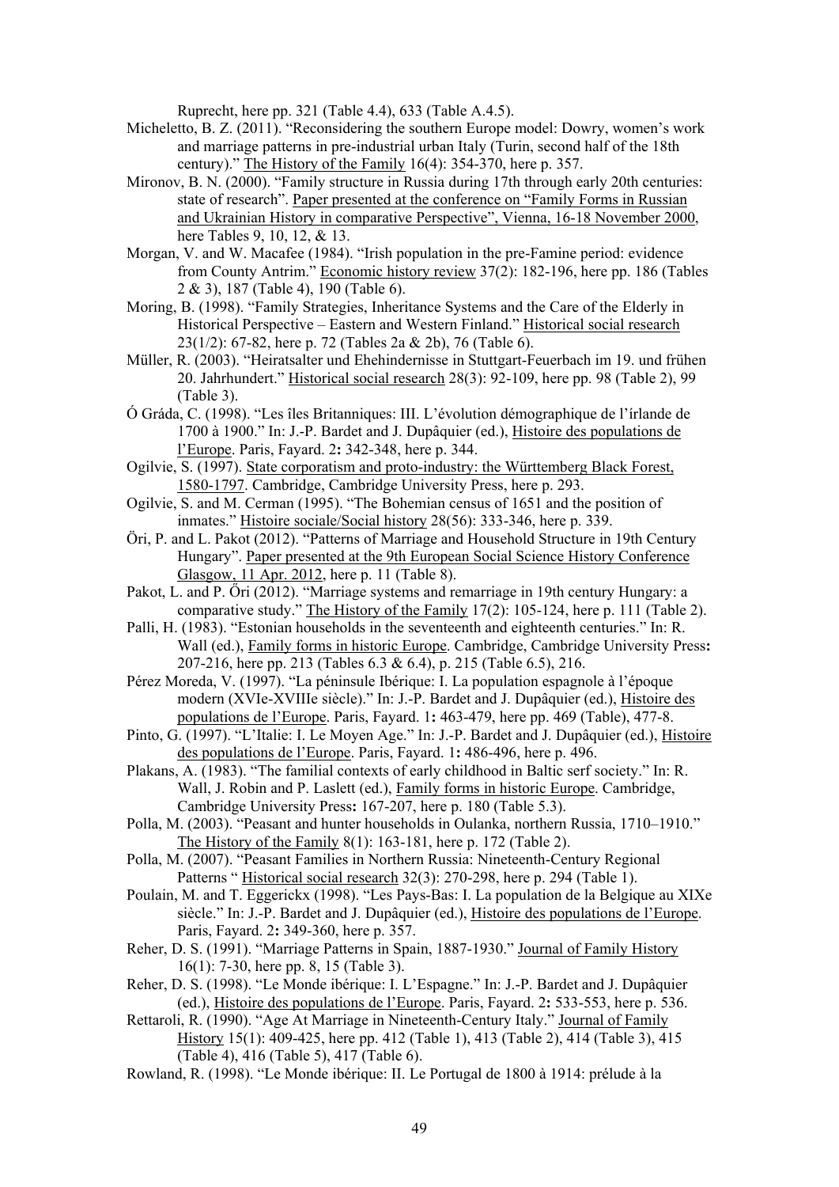Ruprecht, here pp. 321 (Table 4.4), 633 (Table A.4.5).

Micheletto, B. Z. (2011). "Reconsidering the southern Europe model: Dowry, women's work and marriage patterns in pre-industrial urban Italy (Turin, second half of the 18th century)." The History of the Family 16(4): 354-370, here p. 357.

Mironov, B. N. (2000). "Family structure in Russia during 17th through early 20th centuries: state of research". Paper presented at the conference on "Family Forms in Russian and Ukrainian History in comparative Perspective", Vienna, 16-18 November 2000, here Tables 9, 10, 12, & 13.

Morgan, V. and W. Macafee (1984). "Irish population in the pre-Famine period: evidence from County Antrim." Economic history review 37(2): 182-196, here pp. 186 (Tables 2 & 3), 187 (Table 4), 190 (Table 6).

Moring, B. (1998). "Family Strategies, Inheritance Systems and the Care of the Elderly in Historical Perspective – Eastern and Western Finland." Historical social research 23(1/2): 67-82, here p. 72 (Tables 2a & 2b), 76 (Table 6).

Müller, R. (2003). "Heiratsalter und Ehehindernisse in Stuttgart-Feuerbach im 19. und frühen 20. Jahrhundert." Historical social research 28(3): 92-109, here pp. 98 (Table 2), 99 (Table 3).

Ó Gráda, C. (1998). "Les îles Britanniques: III. L'évolution démographique de l'írlande de 1700 à 1900." In: J.-P. Bardet and J. Dupâquier (ed.), Histoire des populations de l'Europe. Paris, Fayard. 2**:** 342-348, here p. 344.

Ogilvie, S. (1997). State corporatism and proto-industry: the Württemberg Black Forest, 1580-1797. Cambridge, Cambridge University Press, here p. 293.

Ogilvie, S. and M. Cerman (1995). "The Bohemian census of 1651 and the position of inmates." Histoire sociale/Social history 28(56): 333-346, here p. 339.

Öri, P. and L. Pakot (2012). "Patterns of Marriage and Household Structure in 19th Century Hungary". Paper presented at the 9th European Social Science History Conference Glasgow, 11 Apr. 2012, here p. 11 (Table 8).

Pakot, L. and P. Őri (2012). "Marriage systems and remarriage in 19th century Hungary: a comparative study." The History of the Family 17(2): 105-124, here p. 111 (Table 2).

Palli, H. (1983). "Estonian households in the seventeenth and eighteenth centuries." In: R. Wall (ed.), Family forms in historic Europe. Cambridge, Cambridge University Press**:** 207-216, here pp. 213 (Tables 6.3 & 6.4), p. 215 (Table 6.5), 216.

Pérez Moreda, V. (1997). "La péninsule Ibérique: I. La population espagnole à l'époque modern (XVIe-XVIIIe siècle)." In: J.-P. Bardet and J. Dupâquier (ed.), Histoire des populations de l'Europe. Paris, Fayard. 1**:** 463-479, here pp. 469 (Table), 477-8.

Pinto, G. (1997). "L'Italie: I. Le Moyen Age." In: J.-P. Bardet and J. Dupâquier (ed.), Histoire des populations de l'Europe. Paris, Fayard. 1**:** 486-496, here p. 496.

Plakans, A. (1983). "The familial contexts of early childhood in Baltic serf society." In: R. Wall, J. Robin and P. Laslett (ed.), Family forms in historic Europe. Cambridge, Cambridge University Press**:** 167-207, here p. 180 (Table 5.3).

Polla, M. (2003). "Peasant and hunter households in Oulanka, northern Russia, 1710–1910." The History of the Family 8(1): 163-181, here p. 172 (Table 2).

Polla, M. (2007). "Peasant Families in Northern Russia: Nineteenth-Century Regional Patterns " Historical social research 32(3): 270-298, here p. 294 (Table 1).

Poulain, M. and T. Eggerickx (1998). "Les Pays-Bas: I. La population de la Belgique au XIXe siècle." In: J.-P. Bardet and J. Dupâquier (ed.), Histoire des populations de l'Europe. Paris, Fayard. 2**:** 349-360, here p. 357.

Reher, D. S. (1991). "Marriage Patterns in Spain, 1887-1930." Journal of Family History 16(1): 7-30, here pp. 8, 15 (Table 3).

Reher, D. S. (1998). "Le Monde ibérique: I. L'Espagne." In: J.-P. Bardet and J. Dupâquier (ed.), Histoire des populations de l'Europe. Paris, Fayard. 2**:** 533-553, here p. 536.

Rettaroli, R. (1990). "Age At Marriage in Nineteenth-Century Italy." Journal of Family History 15(1): 409-425, here pp. 412 (Table 1), 413 (Table 2), 414 (Table 3), 415 (Table 4), 416 (Table 5), 417 (Table 6).

Rowland, R. (1998). "Le Monde ibérique: II. Le Portugal de 1800 à 1914: prélude à la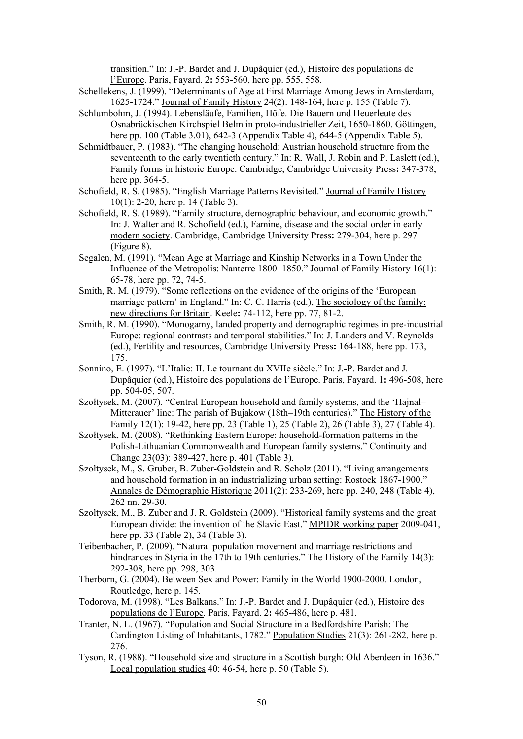transition." In: J.-P. Bardet and J. Dupâquier (ed.), Histoire des populations de l'Europe. Paris, Fayard. 2**:** 553-560, here pp. 555, 558.

Schellekens, J. (1999). "Determinants of Age at First Marriage Among Jews in Amsterdam, 1625-1724." Journal of Family History 24(2): 148-164, here p. 155 (Table 7).

Schlumbohm, J. (1994). Lebensläufe, Familien, Höfe. Die Bauern und Heuerleute des Osnabrückischen Kirchspiel Belm in proto-industrieller Zeit, 1650-1860. Göttingen, here pp. 100 (Table 3.01), 642-3 (Appendix Table 4), 644-5 (Appendix Table 5).

Schmidtbauer, P. (1983). "The changing household: Austrian household structure from the seventeenth to the early twentieth century." In: R. Wall, J. Robin and P. Laslett (ed.), Family forms in historic Europe. Cambridge, Cambridge University Press**:** 347-378, here pp. 364-5.

Schofield, R. S. (1985). "English Marriage Patterns Revisited." Journal of Family History 10(1): 2-20, here p. 14 (Table 3).

Schofield, R. S. (1989). "Family structure, demographic behaviour, and economic growth." In: J. Walter and R. Schofield (ed.), Famine, disease and the social order in early modern society. Cambridge, Cambridge University Press**:** 279-304, here p. 297 (Figure 8).

Segalen, M. (1991). "Mean Age at Marriage and Kinship Networks in a Town Under the Influence of the Metropolis: Nanterre 1800–1850." Journal of Family History 16(1): 65-78, here pp. 72, 74-5.

Smith, R. M. (1979). "Some reflections on the evidence of the origins of the 'European marriage pattern' in England." In: C. C. Harris (ed.), The sociology of the family: new directions for Britain. Keele**:** 74-112, here pp. 77, 81-2.

Smith, R. M. (1990). "Monogamy, landed property and demographic regimes in pre-industrial Europe: regional contrasts and temporal stabilities." In: J. Landers and V. Reynolds (ed.), Fertility and resources, Cambridge University Press**:** 164-188, here pp. 173, 175.

Sonnino, E. (1997). "L'Italie: II. Le tournant du XVIIe siècle." In: J.-P. Bardet and J. Dupâquier (ed.), Histoire des populations de l'Europe. Paris, Fayard. 1**:** 496-508, here pp. 504-05, 507.

Szołtysek, M. (2007). "Central European household and family systems, and the 'Hajnal–Mitterauer' line: The parish of Bujakow (18th–19th centuries)." The History of the Family 12(1): 19-42, here pp. 23 (Table 1), 25 (Table 2), 26 (Table 3), 27 (Table 4).

Szołtysek, M. (2008). "Rethinking Eastern Europe: household-formation patterns in the Polish-Lithuanian Commonwealth and European family systems." Continuity and Change 23(03): 389-427, here p. 401 (Table 3).

Szołtysek, M., S. Gruber, B. Zuber-Goldstein and R. Scholz (2011). "Living arrangements and household formation in an industrializing urban setting: Rostock 1867-1900." Annales de Démographie Historique 2011(2): 233-269, here pp. 240, 248 (Table 4), 262 nn. 29-30.

Szołtysek, M., B. Zuber and J. R. Goldstein (2009). "Historical family systems and the great European divide: the invention of the Slavic East." MPIDR working paper 2009-041, here pp. 33 (Table 2), 34 (Table 3).

Teibenbacher, P. (2009). "Natural population movement and marriage restrictions and hindrances in Styria in the 17th to 19th centuries." The History of the Family 14(3): 292-308, here pp. 298, 303.

Therborn, G. (2004). Between Sex and Power: Family in the World 1900-2000. London, Routledge, here p. 145.

Todorova, M. (1998). "Les Balkans." In: J.-P. Bardet and J. Dupâquier (ed.), Histoire des populations de l'Europe. Paris, Fayard. 2**:** 465-486, here p. 481.

Tranter, N. L. (1967). "Population and Social Structure in a Bedfordshire Parish: The Cardington Listing of Inhabitants, 1782." Population Studies 21(3): 261-282, here p. 276.

Tyson, R. (1988). "Household size and structure in a Scottish burgh: Old Aberdeen in 1636." Local population studies 40: 46-54, here p. 50 (Table 5).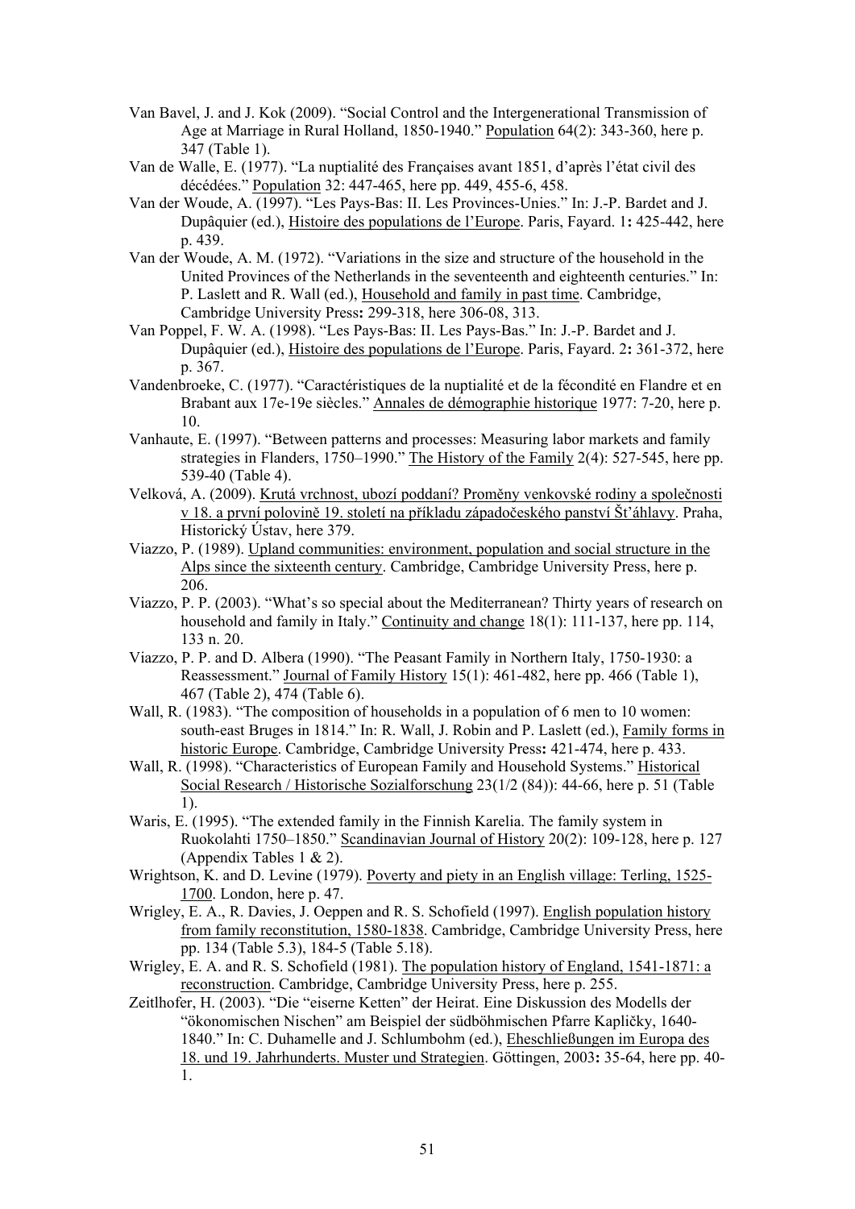Van Bavel, J. and J. Kok (2009). "Social Control and the Intergenerational Transmission of Age at Marriage in Rural Holland, 1850-1940." Population 64(2): 343-360, here p. 347 (Table 1).

Van de Walle, E. (1977). "La nuptialité des Françaises avant 1851, d'après l'état civil des décédées." Population 32: 447-465, here pp. 449, 455-6, 458.

Van der Woude, A. (1997). "Les Pays-Bas: II. Les Provinces-Unies." In: J.-P. Bardet and J. Dupâquier (ed.), Histoire des populations de l'Europe. Paris, Fayard. 1**:** 425-442, here p. 439.

Van der Woude, A. M. (1972). "Variations in the size and structure of the household in the United Provinces of the Netherlands in the seventeenth and eighteenth centuries." In: P. Laslett and R. Wall (ed.), Household and family in past time. Cambridge, Cambridge University Press**:** 299-318, here 306-08, 313.

Van Poppel, F. W. A. (1998). "Les Pays-Bas: II. Les Pays-Bas." In: J.-P. Bardet and J. Dupâquier (ed.), Histoire des populations de l'Europe. Paris, Fayard. 2**:** 361-372, here p. 367.

Vandenbroeke, C. (1977). "Caractéristiques de la nuptialité et de la fécondité en Flandre et en Brabant aux 17e-19e siècles." Annales de démographie historique 1977: 7-20, here p. 10.

Vanhaute, E. (1997). "Between patterns and processes: Measuring labor markets and family strategies in Flanders, 1750–1990." The History of the Family 2(4): 527-545, here pp. 539-40 (Table 4).

Velková, A. (2009). Krutá vrchnost, ubozí poddaní? Proměny venkovské rodiny a společnosti v 18. a první polovině 19. století na příkladu západočeského panství Šťáhlavy. Praha, Historický Ústav, here 379.

Viazzo, P. (1989). Upland communities: environment, population and social structure in the Alps since the sixteenth century. Cambridge, Cambridge University Press, here p. 206.

Viazzo, P. P. (2003). "What's so special about the Mediterranean? Thirty years of research on household and family in Italy." Continuity and change 18(1): 111-137, here pp. 114, 133 n. 20.

Viazzo, P. P. and D. Albera (1990). "The Peasant Family in Northern Italy, 1750-1930: a Reassessment." Journal of Family History 15(1): 461-482, here pp. 466 (Table 1), 467 (Table 2), 474 (Table 6).

Wall, R. (1983). "The composition of households in a population of 6 men to 10 women: south-east Bruges in 1814." In: R. Wall, J. Robin and P. Laslett (ed.), Family forms in historic Europe. Cambridge, Cambridge University Press**:** 421-474, here p. 433.

Wall, R. (1998). "Characteristics of European Family and Household Systems." Historical Social Research / Historische Sozialforschung 23(1/2 (84)): 44-66, here p. 51 (Table 1).

Waris, E. (1995). "The extended family in the Finnish Karelia. The family system in Ruokolahti 1750–1850." Scandinavian Journal of History 20(2): 109-128, here p. 127 (Appendix Tables 1 & 2).

Wrightson, K. and D. Levine (1979). Poverty and piety in an English village: Terling, 1525-1700. London, here p. 47.

Wrigley, E. A., R. Davies, J. Oeppen and R. S. Schofield (1997). English population history from family reconstitution, 1580-1838. Cambridge, Cambridge University Press, here pp. 134 (Table 5.3), 184-5 (Table 5.18).

Wrigley, E. A. and R. S. Schofield (1981). The population history of England, 1541-1871: a reconstruction. Cambridge, Cambridge University Press, here p. 255.

Zeitlhofer, H. (2003). "Die "eiserne Ketten" der Heirat. Eine Diskussion des Modells der "ökonomischen Nischen" am Beispiel der südböhmischen Pfarre Kapličky, 1640-1840." In: C. Duhamelle and J. Schlumbohm (ed.), Eheschließungen im Europa des 18. und 19. Jahrhunderts. Muster und Strategien. Göttingen, 2003**:** 35-64, here pp. 40-1.